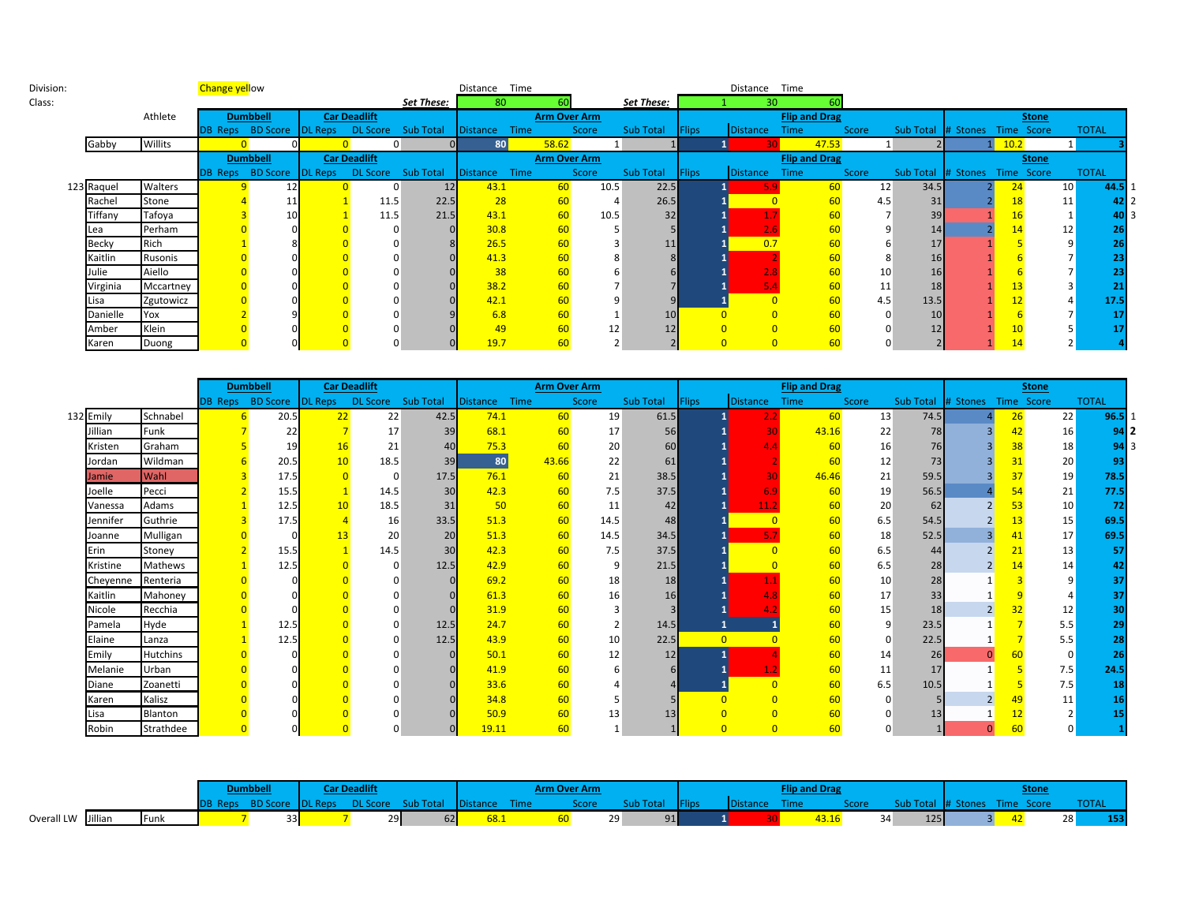Division: Change yellow

Class:

| | | Distance | Time | | | Distance | Time |
|---|---|---|---|---|---|---|---|
| *Set These:* | | 80 | 60 | *Set These:* | 1 | 30 | 60 |

| | Athlete | | Dumbbell | | Car Deadlift | | | Arm Over Arm | | | | Flip and Drag | | | | | Stone | | | |
|---|---|---|---|---|---|---|---|---|---|---|---|---|---|---|---|---|---|---|---|---|
| | | | DB Reps | BD Score | DL Reps | DL Score | Sub Total | Distance | Time | Score | Sub Total | Flips | Distance | Time | Score | Sub Total | # Stones | Time | Score | TOTAL |
| | Gabby | Willits | 0 | 0 | 0 | 0 | 0 | 80 | 58.62 | 1 | 1 | 1 | 30 | 47.53 | 1 | 2 | 1 | 10.2 | 1 | 3 |

| | Athlete | | Dumbbell | | Car Deadlift | | | Arm Over Arm | | | | Flip and Drag | | | | | Stone | | | | |
|---|---|---|---|---|---|---|---|---|---|---|---|---|---|---|---|---|---|---|---|---|---|
| | | | DB Reps | BD Score | DL Reps | DL Score | Sub Total | Distance | Time | Score | Sub Total | Flips | Distance | Time | Score | Sub Total | # Stones | Time | Score | TOTAL | |
| 123 | Raquel | Walters | 9 | 12 | 0 | 0 | 12 | 43.1 | 60 | 10.5 | 22.5 | 1 | 5.9 | 60 | 12 | 34.5 | 2 | 24 | 10 | 44.5 | 1 |
| | Rachel | Stone | 4 | 11 | 1 | 11.5 | 22.5 | 28 | 60 | 4 | 26.5 | 1 | 0 | 60 | 4.5 | 31 | 2 | 18 | 11 | 42 | 2 |
| | Tiffany | Tafoya | 3 | 10 | 1 | 11.5 | 21.5 | 43.1 | 60 | 10.5 | 32 | 1 | 1.7 | 60 | 7 | 39 | 1 | 16 | 1 | 40 | 3 |
| | Lea | Perham | 0 | 0 | 0 | 0 | 0 | 30.8 | 60 | 5 | 5 | 1 | 2.6 | 60 | 9 | 14 | 2 | 14 | 12 | 26 | |
| | Becky | Rich | 1 | 8 | 0 | 0 | 8 | 26.5 | 60 | 3 | 11 | 1 | 0.7 | 60 | 6 | 17 | 1 | 5 | 9 | 26 | |
| | Kaitlin | Rusonis | 0 | 0 | 0 | 0 | 0 | 41.3 | 60 | 8 | 8 | 1 | 2 | 60 | 8 | 16 | 1 | 6 | 7 | 23 | |
| | Julie | Aiello | 0 | 0 | 0 | 0 | 0 | 38 | 60 | 6 | 6 | 1 | 2.8 | 60 | 10 | 16 | 1 | 6 | 7 | 23 | |
| | Virginia | Mccartney | 0 | 0 | 0 | 0 | 0 | 38.2 | 60 | 7 | 7 | 1 | 5.4 | 60 | 11 | 18 | 1 | 13 | 3 | 21 | |
| | Lisa | Zgutowicz | 0 | 0 | 0 | 0 | 0 | 42.1 | 60 | 9 | 9 | 1 | 0 | 60 | 4.5 | 13.5 | 1 | 12 | 4 | 17.5 | |
| | Danielle | Yox | 2 | 9 | 0 | 0 | 9 | 6.8 | 60 | 1 | 10 | 0 | 0 | 60 | 0 | 10 | 1 | 6 | 7 | 17 | |
| | Amber | Klein | 0 | 0 | 0 | 0 | 0 | 49 | 60 | 12 | 12 | 0 | 0 | 60 | 0 | 12 | 1 | 10 | 5 | 17 | |
| | Karen | Duong | 0 | 0 | 0 | 0 | 0 | 19.7 | 60 | 2 | 2 | 0 | 0 | 60 | 0 | 2 | 1 | 14 | 2 | 4 | |

| | | | Dumbbell | | Car Deadlift | | | Arm Over Arm | | | | Flip and Drag | | | | | Stone | | | | |
|---|---|---|---|---|---|---|---|---|---|---|---|---|---|---|---|---|---|---|---|---|---|
| | | | DB Reps | BD Score | DL Reps | DL Score | Sub Total | Distance | Time | Score | Sub Total | Flips | Distance | Time | Score | Sub Total | # Stones | Time | Score | TOTAL | |
| 132 | Emily | Schnabel | 6 | 20.5 | 22 | 22 | 42.5 | 74.1 | 60 | 19 | 61.5 | 1 | 2.2 | 60 | 13 | 74.5 | 4 | 26 | 22 | 96.5 | 1 |
| | Jillian | Funk | 7 | 22 | 7 | 17 | 39 | 68.1 | 60 | 17 | 56 | 1 | 30 | 43.16 | 22 | 78 | 3 | 42 | 16 | 94 | **2** |
| | Kristen | Graham | 5 | 19 | 16 | 21 | 40 | 75.3 | 60 | 20 | 60 | 1 | 4.4 | 60 | 16 | 76 | 3 | 38 | 18 | 94 | 3 |
| | Jordan | Wildman | 6 | 20.5 | 10 | 18.5 | 39 | 80 | 43.66 | 22 | 61 | 1 | 2 | 60 | 12 | 73 | 3 | 31 | 20 | 93 | |
| | Jamie | Wahl | 3 | 17.5 | 0 | 0 | 17.5 | 76.1 | 60 | 21 | 38.5 | 1 | 30 | 46.46 | 21 | 59.5 | 3 | 37 | 19 | 78.5 | |
| | Joelle | Pecci | 2 | 15.5 | 1 | 14.5 | 30 | 42.3 | 60 | 7.5 | 37.5 | 1 | 6.9 | 60 | 19 | 56.5 | 4 | 54 | 21 | 77.5 | |
| | Vanessa | Adams | 1 | 12.5 | 10 | 18.5 | 31 | 50 | 60 | 11 | 42 | 1 | 11.2 | 60 | 20 | 62 | 2 | 53 | 10 | 72 | |
| | Jennifer | Guthrie | 3 | 17.5 | 4 | 16 | 33.5 | 51.3 | 60 | 14.5 | 48 | 1 | 0 | 60 | 6.5 | 54.5 | 2 | 13 | 15 | 69.5 | |
| | Joanne | Mulligan | 0 | 0 | 13 | 20 | 20 | 51.3 | 60 | 14.5 | 34.5 | 1 | 5.7 | 60 | 18 | 52.5 | 3 | 41 | 17 | 69.5 | |
| | Erin | Stoney | 2 | 15.5 | 1 | 14.5 | 30 | 42.3 | 60 | 7.5 | 37.5 | 1 | 0 | 60 | 6.5 | 44 | 2 | 21 | 13 | 57 | |
| | Kristine | Mathews | 1 | 12.5 | 0 | 0 | 12.5 | 42.9 | 60 | 9 | 21.5 | 1 | 0 | 60 | 6.5 | 28 | 2 | 14 | 14 | 42 | |
| | Cheyenne | Renteria | 0 | 0 | 0 | 0 | 0 | 69.2 | 60 | 18 | 18 | 1 | 1.1 | 60 | 10 | 28 | 1 | 3 | 9 | 37 | |
| | Kaitlin | Mahoney | 0 | 0 | 0 | 0 | 0 | 61.3 | 60 | 16 | 16 | 1 | 4.8 | 60 | 17 | 33 | 1 | 9 | 4 | 37 | |
| | Nicole | Recchia | 0 | 0 | 0 | 0 | 0 | 31.9 | 60 | 3 | 3 | 1 | 4.2 | 60 | 15 | 18 | 2 | 32 | 12 | 30 | |
| | Pamela | Hyde | 1 | 12.5 | 0 | 0 | 12.5 | 24.7 | 60 | 2 | 14.5 | 1 | 1 | 60 | 9 | 23.5 | 1 | 7 | 5.5 | 29 | |
| | Elaine | Lanza | 1 | 12.5 | 0 | 0 | 12.5 | 43.9 | 60 | 10 | 22.5 | 0 | 0 | 60 | 0 | 22.5 | 1 | 7 | 5.5 | 28 | |
| | Emily | Hutchins | 0 | 0 | 0 | 0 | 0 | 50.1 | 60 | 12 | 12 | 1 | 4 | 60 | 14 | 26 | 0 | 60 | 0 | 26 | |
| | Melanie | Urban | 0 | 0 | 0 | 0 | 0 | 41.9 | 60 | 6 | 6 | 1 | 1.2 | 60 | 11 | 17 | 1 | 5 | 7.5 | 24.5 | |
| | Diane | Zoanetti | 0 | 0 | 0 | 0 | 0 | 33.6 | 60 | 4 | 4 | 1 | 0 | 60 | 6.5 | 10.5 | 1 | 5 | 7.5 | 18 | |
| | Karen | Kalisz | 0 | 0 | 0 | 0 | 0 | 34.8 | 60 | 5 | 5 | 0 | 0 | 60 | 0 | 5 | 2 | 49 | 11 | 16 | |
| | Lisa | Blanton | 0 | 0 | 0 | 0 | 0 | 50.9 | 60 | 13 | 13 | 0 | 0 | 60 | 0 | 13 | 1 | 12 | 2 | 15 | |
| | Robin | Strathdee | 0 | 0 | 0 | 0 | 0 | 19.11 | 60 | 1 | 1 | 0 | 0 | 60 | 0 | 1 | 0 | 60 | 0 | 1 | |

| | | | Dumbbell | | Car Deadlift | | | Arm Over Arm | | | | Flip and Drag | | | | | Stone | | | |
|---|---|---|---|---|---|---|---|---|---|---|---|---|---|---|---|---|---|---|---|---|
| | | | DB Reps | BD Score | DL Reps | DL Score | Sub Total | Distance | Time | Score | Sub Total | Flips | Distance | Time | Score | Sub Total | # Stones | Time | Score | TOTAL |
| Overall LW | Jillian | Funk | 7 | 33 | 7 | 29 | 62 | 68.1 | 60 | 29 | 91 | 1 | 30 | 43.16 | 34 | 125 | 3 | 42 | 28 | 153 |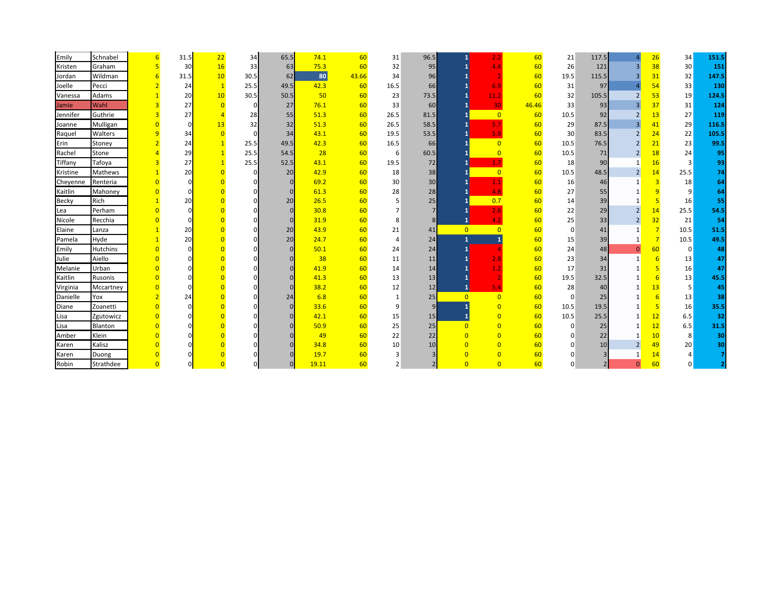| | | | | | | | | | | | | | | | | | | | |
|---|---|---|---|---|---|---|---|---|---|---|---|---|---|---|---|---|---|---|---|
| Emily | Schnabel | 6 | 31.5 | 22 | 34 | 65.5 | 74.1 | 60 | 31 | 96.5 | 1 | 2.2 | 60 | 21 | 117.5 | 4 | 26 | 34 | **151.5** |
| Kristen | Graham | 5 | 30 | 16 | 33 | 63 | 75.3 | 60 | 32 | 95 | 1 | 4.4 | 60 | 26 | 121 | 3 | 38 | 30 | **151** |
| Jordan | Wildman | 6 | 31.5 | 10 | 30.5 | 62 | 80 | 43.66 | 34 | 96 | 1 | 2 | 60 | 19.5 | 115.5 | 3 | 31 | 32 | **147.5** |
| Joelle | Pecci | 2 | 24 | 1 | 25.5 | 49.5 | 42.3 | 60 | 16.5 | 66 | 1 | 6.9 | 60 | 31 | 97 | 4 | 54 | 33 | **130** |
| Vanessa | Adams | 1 | 20 | 10 | 30.5 | 50.5 | 50 | 60 | 23 | 73.5 | 1 | 11.2 | 60 | 32 | 105.5 | 2 | 53 | 19 | **124.5** |
| Jamie | Wahl | 3 | 27 | 0 | 0 | 27 | 76.1 | 60 | 33 | 60 | 1 | 30 | 46.46 | 33 | 93 | 3 | 37 | 31 | **124** |
| Jennifer | Guthrie | 3 | 27 | 4 | 28 | 55 | 51.3 | 60 | 26.5 | 81.5 | 1 | 0 | 60 | 10.5 | 92 | 2 | 13 | 27 | **119** |
| Joanne | Mulligan | 0 | 0 | 13 | 32 | 32 | 51.3 | 60 | 26.5 | 58.5 | 1 | 5.7 | 60 | 29 | 87.5 | 3 | 41 | 29 | **116.5** |
| Raquel | Walters | 9 | 34 | 0 | 0 | 34 | 43.1 | 60 | 19.5 | 53.5 | 1 | 5.9 | 60 | 30 | 83.5 | 2 | 24 | 22 | **105.5** |
| Erin | Stoney | 2 | 24 | 1 | 25.5 | 49.5 | 42.3 | 60 | 16.5 | 66 | 1 | 0 | 60 | 10.5 | 76.5 | 2 | 21 | 23 | **99.5** |
| Rachel | Stone | 4 | 29 | 1 | 25.5 | 54.5 | 28 | 60 | 6 | 60.5 | 1 | 0 | 60 | 10.5 | 71 | 2 | 18 | 24 | **95** |
| Tiffany | Tafoya | 3 | 27 | 1 | 25.5 | 52.5 | 43.1 | 60 | 19.5 | 72 | 1 | 1.7 | 60 | 18 | 90 | 1 | 16 | 3 | **93** |
| Kristine | Mathews | 1 | 20 | 0 | 0 | 20 | 42.9 | 60 | 18 | 38 | 1 | 0 | 60 | 10.5 | 48.5 | 2 | 14 | 25.5 | **74** |
| Cheyenne | Renteria | 0 | 0 | 0 | 0 | 0 | 69.2 | 60 | 30 | 30 | 1 | 1.1 | 60 | 16 | 46 | 1 | 3 | 18 | **64** |
| Kaitlin | Mahoney | 0 | 0 | 0 | 0 | 0 | 61.3 | 60 | 28 | 28 | 1 | 4.8 | 60 | 27 | 55 | 1 | 9 | 9 | **64** |
| Becky | Rich | 1 | 20 | 0 | 0 | 20 | 26.5 | 60 | 5 | 25 | 1 | 0.7 | 60 | 14 | 39 | 1 | 5 | 16 | **55** |
| Lea | Perham | 0 | 0 | 0 | 0 | 0 | 30.8 | 60 | 7 | 7 | 1 | 2.6 | 60 | 22 | 29 | 2 | 14 | 25.5 | **54.5** |
| Nicole | Recchia | 0 | 0 | 0 | 0 | 0 | 31.9 | 60 | 8 | 8 | 1 | 4.2 | 60 | 25 | 33 | 2 | 32 | 21 | **54** |
| Elaine | Lanza | 1 | 20 | 0 | 0 | 20 | 43.9 | 60 | 21 | 41 | 0 | 0 | 60 | 0 | 41 | 1 | 7 | 10.5 | **51.5** |
| Pamela | Hyde | 1 | 20 | 0 | 0 | 20 | 24.7 | 60 | 4 | 24 | 1 | 1 | 60 | 15 | 39 | 1 | 7 | 10.5 | **49.5** |
| Emily | Hutchins | 0 | 0 | 0 | 0 | 0 | 50.1 | 60 | 24 | 24 | 1 | 4 | 60 | 24 | 48 | 0 | 60 | 0 | **48** |
| Julie | Aiello | 0 | 0 | 0 | 0 | 0 | 38 | 60 | 11 | 11 | 1 | 2.8 | 60 | 23 | 34 | 1 | 6 | 13 | **47** |
| Melanie | Urban | 0 | 0 | 0 | 0 | 0 | 41.9 | 60 | 14 | 14 | 1 | 1.2 | 60 | 17 | 31 | 1 | 5 | 16 | **47** |
| Kaitlin | Rusonis | 0 | 0 | 0 | 0 | 0 | 41.3 | 60 | 13 | 13 | 1 | 2 | 60 | 19.5 | 32.5 | 1 | 6 | 13 | **45.5** |
| Virginia | Mccartney | 0 | 0 | 0 | 0 | 0 | 38.2 | 60 | 12 | 12 | 1 | 5.4 | 60 | 28 | 40 | 1 | 13 | 5 | **45** |
| Danielle | Yox | 2 | 24 | 0 | 0 | 24 | 6.8 | 60 | 1 | 25 | 0 | 0 | 60 | 0 | 25 | 1 | 6 | 13 | **38** |
| Diane | Zoanetti | 0 | 0 | 0 | 0 | 0 | 33.6 | 60 | 9 | 9 | 1 | 0 | 60 | 10.5 | 19.5 | 1 | 5 | 16 | **35.5** |
| Lisa | Zgutowicz | 0 | 0 | 0 | 0 | 0 | 42.1 | 60 | 15 | 15 | 1 | 0 | 60 | 10.5 | 25.5 | 1 | 12 | 6.5 | **32** |
| Lisa | Blanton | 0 | 0 | 0 | 0 | 0 | 50.9 | 60 | 25 | 25 | 0 | 0 | 60 | 0 | 25 | 1 | 12 | 6.5 | **31.5** |
| Amber | Klein | 0 | 0 | 0 | 0 | 0 | 49 | 60 | 22 | 22 | 0 | 0 | 60 | 0 | 22 | 1 | 10 | 8 | **30** |
| Karen | Kalisz | 0 | 0 | 0 | 0 | 0 | 34.8 | 60 | 10 | 10 | 0 | 0 | 60 | 0 | 10 | 2 | 49 | 20 | **30** |
| Karen | Duong | 0 | 0 | 0 | 0 | 0 | 19.7 | 60 | 3 | 3 | 0 | 0 | 60 | 0 | 3 | 1 | 14 | 4 | **7** |
| Robin | Strathdee | 0 | 0 | 0 | 0 | 0 | 19.11 | 60 | 2 | 2 | 0 | 0 | 60 | 0 | 2 | 0 | 60 | 0 | **2** |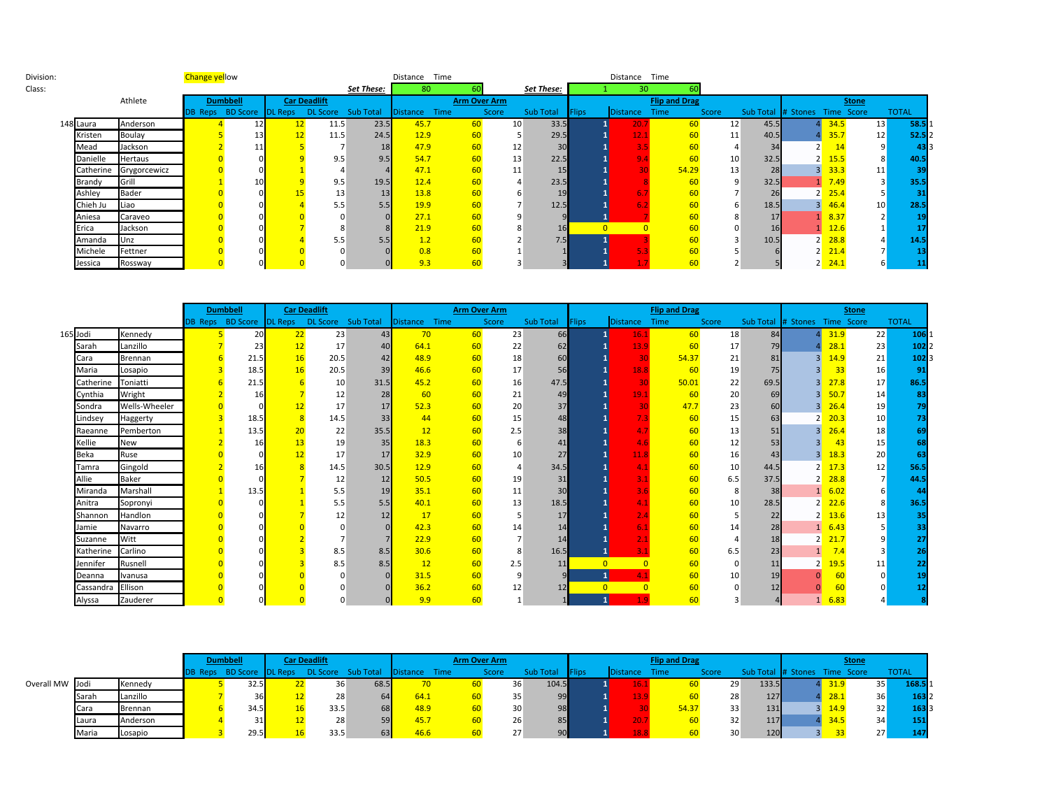Division: Change yellow

Class:

| | Set These: | Distance | Time |
|---|---|---|---|
| Arm Over Arm | | 80 | 60 |

| | Set These: | | Distance | Time |
|---|---|---|---|---|
| Flip and Drag | | 1 | 30 | 60 |

| | Athlete | | Dumbbell | | Car Deadlift | | | Arm Over Arm | | | | Flip and Drag | | | | | Stone | | | | |
|---|---|---|---|---|---|---|---|---|---|---|---|---|---|---|---|---|---|---|---|---|---|
| | | | DB Reps | BD Score | DL Reps | DL Score | Sub Total | Distance | Time | Score | Sub Total | Flips | Distance | Time | Score | Sub Total | # Stones | Time | Score | TOTAL | |
| 148 | Laura | Anderson | 4 | 12 | 12 | 11.5 | 23.5 | 45.7 | 60 | 10 | 33.5 | 1 | 20.7 | 60 | 12 | 45.5 | 4 | 34.5 | 13 | 58.5 | 1 |
| | Kristen | Boulay | 5 | 13 | 12 | 11.5 | 24.5 | 12.9 | 60 | 5 | 29.5 | 1 | 12.1 | 60 | 11 | 40.5 | 4 | 35.7 | 12 | 52.5 | 2 |
| | Mead | Jackson | 2 | 11 | 5 | 7 | 18 | 47.9 | 60 | 12 | 30 | 1 | 3.5 | 60 | 4 | 34 | 2 | 14 | 9 | 43 | 3 |
| | Danielle | Hertaus | 0 | 0 | 9 | 9.5 | 9.5 | 54.7 | 60 | 13 | 22.5 | 1 | 9.4 | 60 | 10 | 32.5 | 2 | 15.5 | 8 | 40.5 | |
| | Catherine | Grygorcewicz | 0 | 0 | 1 | 4 | 4 | 47.1 | 60 | 11 | 15 | 1 | 30 | 54.29 | 13 | 28 | 3 | 33.3 | 11 | 39 | |
| | Brandy | Grill | 1 | 10 | 9 | 9.5 | 19.5 | 12.4 | 60 | 4 | 23.5 | 1 | 8 | 60 | 9 | 32.5 | 1 | 7.49 | 3 | 35.5 | |
| | Ashley | Bader | 0 | 0 | 15 | 13 | 13 | 13.8 | 60 | 6 | 19 | 1 | 6.7 | 60 | 7 | 26 | 2 | 25.4 | 5 | 31 | |
| | Chieh Ju | Liao | 0 | 0 | 4 | 5.5 | 5.5 | 19.9 | 60 | 7 | 12.5 | 1 | 6.2 | 60 | 6 | 18.5 | 3 | 46.4 | 10 | 28.5 | |
| | Aniesa | Caraveo | 0 | 0 | 0 | 0 | 0 | 27.1 | 60 | 9 | 9 | 1 | 7 | 60 | 8 | 17 | 1 | 8.37 | 2 | 19 | |
| | Erica | Jackson | 0 | 0 | 7 | 8 | 8 | 21.9 | 60 | 8 | 16 | 0 | 0 | 60 | 0 | 16 | 1 | 12.6 | 1 | 17 | |
| | Amanda | Unz | 0 | 0 | 4 | 5.5 | 5.5 | 1.2 | 60 | 2 | 7.5 | 1 | 3 | 60 | 3 | 10.5 | 2 | 28.8 | 4 | 14.5 | |
| | Michele | Fettner | 0 | 0 | 0 | 0 | 0 | 0.8 | 60 | 1 | 1 | 1 | 5.3 | 60 | 5 | 6 | 2 | 21.4 | 7 | 13 | |
| | Jessica | Rossway | 0 | 0 | 0 | 0 | 0 | 9.3 | 60 | 3 | 3 | 1 | 1.7 | 60 | 2 | 5 | 2 | 24.1 | 6 | 11 | |

| | | | Dumbbell | | Car Deadlift | | | Arm Over Arm | | | | Flip and Drag | | | | | Stone | | | | |
|---|---|---|---|---|---|---|---|---|---|---|---|---|---|---|---|---|---|---|---|---|---|
| | | | DB Reps | BD Score | DL Reps | DL Score | Sub Total | Distance | Time | Score | Sub Total | Flips | Distance | Time | Score | Sub Total | # Stones | Time | Score | TOTAL | |
| 165 | Jodi | Kennedy | 5 | 20 | 22 | 23 | 43 | 70 | 60 | 23 | 66 | 1 | 16.1 | 60 | 18 | 84 | 4 | 31.9 | 22 | 106 | 1 |
| | Sarah | Lanzillo | 7 | 23 | 12 | 17 | 40 | 64.1 | 60 | 22 | 62 | 1 | 13.9 | 60 | 17 | 79 | 4 | 28.1 | 23 | 102 | 2 |
| | Cara | Brennan | 6 | 21.5 | 16 | 20.5 | 42 | 48.9 | 60 | 18 | 60 | 1 | 30 | 54.37 | 21 | 81 | 3 | 14.9 | 21 | 102 | 3 |
| | Maria | Losapio | 3 | 18.5 | 16 | 20.5 | 39 | 46.6 | 60 | 17 | 56 | 1 | 18.8 | 60 | 19 | 75 | 3 | 33 | 16 | 91 | |
| | Catherine | Toniatti | 6 | 21.5 | 6 | 10 | 31.5 | 45.2 | 60 | 16 | 47.5 | 1 | 30 | 50.01 | 22 | 69.5 | 3 | 27.8 | 17 | 86.5 | |
| | Cynthia | Wright | 2 | 16 | 7 | 12 | 28 | 60 | 60 | 21 | 49 | 1 | 19.1 | 60 | 20 | 69 | 3 | 50.7 | 14 | 83 | |
| | Sondra | Wells-Wheeler | 0 | 0 | 12 | 17 | 17 | 52.3 | 60 | 20 | 37 | 1 | 30 | 47.7 | 23 | 60 | 3 | 26.4 | 19 | 79 | |
| | Lindsey | Haggerty | 3 | 18.5 | 8 | 14.5 | 33 | 44 | 60 | 15 | 48 | 1 | 7.3 | 60 | 15 | 63 | 2 | 20.3 | 10 | 73 | |
| | Raeanne | Pemberton | 1 | 13.5 | 20 | 22 | 35.5 | 12 | 60 | 2.5 | 38 | 1 | 4.7 | 60 | 13 | 51 | 3 | 26.4 | 18 | 69 | |
| | Kellie | New | 2 | 16 | 13 | 19 | 35 | 18.3 | 60 | 6 | 41 | 1 | 4.6 | 60 | 12 | 53 | 3 | 43 | 15 | 68 | |
| | Beka | Ruse | 0 | 0 | 12 | 17 | 17 | 32.9 | 60 | 10 | 27 | 1 | 11.8 | 60 | 16 | 43 | 3 | 18.3 | 20 | 63 | |
| | Tamra | Gingold | 2 | 16 | 8 | 14.5 | 30.5 | 12.9 | 60 | 4 | 34.5 | 1 | 4.1 | 60 | 10 | 44.5 | 2 | 17.3 | 12 | 56.5 | |
| | Allie | Baker | 0 | 0 | 7 | 12 | 12 | 50.5 | 60 | 19 | 31 | 1 | 3.1 | 60 | 6.5 | 37.5 | 2 | 28.8 | 7 | 44.5 | |
| | Miranda | Marshall | 1 | 13.5 | 1 | 5.5 | 19 | 35.1 | 60 | 11 | 30 | 1 | 3.6 | 60 | 8 | 38 | 1 | 6.02 | 6 | 44 | |
| | Anitra | Sopronyi | 0 | 0 | 1 | 5.5 | 5.5 | 40.1 | 60 | 13 | 18.5 | 1 | 4.1 | 60 | 10 | 28.5 | 2 | 22.6 | 8 | 36.5 | |
| | Shannon | Handlon | 0 | 0 | 7 | 12 | 12 | 17 | 60 | 5 | 17 | 1 | 2.4 | 60 | 5 | 22 | 2 | 13.6 | 13 | 35 | |
| | Jamie | Navarro | 0 | 0 | 0 | 0 | 0 | 42.3 | 60 | 14 | 14 | 1 | 6.1 | 60 | 14 | 28 | 1 | 6.43 | 5 | 33 | |
| | Suzanne | Witt | 0 | 0 | 2 | 7 | 7 | 22.9 | 60 | 7 | 14 | 1 | 2.1 | 60 | 4 | 18 | 2 | 21.7 | 9 | 27 | |
| | Katherine | Carlino | 0 | 0 | 3 | 8.5 | 8.5 | 30.6 | 60 | 8 | 16.5 | 1 | 3.1 | 60 | 6.5 | 23 | 1 | 7.4 | 3 | 26 | |
| | Jennifer | Rusnell | 0 | 0 | 3 | 8.5 | 8.5 | 12 | 60 | 2.5 | 11 | 0 | 0 | 60 | 0 | 11 | 2 | 19.5 | 11 | 22 | |
| | Deanna | Ivanusa | 0 | 0 | 0 | 0 | 0 | 31.5 | 60 | 9 | 9 | 1 | 4.1 | 60 | 10 | 19 | 0 | 60 | 0 | 19 | |
| | Cassandra | Ellison | 0 | 0 | 0 | 0 | 0 | 36.2 | 60 | 12 | 12 | 0 | 0 | 60 | 0 | 12 | 0 | 60 | 0 | 12 | |
| | Alyssa | Zauderer | 0 | 0 | 0 | 0 | 0 | 9.9 | 60 | 1 | 1 | 1 | 1.5 | 60 | 3 | 4 | 1 | 6.83 | 4 | 8 | |

| | | | Dumbbell | | Car Deadlift | | | Arm Over Arm | | | | Flip and Drag | | | | | Stone | | | | |
|---|---|---|---|---|---|---|---|---|---|---|---|---|---|---|---|---|---|---|---|---|---|
| | | | DB Reps | BD Score | DL Reps | DL Score | Sub Total | Distance | Time | Score | Sub Total | Flips | Distance | Time | Score | Sub Total | # Stones | Time | Score | TOTAL | |
| Overall MW | Jodi | Kennedy | 5 | 32.5 | 22 | 36 | 68.5 | 70 | 60 | 36 | 104.5 | 1 | 16.1 | 60 | 29 | 133.5 | 4 | 31.9 | 35 | 168.5 | 1 |
| | Sarah | Lanzillo | 7 | 36 | 12 | 28 | 64 | 64.1 | 60 | 35 | 99 | 1 | 13.9 | 60 | 28 | 127 | 4 | 28.1 | 36 | 163 | 2 |
| | Cara | Brennan | 6 | 34.5 | 16 | 33.5 | 68 | 48.9 | 60 | 30 | 98 | 1 | 30 | 54.37 | 33 | 131 | 3 | 14.9 | 32 | 163 | 3 |
| | Laura | Anderson | 4 | 31 | 12 | 28 | 59 | 45.7 | 60 | 26 | 85 | 1 | 20.7 | 60 | 32 | 117 | 4 | 34.5 | 34 | 151 | |
| | Maria | Losapio | 3 | 29.5 | 16 | 33.5 | 63 | 46.6 | 60 | 27 | 90 | 1 | 18.8 | 60 | 30 | 120 | 3 | 33 | 27 | 147 | |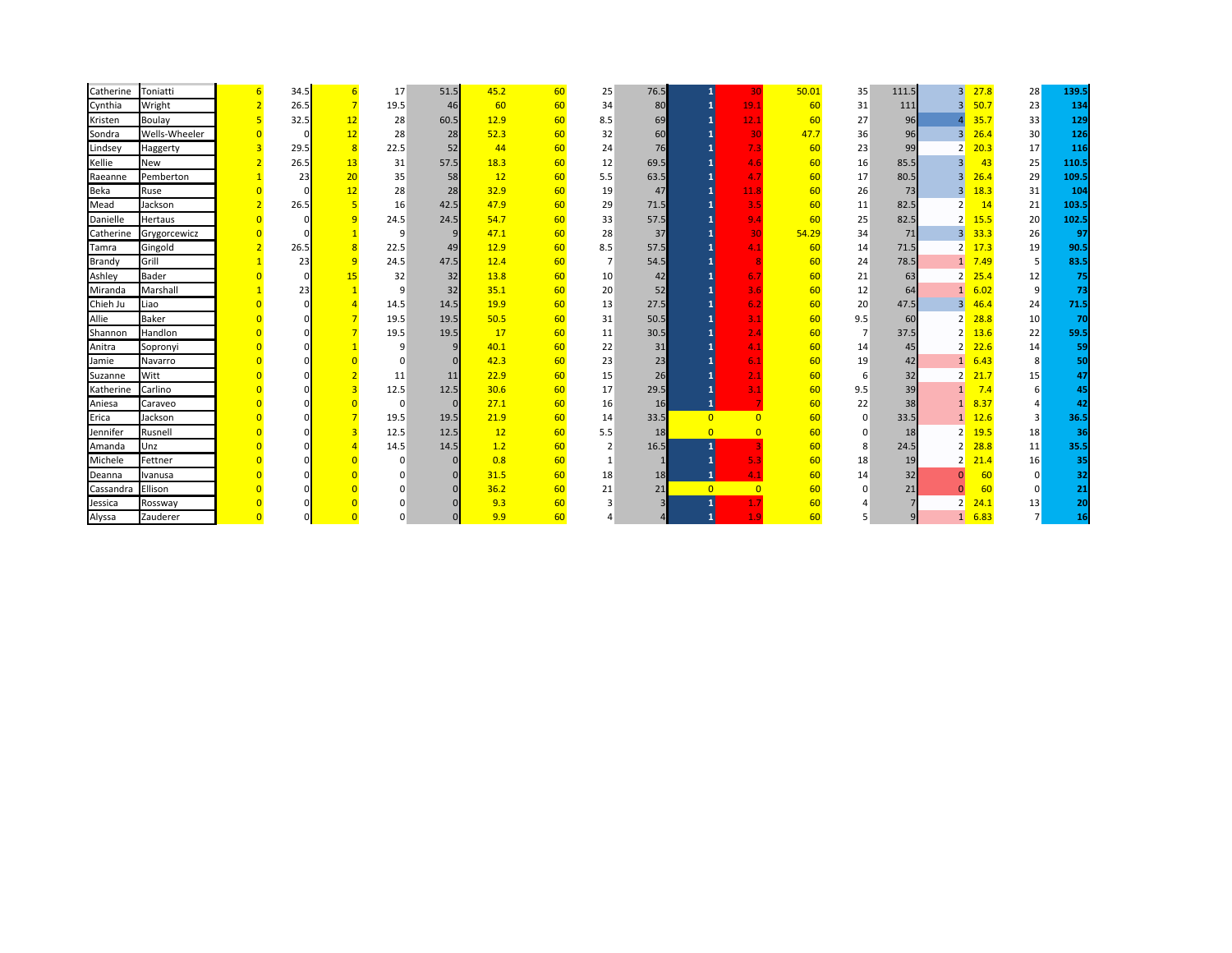| | | | | | | | | | | | | | | | | | | | | |
|---|---|---|---|---|---|---|---|---|---|---|---|---|---|---|---|---|---|---|---|---|
| Catherine | Toniatti | 6 | 34.5 | 6 | 17 | 51.5 | 45.2 | 60 | 25 | 76.5 | 1 | 30 | 50.01 | 35 | 111.5 | 3 | 27.8 | 28 | 139.5 |
| Cynthia | Wright | 2 | 26.5 | 7 | 19.5 | 46 | 60 | 60 | 34 | 80 | 1 | 19.1 | 60 | 31 | 111 | 3 | 50.7 | 23 | 134 |
| Kristen | Boulay | 5 | 32.5 | 12 | 28 | 60.5 | 12.9 | 60 | 8.5 | 69 | 1 | 12.1 | 60 | 27 | 96 | 4 | 35.7 | 33 | 129 |
| Sondra | Wells-Wheeler | 0 | 0 | 12 | 28 | 28 | 52.3 | 60 | 32 | 60 | 1 | 30 | 47.7 | 36 | 96 | 3 | 26.4 | 30 | 126 |
| Lindsey | Haggerty | 3 | 29.5 | 8 | 22.5 | 52 | 44 | 60 | 24 | 76 | 1 | 7.3 | 60 | 23 | 99 | 2 | 20.3 | 17 | 116 |
| Kellie | New | 2 | 26.5 | 13 | 31 | 57.5 | 18.3 | 60 | 12 | 69.5 | 1 | 4.6 | 60 | 16 | 85.5 | 3 | 43 | 25 | 110.5 |
| Raeanne | Pemberton | 1 | 23 | 20 | 35 | 58 | 12 | 60 | 5.5 | 63.5 | 1 | 4.7 | 60 | 17 | 80.5 | 3 | 26.4 | 29 | 109.5 |
| Beka | Ruse | 0 | 0 | 12 | 28 | 28 | 32.9 | 60 | 19 | 47 | 1 | 11.8 | 60 | 26 | 73 | 3 | 18.3 | 31 | 104 |
| Mead | Jackson | 2 | 26.5 | 5 | 16 | 42.5 | 47.9 | 60 | 29 | 71.5 | 1 | 3.5 | 60 | 11 | 82.5 | 2 | 14 | 21 | 103.5 |
| Danielle | Hertaus | 0 | 0 | 9 | 24.5 | 24.5 | 54.7 | 60 | 33 | 57.5 | 1 | 9.4 | 60 | 25 | 82.5 | 2 | 15.5 | 20 | 102.5 |
| Catherine | Grygorcewicz | 0 | 0 | 1 | 9 | 9 | 47.1 | 60 | 28 | 37 | 1 | 30 | 54.29 | 34 | 71 | 3 | 33.3 | 26 | 97 |
| Tamra | Gingold | 2 | 26.5 | 8 | 22.5 | 49 | 12.9 | 60 | 8.5 | 57.5 | 1 | 4.1 | 60 | 14 | 71.5 | 2 | 17.3 | 19 | 90.5 |
| Brandy | Grill | 1 | 23 | 9 | 24.5 | 47.5 | 12.4 | 60 | 7 | 54.5 | 1 | 8 | 60 | 24 | 78.5 | 1 | 7.49 | 5 | 83.5 |
| Ashley | Bader | 0 | 0 | 15 | 32 | 32 | 13.8 | 60 | 10 | 42 | 1 | 6.7 | 60 | 21 | 63 | 2 | 25.4 | 12 | 75 |
| Miranda | Marshall | 1 | 23 | 1 | 9 | 32 | 35.1 | 60 | 20 | 52 | 1 | 3.6 | 60 | 12 | 64 | 1 | 6.02 | 9 | 73 |
| Chieh Ju | Liao | 0 | 0 | 4 | 14.5 | 14.5 | 19.9 | 60 | 13 | 27.5 | 1 | 6.2 | 60 | 20 | 47.5 | 3 | 46.4 | 24 | 71.5 |
| Allie | Baker | 0 | 0 | 7 | 19.5 | 19.5 | 50.5 | 60 | 31 | 50.5 | 1 | 3.1 | 60 | 9.5 | 60 | 2 | 28.8 | 10 | 70 |
| Shannon | Handlon | 0 | 0 | 7 | 19.5 | 19.5 | 17 | 60 | 11 | 30.5 | 1 | 2.4 | 60 | 7 | 37.5 | 2 | 13.6 | 22 | 59.5 |
| Anitra | Sopronyi | 0 | 0 | 1 | 9 | 9 | 40.1 | 60 | 22 | 31 | 1 | 4.1 | 60 | 14 | 45 | 2 | 22.6 | 14 | 59 |
| Jamie | Navarro | 0 | 0 | 0 | 0 | 0 | 42.3 | 60 | 23 | 23 | 1 | 6.1 | 60 | 19 | 42 | 1 | 6.43 | 8 | 50 |
| Suzanne | Witt | 0 | 0 | 2 | 11 | 11 | 22.9 | 60 | 15 | 26 | 1 | 2.1 | 60 | 6 | 32 | 2 | 21.7 | 15 | 47 |
| Katherine | Carlino | 0 | 0 | 3 | 12.5 | 12.5 | 30.6 | 60 | 17 | 29.5 | 1 | 3.1 | 60 | 9.5 | 39 | 1 | 7.4 | 6 | 45 |
| Aniesa | Caraveo | 0 | 0 | 0 | 0 | 0 | 27.1 | 60 | 16 | 16 | 1 | 7 | 60 | 22 | 38 | 1 | 8.37 | 4 | 42 |
| Erica | Jackson | 0 | 0 | 7 | 19.5 | 19.5 | 21.9 | 60 | 14 | 33.5 | 0 | 0 | 60 | 0 | 33.5 | 1 | 12.6 | 3 | 36.5 |
| Jennifer | Rusnell | 0 | 0 | 3 | 12.5 | 12.5 | 12 | 60 | 5.5 | 18 | 0 | 0 | 60 | 0 | 18 | 2 | 19.5 | 18 | 36 |
| Amanda | Unz | 0 | 0 | 4 | 14.5 | 14.5 | 1.2 | 60 | 2 | 16.5 | 1 | 3 | 60 | 8 | 24.5 | 2 | 28.8 | 11 | 35.5 |
| Michele | Fettner | 0 | 0 | 0 | 0 | 0 | 0.8 | 60 | 1 | 1 | 1 | 5.3 | 60 | 18 | 19 | 2 | 21.4 | 16 | 35 |
| Deanna | Ivanusa | 0 | 0 | 0 | 0 | 0 | 31.5 | 60 | 18 | 18 | 1 | 4.1 | 60 | 14 | 32 | 0 | 60 | 0 | 32 |
| Cassandra | Ellison | 0 | 0 | 0 | 0 | 0 | 36.2 | 60 | 21 | 21 | 0 | 0 | 60 | 0 | 21 | 0 | 60 | 0 | 21 |
| Jessica | Rossway | 0 | 0 | 0 | 0 | 0 | 9.3 | 60 | 3 | 3 | 1 | 1.7 | 60 | 4 | 7 | 2 | 24.1 | 13 | 20 |
| Alyssa | Zauderer | 0 | 0 | 0 | 0 | 0 | 9.9 | 60 | 4 | 4 | 1 | 1.9 | 60 | 5 | 9 | 1 | 6.83 | 7 | 16 |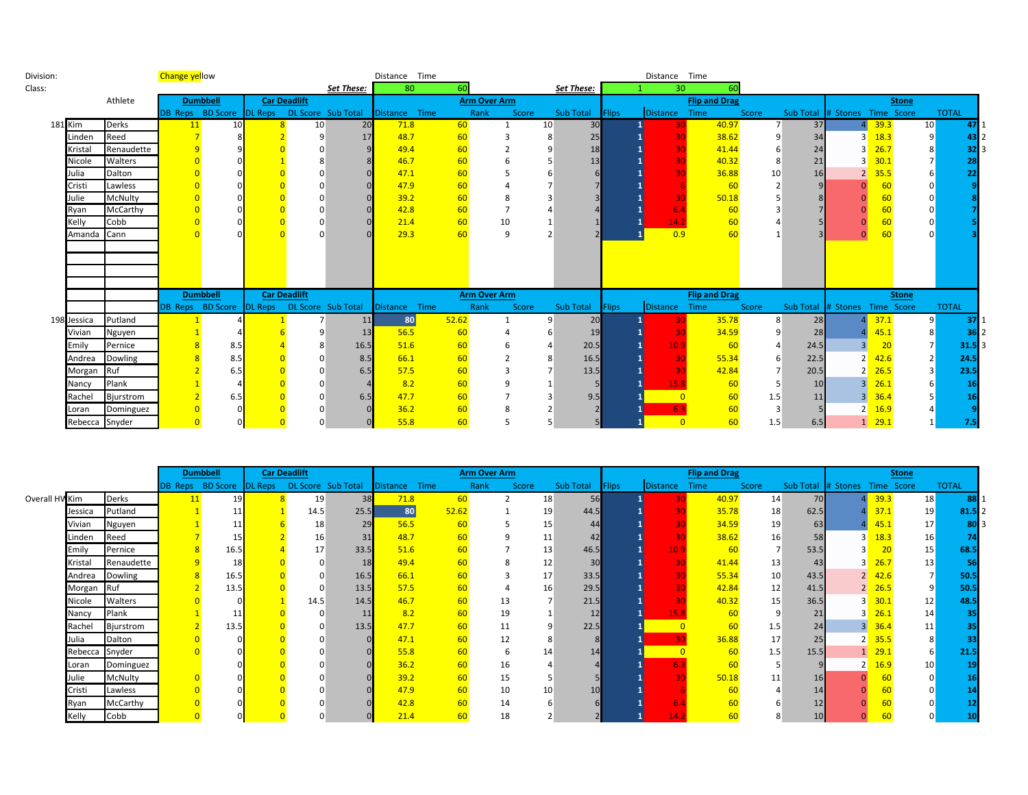Division: Change yellow

Class:

| | | | Set These: | Distance | Time | | Set These: | | Distance | Time |
|---|---|---|---|---|---|---|---|---|---|---|
| | | | | 80 | 60 | | | 1 | 30 | 60 |

| | Athlete | | Dumbbell | | Car Deadlift | | | Arm Over Arm | | | | | Flip and Drag | | | | | Stone | | | | |
|---|---|---|---|---|---|---|---|---|---|---|---|---|---|---|---|---|---|---|---|---|---|---|
| | | | DB Reps | BD Score | DL Reps | DL Score | Sub Total | Distance | Time | Rank | Score | Sub Total | Flips | Distance | Time | Score | Sub Total | # Stones | Time | Score | TOTAL | |
| 181 | Kim | Derks | 11 | 10 | 8 | 10 | 20 | 71.8 | 60 | 1 | 10 | 30 | 1 | 30 | 40.97 | 7 | 37 | 4 | 39.3 | 10 | 47 | 1 |
| | Linden | Reed | 7 | 8 | 2 | 9 | 17 | 48.7 | 60 | 3 | 8 | 25 | 1 | 30 | 38.62 | 9 | 34 | 3 | 18.3 | 9 | 43 | 2 |
| | Kristal | Renaudette | 9 | 9 | 0 | 0 | 9 | 49.4 | 60 | 2 | 9 | 18 | 1 | 30 | 41.44 | 6 | 24 | 3 | 26.7 | 8 | 32 | 3 |
| | Nicole | Walters | 0 | 0 | 1 | 8 | 8 | 46.7 | 60 | 6 | 5 | 13 | 1 | 30 | 40.32 | 8 | 21 | 3 | 30.1 | 7 | 28 | |
| | Julia | Dalton | 0 | 0 | 0 | 0 | 0 | 47.1 | 60 | 5 | 6 | 6 | 1 | 30 | 36.88 | 10 | 16 | 2 | 35.5 | 6 | 22 | |
| | Cristi | Lawless | 0 | 0 | 0 | 0 | 0 | 47.9 | 60 | 4 | 7 | 7 | 1 | 6 | 60 | 2 | 9 | 0 | 60 | 0 | 9 | |
| | Julie | McNulty | 0 | 0 | 0 | 0 | 0 | 39.2 | 60 | 8 | 3 | 3 | 1 | 30 | 50.18 | 5 | 8 | 0 | 60 | 0 | 8 | |
| | Ryan | McCarthy | 0 | 0 | 0 | 0 | 0 | 42.8 | 60 | 7 | 4 | 4 | 1 | 6.4 | 60 | 3 | 7 | 0 | 60 | 0 | 7 | |
| | Kelly | Cobb | 0 | 0 | 0 | 0 | 0 | 21.4 | 60 | 10 | 1 | 1 | 1 | 14.2 | 60 | 4 | 5 | 0 | 60 | 0 | 5 | |
| | Amanda | Cann | 0 | 0 | 0 | 0 | 0 | 29.3 | 60 | 9 | 2 | 2 | 1 | 0.9 | 60 | 1 | 3 | 0 | 60 | 0 | 3 | |

| | | | Dumbbell | | Car Deadlift | | | Arm Over Arm | | | | | Flip and Drag | | | | | Stone | | | | |
|---|---|---|---|---|---|---|---|---|---|---|---|---|---|---|---|---|---|---|---|---|---|---|
| | | | DB Reps | BD Score | DL Reps | DL Score | Sub Total | Distance | Time | Rank | Score | Sub Total | Flips | Distance | Time | Score | Sub Total | # Stones | Time | Score | TOTAL | |
| 198 | Jessica | Putland | 1 | 4 | 1 | 7 | 11 | 80 | 52.62 | 1 | 9 | 20 | 1 | 30 | 35.78 | 8 | 28 | 4 | 37.1 | 9 | 37 | 1 |
| | Vivian | Nguyen | 1 | 4 | 6 | 9 | 13 | 56.5 | 60 | 4 | 6 | 19 | 1 | 30 | 34.59 | 9 | 28 | 4 | 45.1 | 8 | 36 | 2 |
| | Emily | Pernice | 8 | 8.5 | 4 | 8 | 16.5 | 51.6 | 60 | 6 | 4 | 20.5 | 1 | 10.9 | 60 | 4 | 24.5 | 3 | 20 | 7 | 31.5 | 3 |
| | Andrea | Dowling | 8 | 8.5 | 0 | 0 | 8.5 | 66.1 | 60 | 2 | 8 | 16.5 | 1 | 30 | 55.34 | 6 | 22.5 | 2 | 42.6 | 2 | 24.5 | |
| | Morgan | Ruf | 2 | 6.5 | 0 | 0 | 6.5 | 57.5 | 60 | 3 | 7 | 13.5 | 1 | 30 | 42.84 | 7 | 20.5 | 2 | 26.5 | 3 | 23.5 | |
| | Nancy | Plank | 1 | 4 | 0 | 0 | 4 | 8.2 | 60 | 9 | 1 | 5 | 1 | 15.8 | 60 | 5 | 10 | 3 | 26.1 | 6 | 16 | |
| | Rachel | Bjurstrom | 2 | 6.5 | 0 | 0 | 6.5 | 47.7 | 60 | 7 | 3 | 9.5 | 1 | 0 | 60 | 1.5 | 11 | 3 | 36.4 | 5 | 16 | |
| | Loran | Dominguez | 0 | 0 | 0 | 0 | 0 | 36.2 | 60 | 8 | 2 | 2 | 1 | 6.3 | 60 | 3 | 5 | 2 | 16.9 | 4 | 9 | |
| | Rebecca | Snyder | 0 | 0 | 0 | 0 | 0 | 55.8 | 60 | 5 | 5 | 5 | 1 | 0 | 60 | 1.5 | 6.5 | 1 | 29.1 | 1 | 7.5 | |

| | | | Dumbbell | | Car Deadlift | | | Arm Over Arm | | | | | Flip and Drag | | | | | Stone | | | | |
|---|---|---|---|---|---|---|---|---|---|---|---|---|---|---|---|---|---|---|---|---|---|---|
| | | | DB Reps | BD Score | DL Reps | DL Score | Sub Total | Distance | Time | Rank | Score | Sub Total | Flips | Distance | Time | Score | Sub Total | # Stones | Time | Score | TOTAL | |
| Overall HW | Kim | Derks | 11 | 19 | 8 | 19 | 38 | 71.8 | 60 | 2 | 18 | 56 | 1 | 30 | 40.97 | 14 | 70 | 4 | 39.3 | 18 | 88 | 1 |
| | Jessica | Putland | 1 | 11 | 1 | 14.5 | 25.5 | 80 | 52.62 | 1 | 19 | 44.5 | 1 | 30 | 35.78 | 18 | 62.5 | 4 | 37.1 | 19 | 81.5 | 2 |
| | Vivian | Nguyen | 1 | 11 | 6 | 18 | 29 | 56.5 | 60 | 5 | 15 | 44 | 1 | 30 | 34.59 | 19 | 63 | 4 | 45.1 | 17 | 80 | 3 |
| | Linden | Reed | 7 | 15 | 2 | 16 | 31 | 48.7 | 60 | 9 | 11 | 42 | 1 | 30 | 38.62 | 16 | 58 | 3 | 18.3 | 16 | 74 | |
| | Emily | Pernice | 8 | 16.5 | 4 | 17 | 33.5 | 51.6 | 60 | 7 | 13 | 46.5 | 1 | 10.9 | 60 | 7 | 53.5 | 3 | 20 | 15 | 68.5 | |
| | Kristal | Renaudette | 9 | 18 | 0 | 0 | 18 | 49.4 | 60 | 8 | 12 | 30 | 1 | 30 | 41.44 | 13 | 43 | 3 | 26.7 | 13 | 56 | |
| | Andrea | Dowling | 8 | 16.5 | 0 | 0 | 16.5 | 66.1 | 60 | 3 | 17 | 33.5 | 1 | 30 | 55.34 | 10 | 43.5 | 2 | 42.6 | 7 | 50.5 | |
| | Morgan | Ruf | 2 | 13.5 | 0 | 0 | 13.5 | 57.5 | 60 | 4 | 16 | 29.5 | 1 | 30 | 42.84 | 12 | 41.5 | 2 | 26.5 | 9 | 50.5 | |
| | Nicole | Walters | 0 | 0 | 1 | 14.5 | 14.5 | 46.7 | 60 | 13 | 7 | 21.5 | 1 | 30 | 40.32 | 15 | 36.5 | 3 | 30.1 | 12 | 48.5 | |
| | Nancy | Plank | 1 | 11 | 0 | 0 | 11 | 8.2 | 60 | 19 | 1 | 12 | 1 | 15.8 | 60 | 9 | 21 | 3 | 26.1 | 14 | 35 | |
| | Rachel | Bjurstrom | 2 | 13.5 | 0 | 0 | 13.5 | 47.7 | 60 | 11 | 9 | 22.5 | 1 | 0 | 60 | 1.5 | 24 | 3 | 36.4 | 11 | 35 | |
| | Julia | Dalton | 0 | 0 | 0 | 0 | 0 | 47.1 | 60 | 12 | 8 | 8 | 1 | 30 | 36.88 | 17 | 25 | 2 | 35.5 | 8 | 33 | |
| | Rebecca | Snyder | 0 | 0 | 0 | 0 | 0 | 55.8 | 60 | 6 | 14 | 14 | 1 | 0 | 60 | 1.5 | 15.5 | 1 | 29.1 | 6 | 21.5 | |
| | Loran | Dominguez | | 0 | 0 | 0 | 0 | 36.2 | 60 | 16 | 4 | 4 | 1 | 6.3 | 60 | 5 | 9 | 2 | 16.9 | 10 | 19 | |
| | Julie | McNulty | 0 | 0 | 0 | 0 | 0 | 39.2 | 60 | 15 | 5 | 5 | 1 | 30 | 50.18 | 11 | 16 | 0 | 60 | 0 | 16 | |
| | Cristi | Lawless | 0 | 0 | 0 | 0 | 0 | 47.9 | 60 | 10 | 10 | 10 | 1 | 6 | 60 | 4 | 14 | 0 | 60 | 0 | 14 | |
| | Ryan | McCarthy | 0 | 0 | 0 | 0 | 0 | 42.8 | 60 | 14 | 6 | 6 | 1 | 6.4 | 60 | 6 | 12 | 0 | 60 | 0 | 12 | |
| | Kelly | Cobb | 0 | 0 | 0 | 0 | 0 | 21.4 | 60 | 18 | 2 | 2 | 1 | 14.2 | 60 | 8 | 10 | 0 | 60 | 0 | 10 | |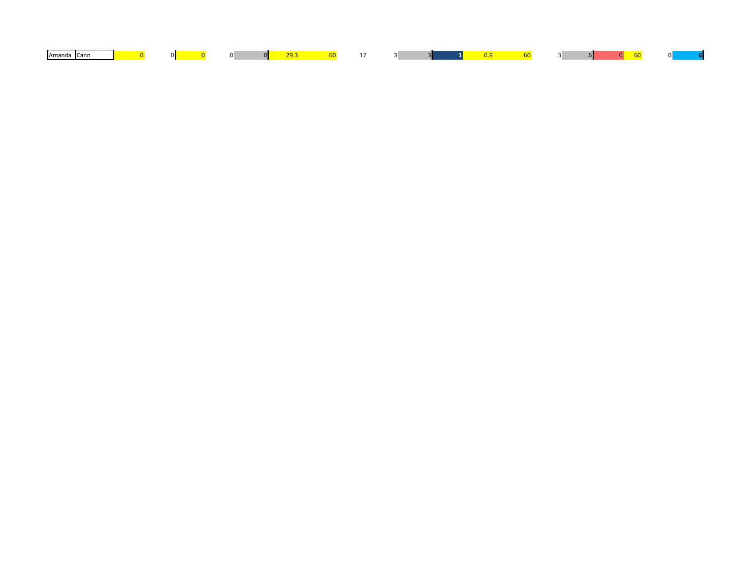| Amanda | Cann | 0 | 0 | 0 | 0 | 0 | 29.3 | 60 | 17 | 3 | 3 | 1 | 0.9 | 60 | 3 | 6 | 0 | 60 | 0 | 6 |
|---|---|---|---|---|---|---|---|---|---|---|---|---|---|---|---|---|---|---|---|---|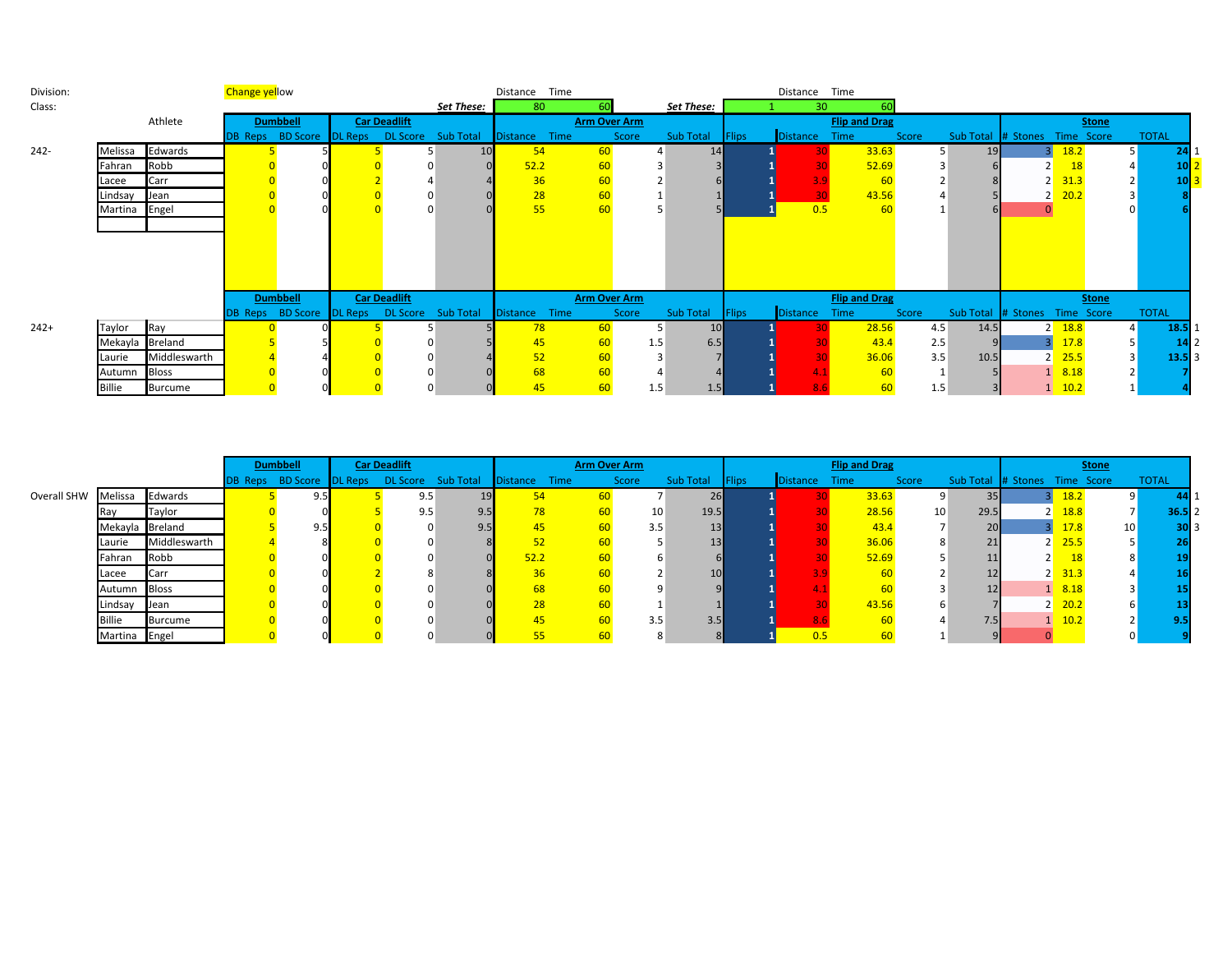Division:

Class:

Change yellow

| | Distance | Time |
|---|---|---|
| *Set These:* | 80 | 60 |

| | Distance | Time |
|---|---|---|
| *Set These:* | 1 | 30 | 60 |

| Class | Athlete | | Dumbbell | | Car Deadlift | | | Arm Over Arm | | | | Flip and Drag | | | | | Stone | | | | |
|---|---|---|---|---|---|---|---|---|---|---|---|---|---|---|---|---|---|---|---|---|---|
| | | | DB Reps | BD Score | DL Reps | DL Score | Sub Total | Distance | Time | Score | Sub Total | Flips | Distance | Time | Score | Sub Total | # Stones | Time | Score | TOTAL | |
| 242- | Melissa | Edwards | 5 | 5 | 5 | 5 | 10 | 54 | 60 | 4 | 14 | 1 | 30 | 33.63 | 5 | 19 | 3 | 18.2 | 5 | 24 | 1 |
| | Fahran | Robb | 0 | 0 | 0 | 0 | 0 | 52.2 | 60 | 3 | 3 | 1 | 30 | 52.69 | 3 | 6 | 2 | 18 | 4 | 10 | 2 |
| | Lacee | Carr | 0 | 0 | 2 | 4 | 4 | 36 | 60 | 2 | 6 | 1 | 3.9 | 60 | 2 | 8 | 2 | 31.3 | 2 | 10 | 3 |
| | Lindsay | Jean | 0 | 0 | 0 | 0 | 0 | 28 | 60 | 1 | 1 | 1 | 30 | 43.56 | 4 | 5 | 2 | 20.2 | 3 | 8 | |
| | Martina | Engel | 0 | 0 | 0 | 0 | 0 | 55 | 60 | 5 | 5 | 1 | 0.5 | 60 | 1 | 6 | 0 | | 0 | 6 | |

| Class | Athlete | | Dumbbell | | Car Deadlift | | | Arm Over Arm | | | | Flip and Drag | | | | | Stone | | | | |
|---|---|---|---|---|---|---|---|---|---|---|---|---|---|---|---|---|---|---|---|---|---|
| | | | DB Reps | BD Score | DL Reps | DL Score | Sub Total | Distance | Time | Score | Sub Total | Flips | Distance | Time | Score | Sub Total | # Stones | Time | Score | TOTAL | |
| 242+ | Taylor | Ray | 0 | 0 | 5 | 5 | 5 | 78 | 60 | 5 | 10 | 1 | 30 | 28.56 | 4.5 | 14.5 | 2 | 18.8 | 4 | 18.5 | 1 |
| | Mekayla | Breland | 5 | 5 | 0 | 0 | 5 | 45 | 60 | 1.5 | 6.5 | 1 | 30 | 43.4 | 2.5 | 9 | 3 | 17.8 | 5 | 14 | 2 |
| | Laurie | Middleswarth | 4 | 4 | 0 | 0 | 4 | 52 | 60 | 3 | 7 | 1 | 30 | 36.06 | 3.5 | 10.5 | 2 | 25.5 | 3 | 13.5 | 3 |
| | Autumn | Bloss | 0 | 0 | 0 | 0 | 0 | 68 | 60 | 4 | 4 | 1 | 4.1 | 60 | 1 | 5 | 1 | 8.18 | 2 | 7 | |
| | Billie | Burcume | 0 | 0 | 0 | 0 | 0 | 45 | 60 | 1.5 | 1.5 | 1 | 8.6 | 60 | 1.5 | 3 | 1 | 10.2 | 1 | 4 | |

| Class | Athlete | | Dumbbell | | Car Deadlift | | | Arm Over Arm | | | | Flip and Drag | | | | | Stone | | | | |
|---|---|---|---|---|---|---|---|---|---|---|---|---|---|---|---|---|---|---|---|---|---|
| | | | DB Reps | BD Score | DL Reps | DL Score | Sub Total | Distance | Time | Score | Sub Total | Flips | Distance | Time | Score | Sub Total | # Stones | Time | Score | TOTAL | |
| Overall SHW | Melissa | Edwards | 5 | 9.5 | 5 | 9.5 | 19 | 54 | 60 | 7 | 26 | 1 | 30 | 33.63 | 9 | 35 | 3 | 18.2 | 9 | 44 | 1 |
| | Ray | Taylor | 0 | 0 | 5 | 9.5 | 9.5 | 78 | 60 | 10 | 19.5 | 1 | 30 | 28.56 | 10 | 29.5 | 2 | 18.8 | 7 | 36.5 | 2 |
| | Mekayla | Breland | 5 | 9.5 | 0 | 0 | 9.5 | 45 | 60 | 3.5 | 13 | 1 | 30 | 43.4 | 7 | 20 | 3 | 17.8 | 10 | 30 | 3 |
| | Laurie | Middleswarth | 4 | 8 | 0 | 0 | 8 | 52 | 60 | 5 | 13 | 1 | 30 | 36.06 | 8 | 21 | 2 | 25.5 | 5 | 26 | |
| | Fahran | Robb | 0 | 0 | 0 | 0 | 0 | 52.2 | 60 | 6 | 6 | 1 | 30 | 52.69 | 5 | 11 | 2 | 18 | 8 | 19 | |
| | Lacee | Carr | 0 | 0 | 2 | 8 | 8 | 36 | 60 | 2 | 10 | 1 | 3.9 | 60 | 2 | 12 | 2 | 31.3 | 4 | 16 | |
| | Autumn | Bloss | 0 | 0 | 0 | 0 | 0 | 68 | 60 | 9 | 9 | 1 | 4.1 | 60 | 3 | 12 | 1 | 8.18 | 3 | 15 | |
| | Lindsay | Jean | 0 | 0 | 0 | 0 | 0 | 28 | 60 | 1 | 1 | 1 | 30 | 43.56 | 6 | 7 | 2 | 20.2 | 6 | 13 | |
| | Billie | Burcume | 0 | 0 | 0 | 0 | 0 | 45 | 60 | 3.5 | 3.5 | 1 | 8.6 | 60 | 4 | 7.5 | 1 | 10.2 | 2 | 9.5 | |
| | Martina | Engel | 0 | 0 | 0 | 0 | 0 | 55 | 60 | 8 | 8 | 1 | 0.5 | 60 | 1 | 9 | 0 | | 0 | 9 | |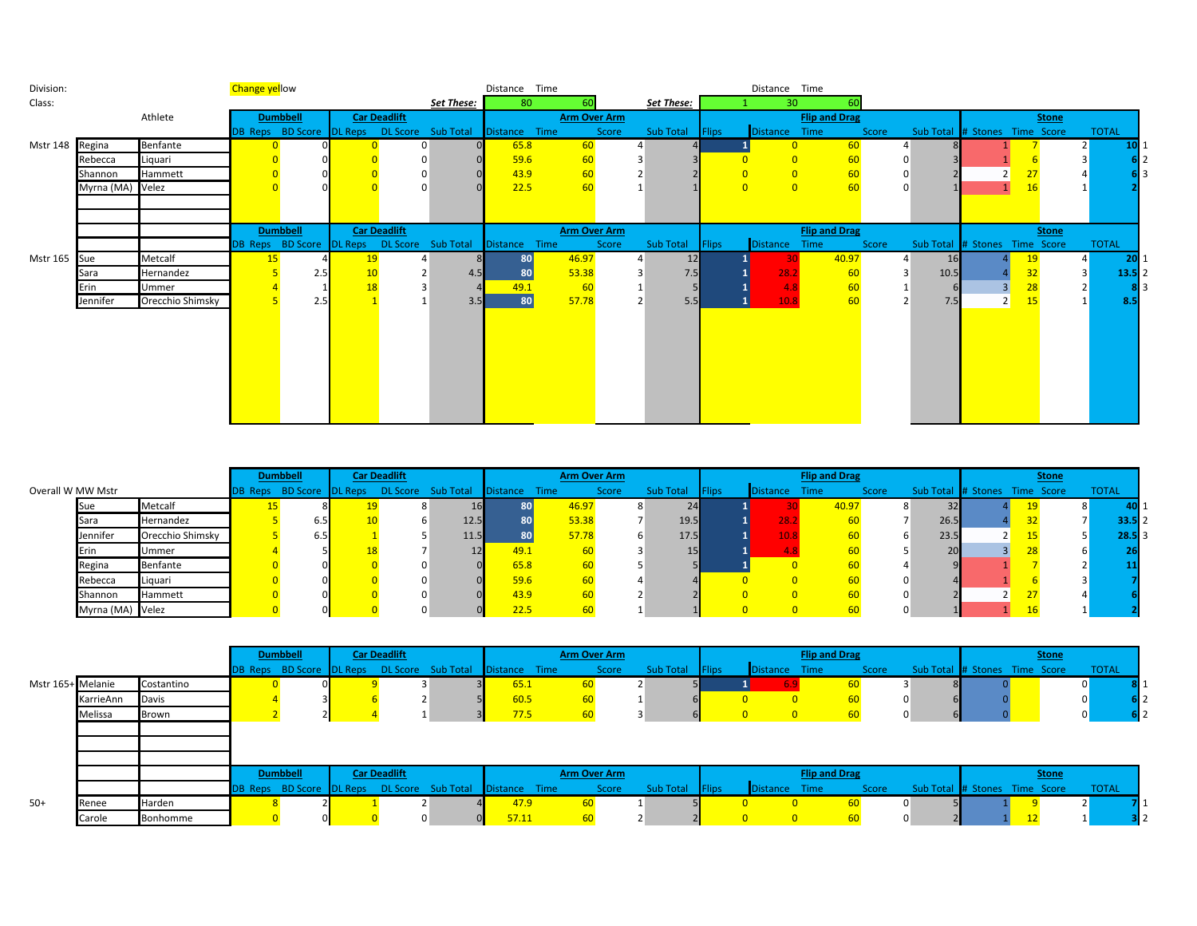Division:

Class:

Change yellow

| | Distance | Time |
|---|---|---|
| *Set These:* | 80 | 60 |

| | Flips | Distance | Time |
|---|---|---|---|
| *Set These:* | 1 | 30 | 60 |

| Class | Athlete | | DB Reps | BD Score | DL Reps | DL Score | Sub Total | Distance | Time | Score | Sub Total | Flips | Distance | Time | Score | Sub Total | # Stones | Time | Score | TOTAL | |
|---|---|---|---|---|---|---|---|---|---|---|---|---|---|---|---|---|---|---|---|---|---|
| | | | **Dumbbell** | | **Car Deadlift** | | | **Arm Over Arm** | | | | **Flip and Drag** | | | | | **Stone** | | | | |
| Mstr 148 | Regina | Benfante | 0 | 0 | 0 | 0 | 0 | 65.8 | 60 | 4 | 4 | 1 | 0 | 60 | 4 | 8 | 1 | 7 | 2 | **10** | 1 |
| | Rebecca | Liquari | 0 | 0 | 0 | 0 | 0 | 59.6 | 60 | 3 | 3 | 0 | 0 | 60 | 0 | 3 | 1 | 6 | 3 | **6** | 2 |
| | Shannon | Hammett | 0 | 0 | 0 | 0 | 0 | 43.9 | 60 | 2 | 2 | 0 | 0 | 60 | 0 | 2 | 2 | 27 | 4 | **6** | 3 |
| | Myrna (MA) | Velez | 0 | 0 | 0 | 0 | 0 | 22.5 | 60 | 1 | 1 | 0 | 0 | 60 | 0 | 1 | 1 | 16 | 1 | **2** | |

| Class | Athlete | | DB Reps | BD Score | DL Reps | DL Score | Sub Total | Distance | Time | Score | Sub Total | Flips | Distance | Time | Score | Sub Total | # Stones | Time | Score | TOTAL | |
|---|---|---|---|---|---|---|---|---|---|---|---|---|---|---|---|---|---|---|---|---|---|
| | | | **Dumbbell** | | **Car Deadlift** | | | **Arm Over Arm** | | | | **Flip and Drag** | | | | | **Stone** | | | | |
| Mstr 165 | Sue | Metcalf | 15 | 4 | 19 | 4 | 8 | 80 | 46.97 | 4 | 12 | 1 | 30 | 40.97 | 4 | 16 | 4 | 19 | 4 | **20** | 1 |
| | Sara | Hernandez | 5 | 2.5 | 10 | 2 | 4.5 | 80 | 53.38 | 3 | 7.5 | 1 | 28.2 | 60 | 3 | 10.5 | 4 | 32 | 3 | **13.5** | 2 |
| | Erin | Ummer | 4 | 1 | 18 | 3 | 4 | 49.1 | 60 | 1 | 5 | 1 | 4.8 | 60 | 1 | 6 | 3 | 28 | 2 | **8** | 3 |
| | Jennifer | Orecchio Shimsky | 5 | 2.5 | 1 | 1 | 3.5 | 80 | 57.78 | 2 | 5.5 | 1 | 10.8 | 60 | 2 | 7.5 | 2 | 15 | 1 | **8.5** | |

| Overall W MW Mstr | | DB Reps | BD Score | DL Reps | DL Score | Sub Total | Distance | Time | Score | Sub Total | Flips | Distance | Time | Score | Sub Total | # Stones | Time | Score | TOTAL | |
|---|---|---|---|---|---|---|---|---|---|---|---|---|---|---|---|---|---|---|---|---|
| | | **Dumbbell** | | **Car Deadlift** | | | **Arm Over Arm** | | | | **Flip and Drag** | | | | | **Stone** | | | | |
| Sue | Metcalf | 15 | 8 | 19 | 8 | 16 | 80 | 46.97 | 8 | 24 | 1 | 30 | 40.97 | 8 | 32 | 4 | 19 | 8 | **40** | 1 |
| Sara | Hernandez | 5 | 6.5 | 10 | 6 | 12.5 | 80 | 53.38 | 7 | 19.5 | 1 | 28.2 | 60 | 7 | 26.5 | 4 | 32 | 7 | **33.5** | 2 |
| Jennifer | Orecchio Shimsky | 5 | 6.5 | 1 | 5 | 11.5 | 80 | 57.78 | 6 | 17.5 | 1 | 10.8 | 60 | 6 | 23.5 | 2 | 15 | 5 | **28.5** | 3 |
| Erin | Ummer | 4 | 5 | 18 | 7 | 12 | 49.1 | 60 | 3 | 15 | 1 | 4.8 | 60 | 5 | 20 | 3 | 28 | 6 | **26** | |
| Regina | Benfante | 0 | 0 | 0 | 0 | 0 | 65.8 | 60 | 5 | 5 | 1 | 0 | 60 | 4 | 9 | 1 | 7 | 2 | **11** | |
| Rebecca | Liquari | 0 | 0 | 0 | 0 | 0 | 59.6 | 60 | 4 | 4 | 0 | 0 | 60 | 0 | 4 | 1 | 6 | 3 | **7** | |
| Shannon | Hammett | 0 | 0 | 0 | 0 | 0 | 43.9 | 60 | 2 | 2 | 0 | 0 | 60 | 0 | 2 | 2 | 27 | 4 | **6** | |
| Myrna (MA) | Velez | 0 | 0 | 0 | 0 | 0 | 22.5 | 60 | 1 | 1 | 0 | 0 | 60 | 0 | 1 | 1 | 16 | 1 | **2** | |

| Class | Athlete | | DB Reps | BD Score | DL Reps | DL Score | Sub Total | Distance | Time | Score | Sub Total | Flips | Distance | Time | Score | Sub Total | # Stones | Time | Score | TOTAL | |
|---|---|---|---|---|---|---|---|---|---|---|---|---|---|---|---|---|---|---|---|---|---|
| | | | **Dumbbell** | | **Car Deadlift** | | | **Arm Over Arm** | | | | **Flip and Drag** | | | | | **Stone** | | | | |
| Mstr 165+ | Melanie | Costantino | 0 | 0 | 9 | 3 | 3 | 65.1 | 60 | 2 | 5 | 1 | 6.9 | 60 | 3 | 8 | 0 | | 0 | **8** | 1 |
| | KarrieAnn | Davis | 4 | 3 | 6 | 2 | 5 | 60.5 | 60 | 1 | 6 | 0 | 0 | 60 | 0 | 6 | 0 | | 0 | **6** | 2 |
| | Melissa | Brown | 2 | 2 | 4 | 1 | 3 | 77.5 | 60 | 3 | 6 | 0 | 0 | 60 | 0 | 6 | 0 | | 0 | **6** | 2 |

| Class | Athlete | | DB Reps | BD Score | DL Reps | DL Score | Sub Total | Distance | Time | Score | Sub Total | Flips | Distance | Time | Score | Sub Total | # Stones | Time | Score | TOTAL | |
|---|---|---|---|---|---|---|---|---|---|---|---|---|---|---|---|---|---|---|---|---|---|
| | | | **Dumbbell** | | **Car Deadlift** | | | **Arm Over Arm** | | | | **Flip and Drag** | | | | | **Stone** | | | | |
| 50+ | Renee | Harden | 8 | 2 | 1 | 2 | 4 | 47.9 | 60 | 1 | 5 | 0 | 0 | 60 | 0 | 5 | 1 | 9 | 2 | **7** | 1 |
| | Carole | Bonhomme | 0 | 0 | 0 | 0 | 0 | 57.11 | 60 | 2 | 2 | 0 | 0 | 60 | 0 | 2 | 1 | 12 | 1 | **3** | 2 |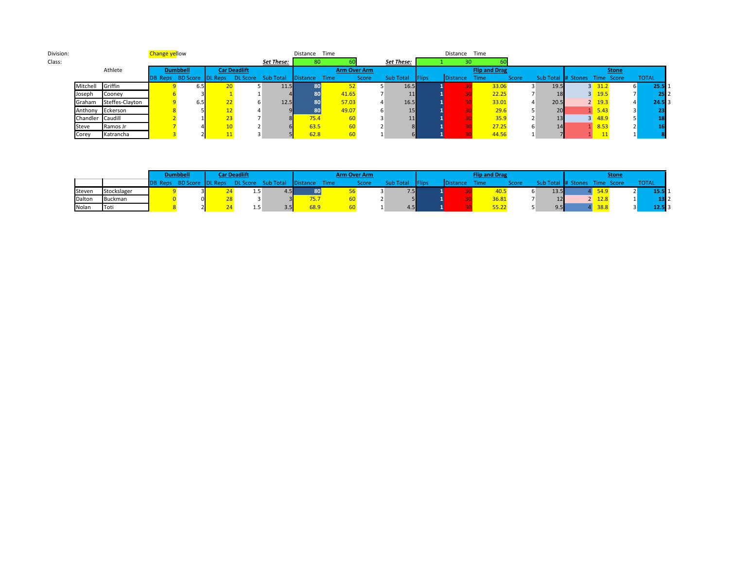Division:

Class:

Change yellow

| | Distance | Time |
|---|---|---|
| *Set These:* | 80 | 60 |

| | | Distance | Time |
|---|---|---|---|
| *Set These:* | 1 | 30 | 60 |

| Athlete | | Dumbbell | | Car Deadlift | | | Arm Over Arm | | | | Flip and Drag | | | | | Stone | | | | |
|---|---|---|---|---|---|---|---|---|---|---|---|---|---|---|---|---|---|---|---|---|
| | | DB Reps | BD Score | DL Reps | DL Score | Sub Total | Distance | Time | Score | Sub Total | Flips | Distance | Time | Score | Sub Total | # Stones | Time | Score | TOTAL | |
| Mitchell | Griffin | 9 | 6.5 | 20 | 5 | 11.5 | 80 | 52 | 5 | 16.5 | 1 | 30 | 33.06 | 3 | 19.5 | 3 | 31.2 | 6 | 25.5 | 1 |
| Joseph | Cooney | 6 | 3 | 1 | 1 | 4 | 80 | 41.65 | 7 | 11 | 1 | 30 | 22.25 | 7 | 18 | 3 | 19.5 | 7 | 25 | 2 |
| Graham | Steffes-Clayton | 9 | 6.5 | 22 | 6 | 12.5 | 80 | 57.03 | 4 | 16.5 | 1 | 30 | 33.01 | 4 | 20.5 | 2 | 19.3 | 4 | 24.5 | 3 |
| Anthony | Eckerson | 8 | 5 | 12 | 4 | 9 | 80 | 49.07 | 6 | 15 | 1 | 30 | 29.6 | 5 | 20 | 1 | 5.43 | 3 | 23 | |
| Chandler | Caudill | 2 | 1 | 23 | 7 | 8 | 75.4 | 60 | 3 | 11 | 1 | 30 | 35.9 | 2 | 13 | 3 | 48.9 | 5 | 18 | |
| Steve | Ramos Jr | 7 | 4 | 10 | 2 | 6 | 63.5 | 60 | 2 | 8 | 1 | 30 | 27.25 | 6 | 14 | 1 | 8.53 | 2 | 16 | |
| Corey | Katrancha | 3 | 2 | 11 | 3 | 5 | 62.8 | 60 | 1 | 6 | 1 | 30 | 44.56 | 1 | 7 | 1 | 11 | 1 | 8 | |

| | | Dumbbell | | Car Deadlift | | | Arm Over Arm | | | | Flip and Drag | | | | | Stone | | | | |
|---|---|---|---|---|---|---|---|---|---|---|---|---|---|---|---|---|---|---|---|---|
| | | DB Reps | BD Score | DL Reps | DL Score | Sub Total | Distance | Time | Score | Sub Total | Flips | Distance | Time | Score | Sub Total | # Stones | Time | Score | TOTAL | |
| Steven | Stockslager | 9 | 3 | 24 | 1.5 | 4.5 | 80 | 56 | 3 | 7.5 | 1 | 30 | 40.5 | 6 | 13.5 | 4 | 54.9 | 2 | 15.5 | 1 |
| Dalton | Buckman | 0 | 0 | 28 | 3 | 3 | 75.7 | 60 | 2 | 5 | 1 | 30 | 36.81 | 7 | 12 | 2 | 12.8 | 1 | 13 | 2 |
| Nolan | Toti | 8 | 2 | 24 | 1.5 | 3.5 | 68.9 | 60 | 1 | 4.5 | 1 | 30 | 55.22 | 5 | 9.5 | 4 | 38.8 | 3 | 12.5 | 3 |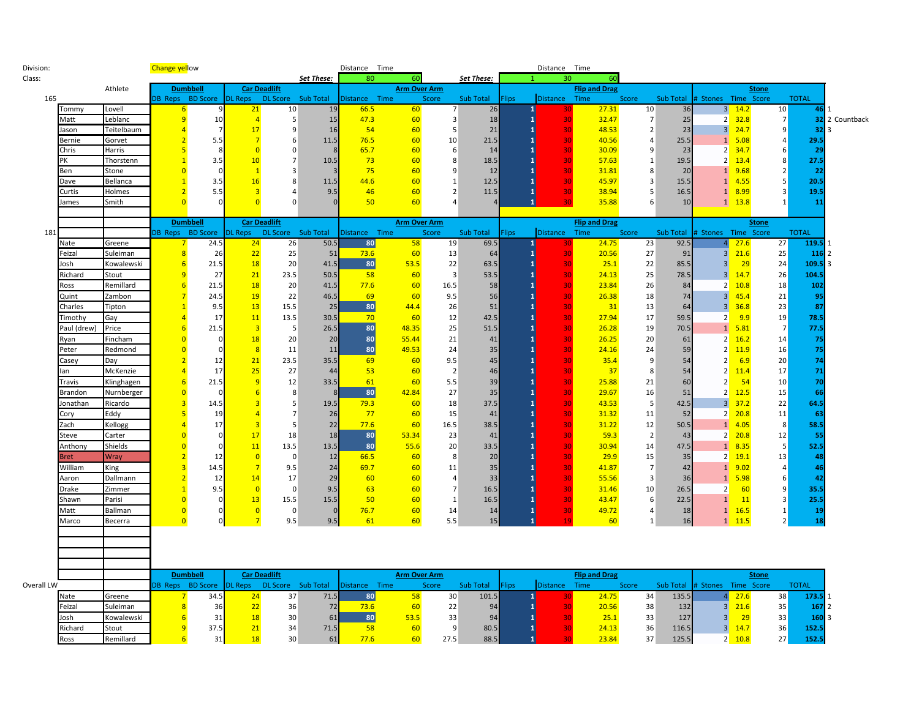Division:  Change yellow

Class:

| | | | | | | | *Set These:* | Distance | Time | | | *Set These:* | | Distance | Time | | | | | | |
|---|---|---|---|---|---|---|---|---|---|---|---|---|---|---|---|---|---|---|---|---|---|
| | | | | | | | | 80 | 60 | | | | 1 | 30 | 60 | | | | | | |

**165**

| First | Last | Dumbbell DB Reps | BD Score | Car Deadlift DL Reps | DL Score | Sub Total | Arm Over Arm Distance | Time | Score | Sub Total | Flip and Drag Flips | Distance | Time | Score | Sub Total | Stone # Stones | Time | Score | TOTAL | Place |
|---|---|---|---|---|---|---|---|---|---|---|---|---|---|---|---|---|---|---|---|---|
| Tommy | Lovell | 6 | 9 | 21 | 10 | 19 | 66.5 | 60 | 7 | 26 | 1 | 30 | 27.31 | 10 | 36 | 3 | 14.2 | 10 | 46 | 1 |
| Matt | Leblanc | 9 | 10 | 4 | 5 | 15 | 47.3 | 60 | 3 | 18 | 1 | 30 | 32.47 | 7 | 25 | 2 | 32.8 | 7 | 32 | 2 Countback |
| Jason | Teitelbaum | 4 | 7 | 17 | 9 | 16 | 54 | 60 | 5 | 21 | 1 | 30 | 48.53 | 2 | 23 | 3 | 24.7 | 9 | 32 | 3 |
| Bernie | Gorvet | 2 | 5.5 | 7 | 6 | 11.5 | 76.5 | 60 | 10 | 21.5 | 1 | 30 | 40.56 | 4 | 25.5 | 1 | 5.08 | 4 | 29.5 | |
| Chris | Harris | 5 | 8 | 0 | 0 | 8 | 65.7 | 60 | 6 | 14 | 1 | 30 | 30.09 | 9 | 23 | 2 | 34.7 | 6 | 29 | |
| PK | Thorstenn | 1 | 3.5 | 10 | 7 | 10.5 | 73 | 60 | 8 | 18.5 | 1 | 30 | 57.63 | 1 | 19.5 | 2 | 13.4 | 8 | 27.5 | |
| Ben | Stone | 0 | 0 | 1 | 3 | 3 | 75 | 60 | 9 | 12 | 1 | 30 | 31.81 | 8 | 20 | 1 | 9.68 | 2 | 22 | |
| Dave | Bellanca | 1 | 3.5 | 16 | 8 | 11.5 | 44.6 | 60 | 1 | 12.5 | 1 | 30 | 45.97 | 3 | 15.5 | 1 | 4.55 | 5 | 20.5 | |
| Curtis | Holmes | 2 | 5.5 | 3 | 4 | 9.5 | 46 | 60 | 2 | 11.5 | 1 | 30 | 38.94 | 5 | 16.5 | 1 | 8.99 | 3 | 19.5 | |
| James | Smith | 0 | 0 | 0 | 0 | 0 | 50 | 60 | 4 | 4 | 1 | 30 | 35.88 | 6 | 10 | 1 | 13.8 | 1 | 11 | |

**181**

| First | Last | Dumbbell DB Reps | BD Score | Car Deadlift DL Reps | DL Score | Sub Total | Arm Over Arm Distance | Time | Score | Sub Total | Flip and Drag Flips | Distance | Time | Score | Sub Total | Stone # Stones | Time | Score | TOTAL | Place |
|---|---|---|---|---|---|---|---|---|---|---|---|---|---|---|---|---|---|---|---|---|
| Nate | Greene | 7 | 24.5 | 24 | 26 | 50.5 | 80 | 58 | 19 | 69.5 | 1 | 30 | 24.75 | 23 | 92.5 | 4 | 27.6 | 27 | 119.5 | 1 |
| Feizal | Suleiman | 8 | 26 | 22 | 25 | 51 | 73.6 | 60 | 13 | 64 | 1 | 30 | 20.56 | 27 | 91 | 3 | 21.6 | 25 | 116 | 2 |
| Josh | Kowalewski | 6 | 21.5 | 18 | 20 | 41.5 | 80 | 53.5 | 22 | 63.5 | 1 | 30 | 25.1 | 22 | 85.5 | 3 | 29 | 24 | 109.5 | 3 |
| Richard | Stout | 9 | 27 | 21 | 23.5 | 50.5 | 58 | 60 | 3 | 53.5 | 1 | 30 | 24.13 | 25 | 78.5 | 3 | 14.7 | 26 | 104.5 | |
| Ross | Remillard | 6 | 21.5 | 18 | 20 | 41.5 | 77.6 | 60 | 16.5 | 58 | 1 | 30 | 23.84 | 26 | 84 | 2 | 10.8 | 18 | 102 | |
| Quint | Zambon | 7 | 24.5 | 19 | 22 | 46.5 | 69 | 60 | 9.5 | 56 | 1 | 30 | 26.38 | 18 | 74 | 3 | 45.4 | 21 | 95 | |
| Charles | Tipton | 1 | 9.5 | 13 | 15.5 | 25 | 80 | 44.4 | 26 | 51 | 1 | 30 | 31 | 13 | 64 | 3 | 36.8 | 23 | 87 | |
| Timothy | Gay | 4 | 17 | 11 | 13.5 | 30.5 | 70 | 60 | 12 | 42.5 | 1 | 30 | 27.94 | 17 | 59.5 | 2 | 9.9 | 19 | 78.5 | |
| Paul (drew) | Price | 6 | 21.5 | 3 | 5 | 26.5 | 80 | 48.35 | 25 | 51.5 | 1 | 30 | 26.28 | 19 | 70.5 | 1 | 5.81 | 7 | 77.5 | |
| Ryan | Fincham | 0 | 0 | 18 | 20 | 20 | 80 | 55.44 | 21 | 41 | 1 | 30 | 26.25 | 20 | 61 | 2 | 16.2 | 14 | 75 | |
| Peter | Redmond | 0 | 0 | 8 | 11 | 11 | 80 | 49.53 | 24 | 35 | 1 | 30 | 24.16 | 24 | 59 | 2 | 11.9 | 16 | 75 | |
| Casey | Day | 2 | 12 | 21 | 23.5 | 35.5 | 69 | 60 | 9.5 | 45 | 1 | 30 | 35.4 | 9 | 54 | 2 | 6.9 | 20 | 74 | |
| Ian | McKenzie | 4 | 17 | 25 | 27 | 44 | 53 | 60 | 2 | 46 | 1 | 30 | 37 | 8 | 54 | 2 | 11.4 | 17 | 71 | |
| Travis | Klinghagen | 6 | 21.5 | 9 | 12 | 33.5 | 61 | 60 | 5.5 | 39 | 1 | 30 | 25.88 | 21 | 60 | 2 | 54 | 10 | 70 | |
| Brandon | Nurnberger | 0 | 0 | 6 | 8 | 8 | 80 | 42.84 | 27 | 35 | 1 | 30 | 29.67 | 16 | 51 | 2 | 12.5 | 15 | 66 | |
| Jonathan | Ricardo | 3 | 14.5 | 3 | 5 | 19.5 | 79.3 | 60 | 18 | 37.5 | 1 | 30 | 43.53 | 5 | 42.5 | 3 | 37.2 | 22 | 64.5 | |
| Cory | Eddy | 5 | 19 | 4 | 7 | 26 | 77 | 60 | 15 | 41 | 1 | 30 | 31.32 | 11 | 52 | 2 | 20.8 | 11 | 63 | |
| Zach | Kellogg | 4 | 17 | 3 | 5 | 22 | 77.6 | 60 | 16.5 | 38.5 | 1 | 30 | 31.22 | 12 | 50.5 | 1 | 4.05 | 8 | 58.5 | |
| Steve | Carter | 0 | 0 | 17 | 18 | 18 | 80 | 53.34 | 23 | 41 | 1 | 30 | 59.3 | 2 | 43 | 2 | 20.8 | 12 | 55 | |
| Anthony | Shields | 0 | 0 | 11 | 13.5 | 13.5 | 80 | 55.6 | 20 | 33.5 | 1 | 30 | 30.94 | 14 | 47.5 | 1 | 8.35 | 5 | 52.5 | |
| Bret | Wray | 2 | 12 | 0 | 0 | 12 | 66.5 | 60 | 8 | 20 | 1 | 30 | 29.9 | 15 | 35 | 2 | 19.1 | 13 | 48 | |
| William | King | 3 | 14.5 | 7 | 9.5 | 24 | 69.7 | 60 | 11 | 35 | 1 | 30 | 41.87 | 7 | 42 | 1 | 9.02 | 4 | 46 | |
| Aaron | Dallmann | 2 | 12 | 14 | 17 | 29 | 60 | 60 | 4 | 33 | 1 | 30 | 55.56 | 3 | 36 | 1 | 5.98 | 6 | 42 | |
| Drake | Zimmer | 1 | 9.5 | 0 | 0 | 9.5 | 63 | 60 | 7 | 16.5 | 1 | 30 | 31.46 | 10 | 26.5 | 2 | 60 | 9 | 35.5 | |
| Shawn | Parisi | 0 | 0 | 13 | 15.5 | 15.5 | 50 | 60 | 1 | 16.5 | 1 | 30 | 43.47 | 6 | 22.5 | 1 | 11 | 3 | 25.5 | |
| Matt | Ballman | 0 | 0 | 0 | 0 | 0 | 76.7 | 60 | 14 | 14 | 1 | 30 | 49.72 | 4 | 18 | 1 | 16.5 | 1 | 19 | |
| Marco | Becerra | 0 | 0 | 7 | 9.5 | 9.5 | 61 | 60 | 5.5 | 15 | 1 | 19 | 60 | 1 | 16 | 1 | 11.5 | 2 | 18 | |

**Overall LW**

| First | Last | Dumbbell DB Reps | BD Score | Car Deadlift DL Reps | DL Score | Sub Total | Arm Over Arm Distance | Time | Score | Sub Total | Flip and Drag Flips | Distance | Time | Score | Sub Total | Stone # Stones | Time | Score | TOTAL | Place |
|---|---|---|---|---|---|---|---|---|---|---|---|---|---|---|---|---|---|---|---|---|
| Nate | Greene | 7 | 34.5 | 24 | 37 | 71.5 | 80 | 58 | 30 | 101.5 | 1 | 30 | 24.75 | 34 | 135.5 | 4 | 27.6 | 38 | 173.5 | 1 |
| Feizal | Suleiman | 8 | 36 | 22 | 36 | 72 | 73.6 | 60 | 22 | 94 | 1 | 30 | 20.56 | 38 | 132 | 3 | 21.6 | 35 | 167 | 2 |
| Josh | Kowalewski | 6 | 31 | 18 | 30 | 61 | 80 | 53.5 | 33 | 94 | 1 | 30 | 25.1 | 33 | 127 | 3 | 29 | 33 | 160 | 3 |
| Richard | Stout | 9 | 37.5 | 21 | 34 | 71.5 | 58 | 60 | 9 | 80.5 | 1 | 30 | 24.13 | 36 | 116.5 | 3 | 14.7 | 36 | 152.5 | |
| Ross | Remillard | 6 | 31 | 18 | 30 | 61 | 77.6 | 60 | 27.5 | 88.5 | 1 | 30 | 23.84 | 37 | 125.5 | 2 | 10.8 | 27 | 152.5 | |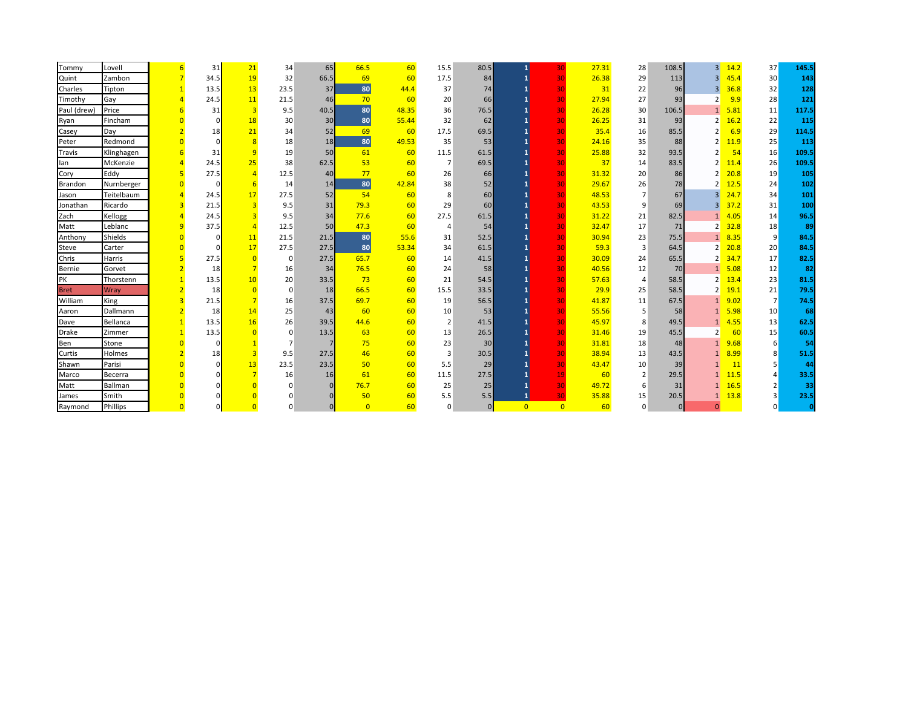| | | | | | | | | | | | | | | | | | | | |
|---|---|---|---|---|---|---|---|---|---|---|---|---|---|---|---|---|---|---|---|
| Tommy | Lovell | 6 | 31 | 21 | 34 | 65 | 66.5 | 60 | 15.5 | 80.5 | 1 | 30 | 27.31 | 28 | 108.5 | 3 | 14.2 | 37 | **145.5** |
| Quint | Zambon | 7 | 34.5 | 19 | 32 | 66.5 | 69 | 60 | 17.5 | 84 | 1 | 30 | 26.38 | 29 | 113 | 3 | 45.4 | 30 | **143** |
| Charles | Tipton | 1 | 13.5 | 13 | 23.5 | 37 | 80 | 44.4 | 37 | 74 | 1 | 30 | 31 | 22 | 96 | 3 | 36.8 | 32 | **128** |
| Timothy | Gay | 4 | 24.5 | 11 | 21.5 | 46 | 70 | 60 | 20 | 66 | 1 | 30 | 27.94 | 27 | 93 | 2 | 9.9 | 28 | **121** |
| Paul (drew) | Price | 6 | 31 | 3 | 9.5 | 40.5 | 80 | 48.35 | 36 | 76.5 | 1 | 30 | 26.28 | 30 | 106.5 | 1 | 5.81 | 11 | **117.5** |
| Ryan | Fincham | 0 | 0 | 18 | 30 | 30 | 80 | 55.44 | 32 | 62 | 1 | 30 | 26.25 | 31 | 93 | 2 | 16.2 | 22 | **115** |
| Casey | Day | 2 | 18 | 21 | 34 | 52 | 69 | 60 | 17.5 | 69.5 | 1 | 30 | 35.4 | 16 | 85.5 | 2 | 6.9 | 29 | **114.5** |
| Peter | Redmond | 0 | 0 | 8 | 18 | 18 | 80 | 49.53 | 35 | 53 | 1 | 30 | 24.16 | 35 | 88 | 2 | 11.9 | 25 | **113** |
| Travis | Klinghagen | 6 | 31 | 9 | 19 | 50 | 61 | 60 | 11.5 | 61.5 | 1 | 30 | 25.88 | 32 | 93.5 | 2 | 54 | 16 | **109.5** |
| Ian | McKenzie | 4 | 24.5 | 25 | 38 | 62.5 | 53 | 60 | 7 | 69.5 | 1 | 30 | 37 | 14 | 83.5 | 2 | 11.4 | 26 | **109.5** |
| Cory | Eddy | 5 | 27.5 | 4 | 12.5 | 40 | 77 | 60 | 26 | 66 | 1 | 30 | 31.32 | 20 | 86 | 2 | 20.8 | 19 | **105** |
| Brandon | Nurnberger | 0 | 0 | 6 | 14 | 14 | 80 | 42.84 | 38 | 52 | 1 | 30 | 29.67 | 26 | 78 | 2 | 12.5 | 24 | **102** |
| Jason | Teitelbaum | 4 | 24.5 | 17 | 27.5 | 52 | 54 | 60 | 8 | 60 | 1 | 30 | 48.53 | 7 | 67 | 3 | 24.7 | 34 | **101** |
| Jonathan | Ricardo | 3 | 21.5 | 3 | 9.5 | 31 | 79.3 | 60 | 29 | 60 | 1 | 30 | 43.53 | 9 | 69 | 3 | 37.2 | 31 | **100** |
| Zach | Kellogg | 4 | 24.5 | 3 | 9.5 | 34 | 77.6 | 60 | 27.5 | 61.5 | 1 | 30 | 31.22 | 21 | 82.5 | 1 | 4.05 | 14 | **96.5** |
| Matt | Leblanc | 9 | 37.5 | 4 | 12.5 | 50 | 47.3 | 60 | 4 | 54 | 1 | 30 | 32.47 | 17 | 71 | 2 | 32.8 | 18 | **89** |
| Anthony | Shields | 0 | 0 | 11 | 21.5 | 21.5 | 80 | 55.6 | 31 | 52.5 | 1 | 30 | 30.94 | 23 | 75.5 | 1 | 8.35 | 9 | **84.5** |
| Steve | Carter | 0 | 0 | 17 | 27.5 | 27.5 | 80 | 53.34 | 34 | 61.5 | 1 | 30 | 59.3 | 3 | 64.5 | 2 | 20.8 | 20 | **84.5** |
| Chris | Harris | 5 | 27.5 | 0 | 0 | 27.5 | 65.7 | 60 | 14 | 41.5 | 1 | 30 | 30.09 | 24 | 65.5 | 2 | 34.7 | 17 | **82.5** |
| Bernie | Gorvet | 2 | 18 | 7 | 16 | 34 | 76.5 | 60 | 24 | 58 | 1 | 30 | 40.56 | 12 | 70 | 1 | 5.08 | 12 | **82** |
| PK | Thorstenn | 1 | 13.5 | 10 | 20 | 33.5 | 73 | 60 | 21 | 54.5 | 1 | 30 | 57.63 | 4 | 58.5 | 2 | 13.4 | 23 | **81.5** |
| Bret | Wray | 2 | 18 | 0 | 0 | 18 | 66.5 | 60 | 15.5 | 33.5 | 1 | 30 | 29.9 | 25 | 58.5 | 2 | 19.1 | 21 | **79.5** |
| William | King | 3 | 21.5 | 7 | 16 | 37.5 | 69.7 | 60 | 19 | 56.5 | 1 | 30 | 41.87 | 11 | 67.5 | 1 | 9.02 | 7 | **74.5** |
| Aaron | Dallmann | 2 | 18 | 14 | 25 | 43 | 60 | 60 | 10 | 53 | 1 | 30 | 55.56 | 5 | 58 | 1 | 5.98 | 10 | **68** |
| Dave | Bellanca | 1 | 13.5 | 16 | 26 | 39.5 | 44.6 | 60 | 2 | 41.5 | 1 | 30 | 45.97 | 8 | 49.5 | 1 | 4.55 | 13 | **62.5** |
| Drake | Zimmer | 1 | 13.5 | 0 | 0 | 13.5 | 63 | 60 | 13 | 26.5 | 1 | 30 | 31.46 | 19 | 45.5 | 2 | 60 | 15 | **60.5** |
| Ben | Stone | 0 | 0 | 1 | 7 | 7 | 75 | 60 | 23 | 30 | 1 | 30 | 31.81 | 18 | 48 | 1 | 9.68 | 6 | **54** |
| Curtis | Holmes | 2 | 18 | 3 | 9.5 | 27.5 | 46 | 60 | 3 | 30.5 | 1 | 30 | 38.94 | 13 | 43.5 | 1 | 8.99 | 8 | **51.5** |
| Shawn | Parisi | 0 | 0 | 13 | 23.5 | 23.5 | 50 | 60 | 5.5 | 29 | 1 | 30 | 43.47 | 10 | 39 | 1 | 11 | 5 | **44** |
| Marco | Becerra | 0 | 0 | 7 | 16 | 16 | 61 | 60 | 11.5 | 27.5 | 1 | 19 | 60 | 2 | 29.5 | 1 | 11.5 | 4 | **33.5** |
| Matt | Ballman | 0 | 0 | 0 | 0 | 0 | 76.7 | 60 | 25 | 25 | 1 | 30 | 49.72 | 6 | 31 | 1 | 16.5 | 2 | **33** |
| James | Smith | 0 | 0 | 0 | 0 | 0 | 50 | 60 | 5.5 | 5.5 | 1 | 30 | 35.88 | 15 | 20.5 | 1 | 13.8 | 3 | **23.5** |
| Raymond | Phillips | 0 | 0 | 0 | 0 | 0 | 0 | 60 | 0 | 0 | 0 | 0 | 60 | 0 | 0 | 0 | | 0 | **0** |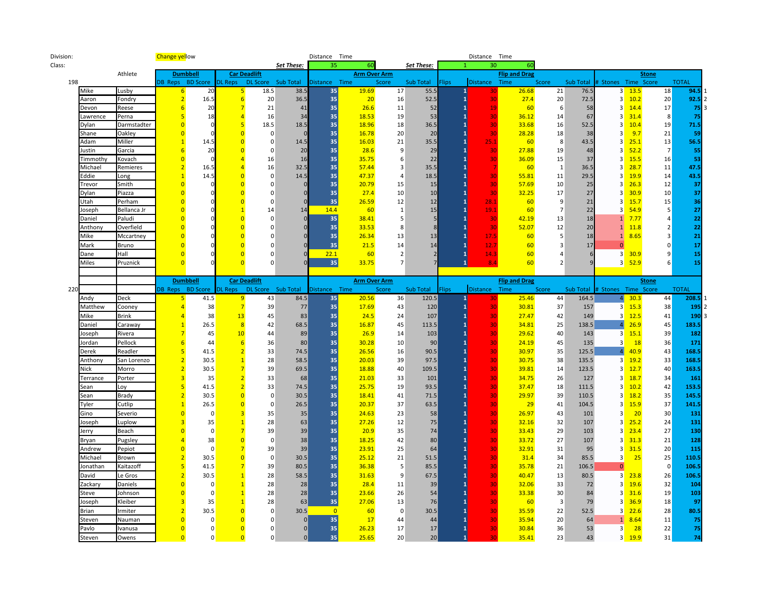Division: Change yellow

Class:

| | Distance | Time | | | Distance | Time |
|---|---|---|---|---|---|---|
| *Set These:* | 35 | 60 | *Set These:* | 1 | 30 | 60 |

| 198 | Athlete | | Dumbbell | | Car Deadlift | | | Arm Over Arm | | | | Flip and Drag | | | | | Stone | | | | |
|---|---|---|---|---|---|---|---|---|---|---|---|---|---|---|---|---|---|---|---|---|---|
| | | | DB Reps | BD Score | DL Reps | DL Score | Sub Total | Distance | Time | Score | Sub Total | Flips | Distance | Time | Score | Sub Total | # Stones | Time | Score | TOTAL | |
| | Mike | Lusby | 6 | 20 | 5 | 18.5 | 38.5 | 35 | 19.69 | 17 | 55.5 | 1 | 30 | 26.68 | 21 | 76.5 | 3 | 13.5 | 18 | 94.5 | 1 |
| | Aaron | Fondry | 2 | 16.5 | 6 | 20 | 36.5 | 35 | 20 | 16 | 52.5 | 1 | 30 | 27.4 | 20 | 72.5 | 3 | 10.2 | 20 | 92.5 | 2 |
| | Devon | Reese | 6 | 20 | 7 | 21 | 41 | 35 | 26.6 | 11 | 52 | 1 | 19 | 60 | 6 | 58 | 3 | 14.4 | 17 | 75 | 3 |
| | Lawrence | Perna | 5 | 18 | 4 | 16 | 34 | 35 | 18.53 | 19 | 53 | 1 | 30 | 36.12 | 14 | 67 | 3 | 31.4 | 8 | 75 | |
| | Dylan | Darmstadter | 0 | 0 | 5 | 18.5 | 18.5 | 35 | 18.96 | 18 | 36.5 | 1 | 30 | 33.68 | 16 | 52.5 | 3 | 10.4 | 19 | 71.5 | |
| | Shane | Oakley | 0 | 0 | 0 | 0 | 0 | 35 | 16.78 | 20 | 20 | 1 | 30 | 28.28 | 18 | 38 | 3 | 9.7 | 21 | 59 | |
| | Adam | Miller | 1 | 14.5 | 0 | 0 | 14.5 | 35 | 16.03 | 21 | 35.5 | 1 | 25.1 | 60 | 8 | 43.5 | 3 | 25.1 | 13 | 56.5 | |
| | Justin | Garcia | 6 | 20 | 0 | 0 | 20 | 35 | 28.6 | 9 | 29 | 1 | 30 | 27.88 | 19 | 48 | 3 | 52.2 | 7 | 55 | |
| | Timmothy | Kovach | 0 | 0 | 4 | 16 | 16 | 35 | 35.75 | 6 | 22 | 1 | 30 | 36.09 | 15 | 37 | 3 | 15.5 | 16 | 53 | |
| | Michael | Remieres | 2 | 16.5 | 4 | 16 | 32.5 | 35 | 57.44 | 3 | 35.5 | 1 | 7 | 60 | 1 | 36.5 | 3 | 28.7 | 11 | 47.5 | |
| | Eddie | Long | 1 | 14.5 | 0 | 0 | 14.5 | 35 | 47.37 | 4 | 18.5 | 1 | 30 | 55.81 | 11 | 29.5 | 3 | 19.9 | 14 | 43.5 | |
| | Trevor | Smith | 0 | 0 | 0 | 0 | 0 | 35 | 20.79 | 15 | 15 | 1 | 30 | 57.69 | 10 | 25 | 3 | 26.3 | 12 | 37 | |
| | Dylan | Piazza | 0 | 0 | 0 | 0 | 0 | 35 | 27.4 | 10 | 10 | 1 | 30 | 32.25 | 17 | 27 | 3 | 30.9 | 10 | 37 | |
| | Utah | Perham | 0 | 0 | 0 | 0 | 0 | 35 | 26.59 | 12 | 12 | 1 | 28.1 | 60 | 9 | 21 | 3 | 15.7 | 15 | 36 | |
| | Joseph | Bellanca Jr | 0 | 0 | 1 | 14 | 14 | 14.4 | 60 | 1 | 15 | 1 | 19.1 | 60 | 7 | 22 | 3 | 54.9 | 5 | 27 | |
| | Daniel | Paludi | 0 | 0 | 0 | 0 | 0 | 35 | 38.41 | 5 | 5 | 1 | 30 | 42.19 | 13 | 18 | 1 | 7.77 | 4 | 22 | |
| | Anthony | Overfield | 0 | 0 | 0 | 0 | 0 | 35 | 33.53 | 8 | 8 | 1 | 30 | 52.07 | 12 | 20 | 1 | 11.8 | 2 | 22 | |
| | Mike | Mccartney | 0 | 0 | 0 | 0 | 0 | 35 | 26.34 | 13 | 13 | 1 | 17.5 | 60 | 5 | 18 | 1 | 8.65 | 3 | 21 | |
| | Mark | Bruno | 0 | 0 | 0 | 0 | 0 | 35 | 21.5 | 14 | 14 | 1 | 12.7 | 60 | 3 | 17 | 0 | | 0 | 17 | |
| | Dane | Hall | 0 | 0 | 0 | 0 | 0 | 22.1 | 60 | 2 | 2 | 1 | 14.3 | 60 | 4 | 6 | 3 | 30.9 | 9 | 15 | |
| | Miles | Pruznick | 0 | 0 | 0 | 0 | 0 | 35 | 33.75 | 7 | 7 | 1 | 8.4 | 60 | 2 | 9 | 3 | 52.9 | 6 | 15 | |

| 220 | | | Dumbbell | | Car Deadlift | | | Arm Over Arm | | | | Flip and Drag | | | | | Stone | | | | |
|---|---|---|---|---|---|---|---|---|---|---|---|---|---|---|---|---|---|---|---|---|---|
| | | | DB Reps | BD Score | DL Reps | DL Score | Sub Total | Distance | Time | Score | Sub Total | Flips | Distance | Time | Score | Sub Total | # Stones | Time | Score | TOTAL | |
| | Andy | Deck | 5 | 41.5 | 9 | 43 | 84.5 | 35 | 20.56 | 36 | 120.5 | 1 | 30 | 25.46 | 44 | 164.5 | 4 | 30.3 | 44 | 208.5 | 1 |
| | Matthew | Cooney | 4 | 38 | 7 | 39 | 77 | 35 | 17.69 | 43 | 120 | 1 | 30 | 30.81 | 37 | 157 | 3 | 15.3 | 38 | 195 | 2 |
| | Mike | Brink | 4 | 38 | 13 | 45 | 83 | 35 | 24.5 | 24 | 107 | 1 | 30 | 27.47 | 42 | 149 | 3 | 12.5 | 41 | 190 | 3 |
| | Daniel | Caraway | 1 | 26.5 | 8 | 42 | 68.5 | 35 | 16.87 | 45 | 113.5 | 1 | 30 | 34.81 | 25 | 138.5 | 4 | 26.9 | 45 | 183.5 | |
| | Joseph | Rivera | 7 | 45 | 10 | 44 | 89 | 35 | 26.9 | 14 | 103 | 1 | 30 | 29.62 | 40 | 143 | 3 | 15.1 | 39 | 182 | |
| | Jordan | Pellock | 6 | 44 | 6 | 36 | 80 | 35 | 30.28 | 10 | 90 | 1 | 30 | 24.19 | 45 | 135 | 3 | 18 | 36 | 171 | |
| | Derek | Readler | 5 | 41.5 | 2 | 33 | 74.5 | 35 | 26.56 | 16 | 90.5 | 1 | 30 | 30.97 | 35 | 125.5 | 4 | 40.9 | 43 | 168.5 | |
| | Anthony | San Lorenzo | 2 | 30.5 | 1 | 28 | 58.5 | 35 | 20.03 | 39 | 97.5 | 1 | 30 | 30.75 | 38 | 135.5 | 3 | 19.2 | 33 | 168.5 | |
| | Nick | Morro | 2 | 30.5 | 7 | 39 | 69.5 | 35 | 18.88 | 40 | 109.5 | 1 | 30 | 39.81 | 14 | 123.5 | 3 | 12.7 | 40 | 163.5 | |
| | Terrance | Porter | 3 | 35 | 2 | 33 | 68 | 35 | 21.03 | 33 | 101 | 1 | 30 | 34.75 | 26 | 127 | 3 | 18.7 | 34 | 161 | |
| | Sean | Loy | 5 | 41.5 | 2 | 33 | 74.5 | 35 | 25.75 | 19 | 93.5 | 1 | 30 | 37.47 | 18 | 111.5 | 3 | 10.2 | 42 | 153.5 | |
| | Sean | Brady | 2 | 30.5 | 0 | 0 | 30.5 | 35 | 18.41 | 41 | 71.5 | 1 | 30 | 29.97 | 39 | 110.5 | 3 | 18.2 | 35 | 145.5 | |
| | Tyler | Cutlip | 1 | 26.5 | 0 | 0 | 26.5 | 35 | 20.37 | 37 | 63.5 | 1 | 30 | 29 | 41 | 104.5 | 3 | 15.9 | 37 | 141.5 | |
| | Gino | Severio | 0 | 0 | 3 | 35 | 35 | 35 | 24.63 | 23 | 58 | 1 | 30 | 26.97 | 43 | 101 | 3 | 20 | 30 | 131 | |
| | Joseph | Luplow | 3 | 35 | 1 | 28 | 63 | 35 | 27.26 | 12 | 75 | 1 | 30 | 32.16 | 32 | 107 | 3 | 25.2 | 24 | 131 | |
| | Jerry | Beach | 0 | 0 | 7 | 39 | 39 | 35 | 20.9 | 35 | 74 | 1 | 30 | 33.43 | 29 | 103 | 3 | 23.4 | 27 | 130 | |
| | Bryan | Pugsley | 4 | 38 | 0 | 0 | 38 | 35 | 18.25 | 42 | 80 | 1 | 30 | 33.72 | 27 | 107 | 3 | 31.3 | 21 | 128 | |
| | Andrew | Pepiot | 0 | 0 | 7 | 39 | 39 | 35 | 23.91 | 25 | 64 | 1 | 30 | 32.91 | 31 | 95 | 3 | 31.5 | 20 | 115 | |
| | Michael | Brown | 2 | 30.5 | 0 | 0 | 30.5 | 35 | 25.12 | 21 | 51.5 | 1 | 30 | 31.4 | 34 | 85.5 | 3 | 25 | 25 | 110.5 | |
| | Jonathan | Kaitazoff | 5 | 41.5 | 7 | 39 | 80.5 | 35 | 36.38 | 5 | 85.5 | 1 | 30 | 35.78 | 21 | 106.5 | 0 | | 0 | 106.5 | |
| | David | Le Gros | 2 | 30.5 | 1 | 28 | 58.5 | 35 | 31.63 | 9 | 67.5 | 1 | 30 | 40.47 | 13 | 80.5 | 3 | 23.8 | 26 | 106.5 | |
| | Zackary | Daniels | 0 | 0 | 1 | 28 | 28 | 35 | 28.4 | 11 | 39 | 1 | 30 | 32.06 | 33 | 72 | 3 | 19.6 | 32 | 104 | |
| | Steve | Johnson | 0 | 0 | 1 | 28 | 28 | 35 | 23.66 | 26 | 54 | 1 | 30 | 33.38 | 30 | 84 | 3 | 31.6 | 19 | 103 | |
| | Joseph | Kleiber | 3 | 35 | 1 | 28 | 63 | 35 | 27.06 | 13 | 76 | 1 | 30 | 60 | 3 | 79 | 3 | 36.9 | 18 | 97 | |
| | Brian | Irmiter | 2 | 30.5 | 0 | 0 | 30.5 | 0 | 60 | 0 | 30.5 | 1 | 30 | 35.59 | 22 | 52.5 | 3 | 22.6 | 28 | 80.5 | |
| | Steven | Nauman | 0 | 0 | 0 | 0 | 0 | 35 | 17 | 44 | 44 | 1 | 30 | 35.94 | 20 | 64 | 1 | 8.64 | 11 | 75 | |
| | Pavlo | Ivanusa | 0 | 0 | 0 | 0 | 0 | 35 | 26.23 | 17 | 17 | 1 | 30 | 30.84 | 36 | 53 | 3 | 28 | 22 | 75 | |
| | Steven | Owens | 0 | 0 | 0 | 0 | 0 | 35 | 25.65 | 20 | 20 | 1 | 30 | 35.41 | 23 | 43 | 3 | 19.9 | 31 | 74 | |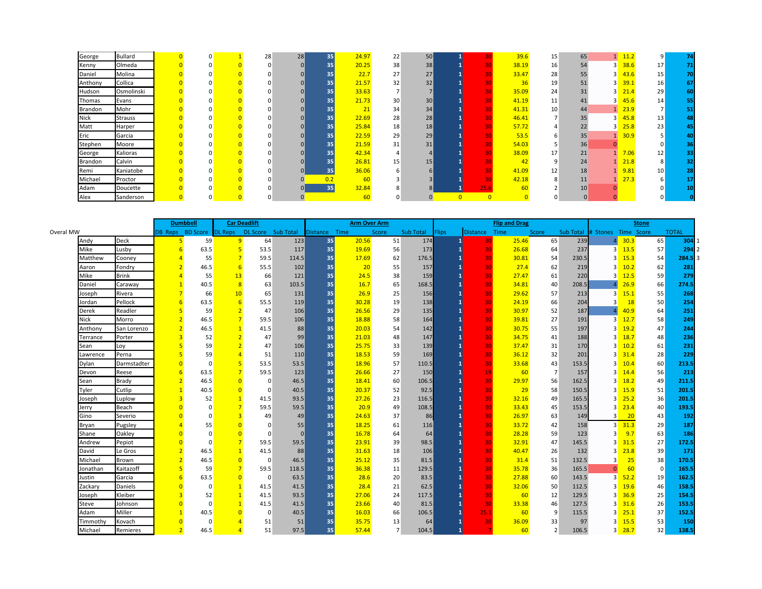| | | | | | | | | | | | | | | | | | | | | | | |
|---|---|---|---|---|---|---|---|---|---|---|---|---|---|---|---|---|---|---|---|---|---|---|
| George | Bullard | 0 | 0 | 1 | 28 | 28 | 35 | 24.97 | 22 | 50 | 1 | 30 | 39.6 | 15 | 65 | 1 | 11.2 | 9 | 74 | |
| Kenny | Olmeda | 0 | 0 | 0 | 0 | 0 | 35 | 20.25 | 38 | 38 | 1 | 30 | 38.19 | 16 | 54 | 3 | 38.6 | 17 | 71 | |
| Daniel | Molina | 0 | 0 | 0 | 0 | 0 | 35 | 22.7 | 27 | 27 | 1 | 30 | 33.47 | 28 | 55 | 3 | 43.6 | 15 | 70 | |
| Anthony | Collica | 0 | 0 | 0 | 0 | 0 | 35 | 21.57 | 32 | 32 | 1 | 30 | 36 | 19 | 51 | 3 | 39.1 | 16 | 67 | |
| Hudson | Osmolinski | 0 | 0 | 0 | 0 | 0 | 35 | 33.63 | 7 | 7 | 1 | 30 | 35.09 | 24 | 31 | 3 | 21.4 | 29 | 60 | |
| Thomas | Evans | 0 | 0 | 0 | 0 | 0 | 35 | 21.73 | 30 | 30 | 1 | 30 | 41.19 | 11 | 41 | 3 | 45.6 | 14 | 55 | |
| Brandon | Mohr | 0 | 0 | 0 | 0 | 0 | 35 | 21 | 34 | 34 | 1 | 30 | 41.31 | 10 | 44 | 1 | 23.9 | 7 | 51 | |
| Nick | Strauss | 0 | 0 | 0 | 0 | 0 | 35 | 22.69 | 28 | 28 | 1 | 30 | 46.41 | 7 | 35 | 3 | 45.8 | 13 | 48 | |
| Matt | Harper | 0 | 0 | 0 | 0 | 0 | 35 | 25.84 | 18 | 18 | 1 | 30 | 57.72 | 4 | 22 | 3 | 25.8 | 23 | 45 | |
| Eric | Garcia | 0 | 0 | 0 | 0 | 0 | 35 | 22.59 | 29 | 29 | 1 | 30 | 53.5 | 6 | 35 | 1 | 30.9 | 5 | 40 | |
| Stephen | Moore | 0 | 0 | 0 | 0 | 0 | 35 | 21.59 | 31 | 31 | 1 | 30 | 54.03 | 5 | 36 | 0 | | 0 | 36 | |
| George | Kalioras | 0 | 0 | 0 | 0 | 0 | 35 | 42.34 | 4 | 4 | 1 | 30 | 38.09 | 17 | 21 | 1 | 7.06 | 12 | 33 | |
| Brandon | Calvin | 0 | 0 | 0 | 0 | 0 | 35 | 26.81 | 15 | 15 | 1 | 30 | 42 | 9 | 24 | 1 | 21.8 | 8 | 32 | |
| Remi | Kaniatobe | 0 | 0 | 0 | 0 | 0 | 35 | 36.06 | 6 | 6 | 1 | 30 | 41.09 | 12 | 18 | 1 | 9.81 | 10 | 28 | |
| Michael | Proctor | 0 | 0 | 0 | 0 | 0 | 0.2 | 60 | 3 | 3 | 1 | 30 | 42.18 | 8 | 11 | 1 | 27.3 | 6 | 17 | |
| Adam | Doucette | 0 | 0 | 0 | 0 | 0 | 35 | 32.84 | 8 | 8 | 1 | 25.6 | 60 | 2 | 10 | 0 | | 0 | 10 | |
| Alex | Sanderson | 0 | 0 | 0 | 0 | 0 | | 60 | 0 | 0 | 0 | 0 | 0 | 0 | 0 | 0 | | 0 | 0 | |

| Overal MW | | Dumbbell | | Car Deadlift | | | Arm Over Arm | | | | Flip and Drag | | | | | Stone | | | | |
|---|---|---|---|---|---|---|---|---|---|---|---|---|---|---|---|---|---|---|---|---|
| | | DB Reps | BD Score | DL Reps | DL Score | Sub Total | Distance | Time | Score | Sub Total | Flips | Distance | Time | Score | Sub Total | # Stones | Time | Score | TOTAL | |
| Andy | Deck | 5 | 59 | 9 | 64 | 123 | 35 | 20.56 | 51 | 174 | 1 | 30 | 25.46 | 65 | 239 | 4 | 30.3 | 65 | 304 | 1 |
| Mike | Lusby | 6 | 63.5 | 5 | 53.5 | 117 | 35 | 19.69 | 56 | 173 | 1 | 30 | 26.68 | 64 | 237 | 3 | 13.5 | 57 | 294 | 2 |
| Matthew | Cooney | 4 | 55 | 7 | 59.5 | 114.5 | 35 | 17.69 | 62 | 176.5 | 1 | 30 | 30.81 | 54 | 230.5 | 3 | 15.3 | 54 | 284.5 | 3 |
| Aaron | Fondry | 2 | 46.5 | 6 | 55.5 | 102 | 35 | 20 | 55 | 157 | 1 | 30 | 27.4 | 62 | 219 | 3 | 10.2 | 62 | 281 | |
| Mike | Brink | 4 | 55 | 13 | 66 | 121 | 35 | 24.5 | 38 | 159 | 1 | 30 | 27.47 | 61 | 220 | 3 | 12.5 | 59 | 279 | |
| Daniel | Caraway | 1 | 40.5 | 8 | 63 | 103.5 | 35 | 16.7 | 65 | 168.5 | 1 | 30 | 34.81 | 40 | 208.5 | 4 | 26.9 | 66 | 274.5 | |
| Joseph | Rivera | 7 | 66 | 10 | 65 | 131 | 35 | 26.9 | 25 | 156 | 1 | 30 | 29.62 | 57 | 213 | 3 | 15.1 | 55 | 268 | |
| Jordan | Pellock | 6 | 63.5 | 6 | 55.5 | 119 | 35 | 30.28 | 19 | 138 | 1 | 30 | 24.19 | 66 | 204 | 3 | 18 | 50 | 254 | |
| Derek | Readler | 5 | 59 | 2 | 47 | 106 | 35 | 26.56 | 29 | 135 | 1 | 30 | 30.97 | 52 | 187 | 4 | 40.9 | 64 | 251 | |
| Nick | Morro | 2 | 46.5 | 7 | 59.5 | 106 | 35 | 18.88 | 58 | 164 | 1 | 30 | 39.81 | 27 | 191 | 3 | 12.7 | 58 | 249 | |
| Anthony | San Lorenzo | 2 | 46.5 | 1 | 41.5 | 88 | 35 | 20.03 | 54 | 142 | 1 | 30 | 30.75 | 55 | 197 | 3 | 19.2 | 47 | 244 | |
| Terrance | Porter | 3 | 52 | 2 | 47 | 99 | 35 | 21.03 | 48 | 147 | 1 | 30 | 34.75 | 41 | 188 | 3 | 18.7 | 48 | 236 | |
| Sean | Loy | 5 | 59 | 2 | 47 | 106 | 35 | 25.75 | 33 | 139 | 1 | 30 | 37.47 | 31 | 170 | 3 | 10.2 | 61 | 231 | |
| Lawrence | Perna | 5 | 59 | 4 | 51 | 110 | 35 | 18.53 | 59 | 169 | 1 | 30 | 36.12 | 32 | 201 | 3 | 31.4 | 28 | 229 | |
| Dylan | Darmstadter | 0 | 0 | 5 | 53.5 | 53.5 | 35 | 18.96 | 57 | 110.5 | 1 | 30 | 33.68 | 43 | 153.5 | 3 | 10.4 | 60 | 213.5 | |
| Devon | Reese | 6 | 63.5 | 7 | 59.5 | 123 | 35 | 26.66 | 27 | 150 | 1 | 19 | 60 | 7 | 157 | 3 | 14.4 | 56 | 213 | |
| Sean | Brady | 2 | 46.5 | 0 | 0 | 46.5 | 35 | 18.41 | 60 | 106.5 | 1 | 30 | 29.97 | 56 | 162.5 | 3 | 18.2 | 49 | 211.5 | |
| Tyler | Cutlip | 1 | 40.5 | 0 | 0 | 40.5 | 35 | 20.37 | 52 | 92.5 | 1 | 30 | 29 | 58 | 150.5 | 3 | 15.9 | 51 | 201.5 | |
| Joseph | Luplow | 3 | 52 | 1 | 41.5 | 93.5 | 35 | 27.26 | 23 | 116.5 | 1 | 30 | 32.16 | 49 | 165.5 | 3 | 25.2 | 36 | 201.5 | |
| Jerry | Beach | 0 | 0 | 7 | 59.5 | 59.5 | 35 | 20.9 | 49 | 108.5 | 1 | 30 | 33.43 | 45 | 153.5 | 3 | 23.4 | 40 | 193.5 | |
| Gino | Severio | 0 | 0 | 3 | 49 | 49 | 35 | 24.63 | 37 | 86 | 1 | 30 | 26.97 | 63 | 149 | 3 | 20 | 43 | 192 | |
| Bryan | Pugsley | 4 | 55 | 0 | 0 | 55 | 35 | 18.25 | 61 | 116 | 1 | 30 | 33.72 | 42 | 158 | 3 | 31.3 | 29 | 187 | |
| Shane | Oakley | 0 | 0 | 0 | 0 | 0 | 35 | 16.78 | 64 | 64 | 1 | 30 | 28.28 | 59 | 123 | 3 | 9.7 | 63 | 186 | |
| Andrew | Pepiot | 0 | 0 | 7 | 59.5 | 59.5 | 35 | 23.91 | 39 | 98.5 | 1 | 30 | 32.91 | 47 | 145.5 | 3 | 31.5 | 27 | 172.5 | |
| David | Le Gros | 2 | 46.5 | 1 | 41.5 | 88 | 35 | 31.63 | 18 | 106 | 1 | 30 | 40.47 | 26 | 132 | 3 | 23.8 | 39 | 171 | |
| Michael | Brown | 2 | 46.5 | 0 | 0 | 46.5 | 35 | 25.12 | 35 | 81.5 | 1 | 30 | 31.4 | 51 | 132.5 | 3 | 25 | 38 | 170.5 | |
| Jonathan | Kaitazoff | 5 | 59 | 7 | 59.5 | 118.5 | 35 | 36.38 | 11 | 129.5 | 1 | 30 | 35.78 | 36 | 165.5 | 0 | 60 | 0 | 165.5 | |
| Justin | Garcia | 6 | 63.5 | 0 | 0 | 63.5 | 35 | 28.6 | 20 | 83.5 | 1 | 30 | 27.88 | 60 | 143.5 | 3 | 52.2 | 19 | 162.5 | |
| Zackary | Daniels | 0 | 0 | 1 | 41.5 | 41.5 | 35 | 28.4 | 21 | 62.5 | 1 | 30 | 32.06 | 50 | 112.5 | 3 | 19.6 | 46 | 158.5 | |
| Joseph | Kleiber | 3 | 52 | 1 | 41.5 | 93.5 | 35 | 27.06 | 24 | 117.5 | 1 | 30 | 60 | 12 | 129.5 | 3 | 36.9 | 25 | 154.5 | |
| Steve | Johnson | 0 | 0 | 1 | 41.5 | 41.5 | 35 | 23.66 | 40 | 81.5 | 1 | 30 | 33.38 | 46 | 127.5 | 3 | 31.6 | 26 | 153.5 | |
| Adam | Miller | 1 | 40.5 | 0 | 0 | 40.5 | 35 | 16.03 | 66 | 106.5 | 1 | 25.1 | 60 | 9 | 115.5 | 3 | 25.1 | 37 | 152.5 | |
| Timmothy | Kovach | 0 | 0 | 4 | 51 | 51 | 35 | 35.75 | 13 | 64 | 1 | 30 | 36.09 | 33 | 97 | 3 | 15.5 | 53 | 150 | |
| Michael | Remieres | 2 | 46.5 | 4 | 51 | 97.5 | 35 | 57.44 | 7 | 104.5 | 1 | 7 | 60 | 2 | 106.5 | 3 | 28.7 | 32 | 138.5 | |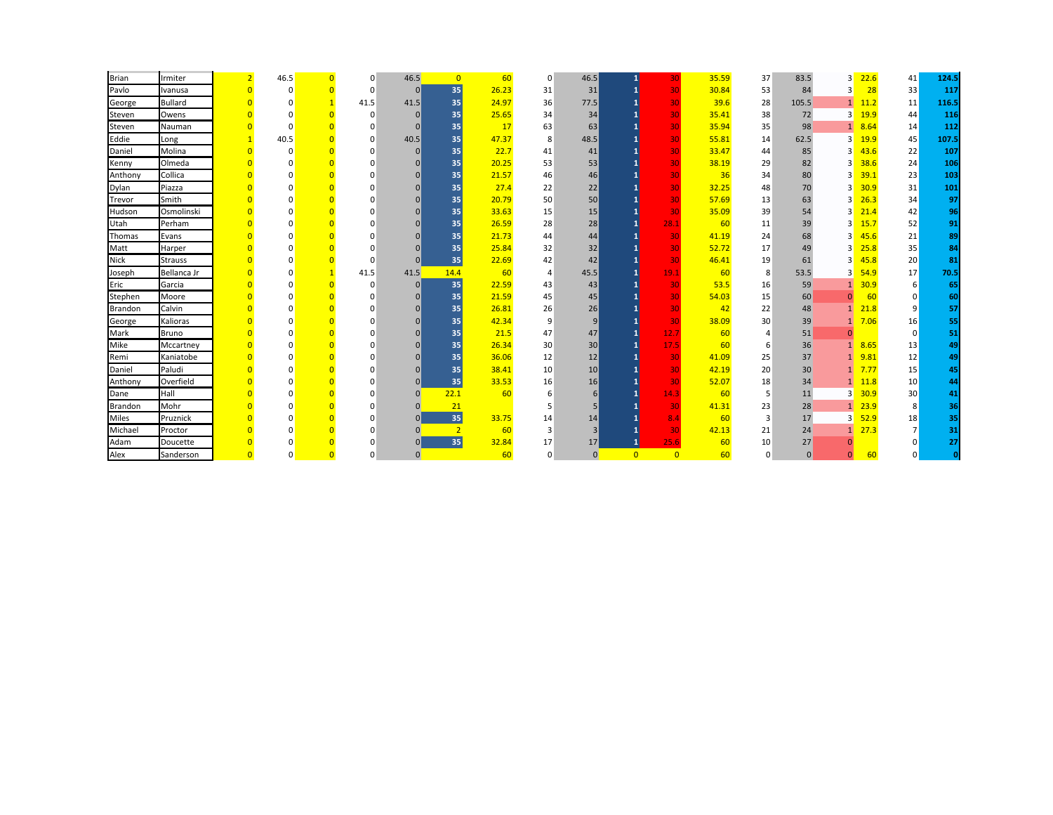| | | | | | | | | | | | | | | | | | | | |
|---|---|---|---|---|---|---|---|---|---|---|---|---|---|---|---|---|---|---|---|
| Brian | Irmiter | 2 | 46.5 | 0 | 0 | 46.5 | 0 | 60 | 0 | 46.5 | 1 | 30 | 35.59 | 37 | 83.5 | 3 | 22.6 | 41 | 124.5 |
| Pavlo | Ivanusa | 0 | 0 | 0 | 0 | 0 | 35 | 26.23 | 31 | 31 | 1 | 30 | 30.84 | 53 | 84 | 3 | 28 | 33 | 117 |
| George | Bullard | 0 | 0 | 1 | 41.5 | 41.5 | 35 | 24.97 | 36 | 77.5 | 1 | 30 | 39.6 | 28 | 105.5 | 1 | 11.2 | 11 | 116.5 |
| Steven | Owens | 0 | 0 | 0 | 0 | 0 | 35 | 25.65 | 34 | 34 | 1 | 30 | 35.41 | 38 | 72 | 3 | 19.9 | 44 | 116 |
| Steven | Nauman | 0 | 0 | 0 | 0 | 0 | 35 | 17 | 63 | 63 | 1 | 30 | 35.94 | 35 | 98 | 1 | 8.64 | 14 | 112 |
| Eddie | Long | 1 | 40.5 | 0 | 0 | 40.5 | 35 | 47.37 | 8 | 48.5 | 1 | 30 | 55.81 | 14 | 62.5 | 3 | 19.9 | 45 | 107.5 |
| Daniel | Molina | 0 | 0 | 0 | 0 | 0 | 35 | 22.7 | 41 | 41 | 1 | 30 | 33.47 | 44 | 85 | 3 | 43.6 | 22 | 107 |
| Kenny | Olmeda | 0 | 0 | 0 | 0 | 0 | 35 | 20.25 | 53 | 53 | 1 | 30 | 38.19 | 29 | 82 | 3 | 38.6 | 24 | 106 |
| Anthony | Collica | 0 | 0 | 0 | 0 | 0 | 35 | 21.57 | 46 | 46 | 1 | 30 | 36 | 34 | 80 | 3 | 39.1 | 23 | 103 |
| Dylan | Piazza | 0 | 0 | 0 | 0 | 0 | 35 | 27.4 | 22 | 22 | 1 | 30 | 32.25 | 48 | 70 | 3 | 30.9 | 31 | 101 |
| Trevor | Smith | 0 | 0 | 0 | 0 | 0 | 35 | 20.79 | 50 | 50 | 1 | 30 | 57.69 | 13 | 63 | 3 | 26.3 | 34 | 97 |
| Hudson | Osmolinski | 0 | 0 | 0 | 0 | 0 | 35 | 33.63 | 15 | 15 | 1 | 30 | 35.09 | 39 | 54 | 3 | 21.4 | 42 | 96 |
| Utah | Perham | 0 | 0 | 0 | 0 | 0 | 35 | 26.59 | 28 | 28 | 1 | 28.1 | 60 | 11 | 39 | 3 | 15.7 | 52 | 91 |
| Thomas | Evans | 0 | 0 | 0 | 0 | 0 | 35 | 21.73 | 44 | 44 | 1 | 30 | 41.19 | 24 | 68 | 3 | 45.6 | 21 | 89 |
| Matt | Harper | 0 | 0 | 0 | 0 | 0 | 35 | 25.84 | 32 | 32 | 1 | 30 | 52.72 | 17 | 49 | 3 | 25.8 | 35 | 84 |
| Nick | Strauss | 0 | 0 | 0 | 0 | 0 | 35 | 22.69 | 42 | 42 | 1 | 30 | 46.41 | 19 | 61 | 3 | 45.8 | 20 | 81 |
| Joseph | Bellanca Jr | 0 | 0 | 1 | 41.5 | 41.5 | 14.4 | 60 | 4 | 45.5 | 1 | 19.1 | 60 | 8 | 53.5 | 3 | 54.9 | 17 | 70.5 |
| Eric | Garcia | 0 | 0 | 0 | 0 | 0 | 35 | 22.59 | 43 | 43 | 1 | 30 | 53.5 | 16 | 59 | 1 | 30.9 | 6 | 65 |
| Stephen | Moore | 0 | 0 | 0 | 0 | 0 | 35 | 21.59 | 45 | 45 | 1 | 30 | 54.03 | 15 | 60 | 0 | 60 | 0 | 60 |
| Brandon | Calvin | 0 | 0 | 0 | 0 | 0 | 35 | 26.81 | 26 | 26 | 1 | 30 | 42 | 22 | 48 | 1 | 21.8 | 9 | 57 |
| George | Kalioras | 0 | 0 | 0 | 0 | 0 | 35 | 42.34 | 9 | 9 | 1 | 30 | 38.09 | 30 | 39 | 1 | 7.06 | 16 | 55 |
| Mark | Bruno | 0 | 0 | 0 | 0 | 0 | 35 | 21.5 | 47 | 47 | 1 | 12.7 | 60 | 4 | 51 | 0 | | 0 | 51 |
| Mike | Mccartney | 0 | 0 | 0 | 0 | 0 | 35 | 26.34 | 30 | 30 | 1 | 17.5 | 60 | 6 | 36 | 1 | 8.65 | 13 | 49 |
| Remi | Kaniatobe | 0 | 0 | 0 | 0 | 0 | 35 | 36.06 | 12 | 12 | 1 | 30 | 41.09 | 25 | 37 | 1 | 9.81 | 12 | 49 |
| Daniel | Paludi | 0 | 0 | 0 | 0 | 0 | 35 | 38.41 | 10 | 10 | 1 | 30 | 42.19 | 20 | 30 | 1 | 7.77 | 15 | 45 |
| Anthony | Overfield | 0 | 0 | 0 | 0 | 0 | 35 | 33.53 | 16 | 16 | 1 | 30 | 52.07 | 18 | 34 | 1 | 11.8 | 10 | 44 |
| Dane | Hall | 0 | 0 | 0 | 0 | 0 | 22.1 | 60 | 6 | 6 | 1 | 14.3 | 60 | 5 | 11 | 3 | 30.9 | 30 | 41 |
| Brandon | Mohr | 0 | 0 | 0 | 0 | 0 | 21 | | 5 | 5 | 1 | 30 | 41.31 | 23 | 28 | 1 | 23.9 | 8 | 36 |
| Miles | Pruznick | 0 | 0 | 0 | 0 | 0 | 35 | 33.75 | 14 | 14 | 1 | 8.4 | 60 | 3 | 17 | 3 | 52.9 | 18 | 35 |
| Michael | Proctor | 0 | 0 | 0 | 0 | 0 | 2 | 60 | 3 | 3 | 1 | 30 | 42.13 | 21 | 24 | 1 | 27.3 | 7 | 31 |
| Adam | Doucette | 0 | 0 | 0 | 0 | 0 | 35 | 32.84 | 17 | 17 | 1 | 25.6 | 60 | 10 | 27 | 0 | | 0 | 27 |
| Alex | Sanderson | 0 | 0 | 0 | 0 | 0 | | 60 | 0 | 0 | 0 | 0 | 60 | 0 | 0 | 0 | 60 | 0 | 0 |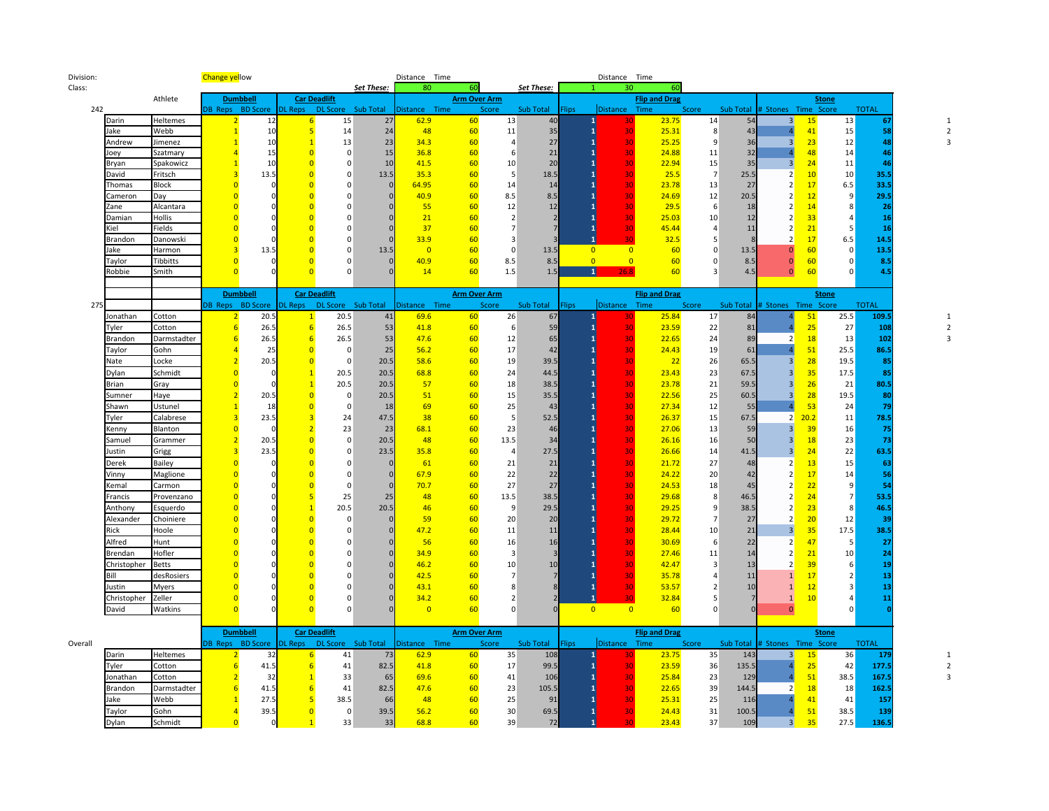Division:

Class:

Change yellow

| | Distance | Time |
|---|---|---|
| *Set These:* | 80 | 60 |

| | Distance | Time | |
|---|---|---|---|
| *Set These:* | 1 | 30 | 60 |

**242**

| | Athlete | | Dumbbell | | Car Deadlift | | | Arm Over Arm | | | | Flip and Drag | | | | | Stone | | | | |
|---|---|---|---|---|---|---|---|---|---|---|---|---|---|---|---|---|---|---|---|---|---|
| | | DB Reps | BD Score | DL Reps | DL Score | Sub Total | Distance | Time | Score | Sub Total | Flips | Distance | Time | Score | Sub Total | # Stones | Time | Score | TOTAL | |
| Darin | Heltemes | 2 | 12 | 6 | 15 | 27 | 62.9 | 60 | 13 | 40 | 1 | 30 | 23.75 | 14 | 54 | 3 | 15 | 13 | 67 | 1 |
| Jake | Webb | 1 | 10 | 5 | 14 | 24 | 48 | 60 | 11 | 35 | 1 | 30 | 25.31 | 8 | 43 | 4 | 41 | 15 | 58 | 2 |
| Andrew | Jimenez | 1 | 10 | 1 | 13 | 23 | 34.3 | 60 | 4 | 27 | 1 | 30 | 25.25 | 9 | 36 | 3 | 23 | 12 | 48 | 3 |
| Joey | Szatmary | 4 | 15 | 0 | 0 | 15 | 36.8 | 60 | 6 | 21 | 1 | 30 | 24.88 | 11 | 32 | 4 | 48 | 14 | 46 | |
| Bryan | Spakowicz | 1 | 10 | 0 | 0 | 10 | 41.5 | 60 | 10 | 20 | 1 | 30 | 22.94 | 15 | 35 | 3 | 24 | 11 | 46 | |
| David | Fritsch | 3 | 13.5 | 0 | 0 | 13.5 | 35.3 | 60 | 5 | 18.5 | 1 | 30 | 25.5 | 7 | 25.5 | 2 | 10 | 10 | 35.5 | |
| Thomas | Block | 0 | 0 | 0 | 0 | 0 | 64.95 | 60 | 14 | 14 | 1 | 30 | 23.78 | 13 | 27 | 2 | 17 | 6.5 | 33.5 | |
| Cameron | Day | 0 | 0 | 0 | 0 | 0 | 40.9 | 60 | 8.5 | 8.5 | 1 | 30 | 24.69 | 12 | 20.5 | 2 | 12 | 9 | 29.5 | |
| Zane | Alcantara | 0 | 0 | 0 | 0 | 0 | 55 | 60 | 12 | 12 | 1 | 30 | 29.5 | 6 | 18 | 2 | 14 | 8 | 26 | |
| Damian | Hollis | 0 | 0 | 0 | 0 | 0 | 21 | 60 | 2 | 2 | 1 | 30 | 25.03 | 10 | 12 | 2 | 33 | 4 | 16 | |
| Kiel | Fields | 0 | 0 | 0 | 0 | 0 | 37 | 60 | 7 | 7 | 1 | 30 | 45.44 | 4 | 11 | 2 | 21 | 5 | 16 | |
| Brandon | Danowski | 0 | 0 | 0 | 0 | 0 | 33.9 | 60 | 3 | 3 | 1 | 30 | 32.5 | 5 | 8 | 2 | 17 | 6.5 | 14.5 | |
| Jake | Harmon | 3 | 13.5 | 0 | 0 | 13.5 | 0 | 60 | 0 | 13.5 | 0 | 0 | 60 | 0 | 13.5 | 0 | 60 | 0 | 13.5 | |
| Taylor | Tibbitts | 0 | 0 | 0 | 0 | 0 | 40.9 | 60 | 8.5 | 8.5 | 0 | 0 | 60 | 0 | 8.5 | 0 | 60 | 0 | 8.5 | |
| Robbie | Smith | 0 | 0 | 0 | 0 | 0 | 14 | 60 | 1.5 | 1.5 | 1 | 26.8 | 60 | 3 | 4.5 | 0 | 60 | 0 | 4.5 | |

**275**

| | | Dumbbell | | Car Deadlift | | | Arm Over Arm | | | | Flip and Drag | | | | | Stone | | | | |
|---|---|---|---|---|---|---|---|---|---|---|---|---|---|---|---|---|---|---|---|---|
| | | DB Reps | BD Score | DL Reps | DL Score | Sub Total | Distance | Time | Score | Sub Total | Flips | Distance | Time | Score | Sub Total | # Stones | Time | Score | TOTAL | |
| Jonathan | Cotton | 2 | 20.5 | 1 | 20.5 | 41 | 69.6 | 60 | 26 | 67 | 1 | 30 | 25.84 | 17 | 84 | 4 | 51 | 25.5 | 109.5 | 1 |
| Tyler | Cotton | 6 | 26.5 | 6 | 26.5 | 53 | 41.8 | 60 | 6 | 59 | 1 | 30 | 23.59 | 22 | 81 | 4 | 25 | 27 | 108 | 2 |
| Brandon | Darmstadter | 6 | 26.5 | 6 | 26.5 | 53 | 47.6 | 60 | 12 | 65 | 1 | 30 | 22.65 | 24 | 89 | 2 | 18 | 13 | 102 | 3 |
| Taylor | Gohn | 4 | 25 | 0 | 0 | 25 | 56.2 | 60 | 17 | 42 | 1 | 30 | 24.43 | 19 | 61 | 4 | 51 | 25.5 | 86.5 | |
| Nate | Locke | 2 | 20.5 | 0 | 0 | 20.5 | 58.6 | 60 | 19 | 39.5 | 1 | 30 | 22 | 26 | 65.5 | 3 | 28 | 19.5 | 85 | |
| Dylan | Schmidt | 0 | 0 | 1 | 20.5 | 20.5 | 68.8 | 60 | 24 | 44.5 | 1 | 30 | 23.43 | 23 | 67.5 | 3 | 35 | 17.5 | 85 | |
| Brian | Gray | 0 | 0 | 1 | 20.5 | 20.5 | 57 | 60 | 18 | 38.5 | 1 | 30 | 23.78 | 21 | 59.5 | 3 | 26 | 21 | 80.5 | |
| Sumner | Haye | 2 | 20.5 | 0 | 0 | 20.5 | 51 | 60 | 15 | 35.5 | 1 | 30 | 22.56 | 25 | 60.5 | 3 | 28 | 19.5 | 80 | |
| Shawn | Ustunel | 1 | 18 | 0 | 0 | 18 | 69 | 60 | 25 | 43 | 1 | 30 | 27.34 | 12 | 55 | 4 | 53 | 24 | 79 | |
| Tyler | Calabrese | 3 | 23.5 | 3 | 24 | 47.5 | 38 | 60 | 5 | 52.5 | 1 | 30 | 26.37 | 15 | 67.5 | 2 | 20.2 | 11 | 78.5 | |
| Kenny | Blanton | 0 | 0 | 2 | 23 | 23 | 68.1 | 60 | 23 | 46 | 1 | 30 | 27.06 | 13 | 59 | 3 | 39 | 16 | 75 | |
| Samuel | Grammer | 2 | 20.5 | 0 | 0 | 20.5 | 48 | 60 | 13.5 | 34 | 1 | 30 | 26.16 | 16 | 50 | 3 | 18 | 23 | 73 | |
| Justin | Grigg | 3 | 23.5 | 0 | 0 | 23.5 | 35.8 | 60 | 4 | 27.5 | 1 | 30 | 26.66 | 14 | 41.5 | 3 | 24 | 22 | 63.5 | |
| Derek | Bailey | 0 | 0 | 0 | 0 | 0 | 61 | 60 | 21 | 21 | 1 | 30 | 21.72 | 27 | 48 | 2 | 13 | 15 | 63 | |
| Vinny | Maglione | 0 | 0 | 0 | 0 | 0 | 67.9 | 60 | 22 | 22 | 1 | 30 | 24.22 | 20 | 42 | 2 | 17 | 14 | 56 | |
| Kemal | Carmon | 0 | 0 | 0 | 0 | 0 | 70.7 | 60 | 27 | 27 | 1 | 30 | 24.53 | 18 | 45 | 2 | 22 | 9 | 54 | |
| Francis | Provenzano | 0 | 0 | 5 | 25 | 25 | 48 | 60 | 13.5 | 38.5 | 1 | 30 | 29.68 | 8 | 46.5 | 2 | 24 | 7 | 53.5 | |
| Anthony | Esquerdo | 0 | 0 | 1 | 20.5 | 20.5 | 46 | 60 | 9 | 29.5 | 1 | 30 | 29.25 | 9 | 38.5 | 2 | 23 | 8 | 46.5 | |
| Alexander | Choiniere | 0 | 0 | 0 | 0 | 0 | 59 | 60 | 20 | 20 | 1 | 30 | 29.72 | 7 | 27 | 2 | 20 | 12 | 39 | |
| Rick | Hoole | 0 | 0 | 0 | 0 | 0 | 47.2 | 60 | 11 | 11 | 1 | 30 | 28.44 | 10 | 21 | 3 | 35 | 17.5 | 38.5 | |
| Alfred | Hunt | 0 | 0 | 0 | 0 | 0 | 56 | 60 | 16 | 16 | 1 | 30 | 30.69 | 6 | 22 | 2 | 47 | 5 | 27 | |
| Brendan | Hofler | 0 | 0 | 0 | 0 | 0 | 34.9 | 60 | 3 | 3 | 1 | 30 | 27.46 | 11 | 14 | 2 | 21 | 10 | 24 | |
| Christopher | Betts | 0 | 0 | 0 | 0 | 0 | 46.2 | 60 | 10 | 10 | 1 | 30 | 42.47 | 3 | 13 | 2 | 39 | 6 | 19 | |
| Bill | desRosiers | 0 | 0 | 0 | 0 | 0 | 42.5 | 60 | 7 | 7 | 1 | 30 | 35.78 | 4 | 11 | 1 | 17 | 2 | 13 | |
| Justin | Myers | 0 | 0 | 0 | 0 | 0 | 43.1 | 60 | 8 | 8 | 1 | 30 | 53.57 | 2 | 10 | 1 | 12 | 3 | 13 | |
| Christopher | Zeller | 0 | 0 | 0 | 0 | 0 | 34.2 | 60 | 2 | 2 | 1 | 30 | 32.84 | 5 | 7 | 1 | 10 | 4 | 11 | |
| David | Watkins | 0 | 0 | 0 | 0 | 0 | 0 | 60 | 0 | 0 | 0 | 0 | 60 | 0 | 0 | 0 | | 0 | 0 | |

**Overall**

| | | Dumbbell | | Car Deadlift | | | Arm Over Arm | | | | Flip and Drag | | | | | Stone | | | | |
|---|---|---|---|---|---|---|---|---|---|---|---|---|---|---|---|---|---|---|---|---|
| | | DB Reps | BD Score | DL Reps | DL Score | Sub Total | Distance | Time | Score | Sub Total | Flips | Distance | Time | Score | Sub Total | # Stones | Time | Score | TOTAL | |
| Darin | Heltemes | 2 | 32 | 6 | 41 | 73 | 62.9 | 60 | 35 | 108 | 1 | 30 | 23.75 | 35 | 143 | 3 | 15 | 36 | 179 | 1 |
| Tyler | Cotton | 6 | 41.5 | 6 | 41 | 82.5 | 41.8 | 60 | 17 | 99.5 | 1 | 30 | 23.59 | 36 | 135.5 | 4 | 25 | 42 | 177.5 | 2 |
| Jonathan | Cotton | 2 | 32 | 1 | 33 | 65 | 69.6 | 60 | 41 | 106 | 1 | 30 | 25.84 | 23 | 129 | 4 | 51 | 38.5 | 167.5 | 3 |
| Brandon | Darmstadter | 6 | 41.5 | 6 | 41 | 82.5 | 47.6 | 60 | 23 | 105.5 | 1 | 30 | 22.65 | 39 | 144.5 | 2 | 18 | 18 | 162.5 | |
| Jake | Webb | 1 | 27.5 | 5 | 38.5 | 66 | 48 | 60 | 25 | 91 | 1 | 30 | 25.31 | 25 | 116 | 4 | 41 | 41 | 157 | |
| Taylor | Gohn | 4 | 39.5 | 0 | 0 | 39.5 | 56.2 | 60 | 30 | 69.5 | 1 | 30 | 24.43 | 31 | 100.5 | 4 | 51 | 38.5 | 139 | |
| Dylan | Schmidt | 0 | 0 | 1 | 33 | 33 | 68.8 | 60 | 39 | 72 | 1 | 30 | 23.43 | 37 | 109 | 3 | 35 | 27.5 | 136.5 | |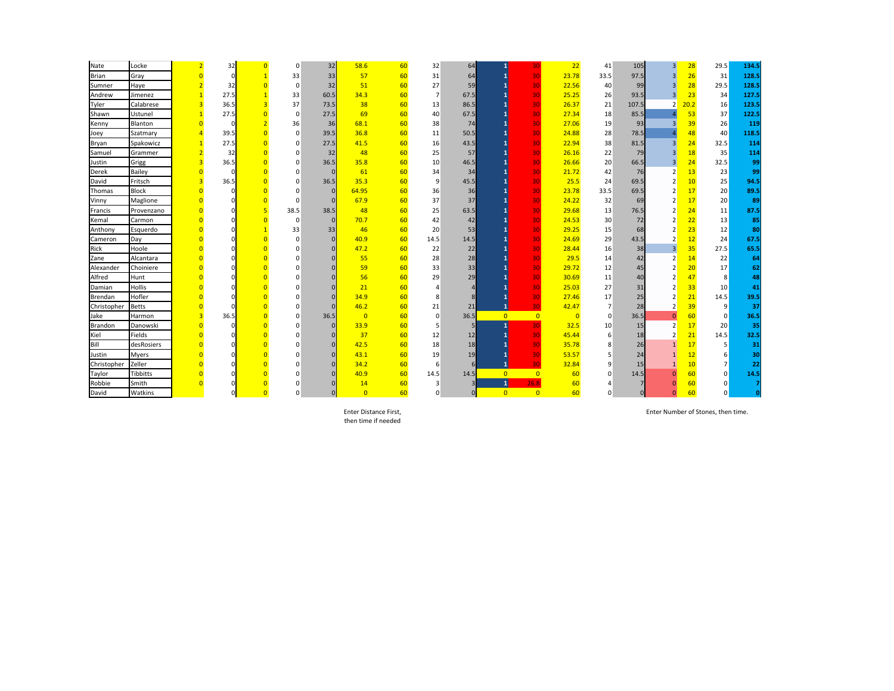| | | | | | | | | | | | | | | | | | | | |
|---|---|---|---|---|---|---|---|---|---|---|---|---|---|---|---|---|---|---|---|
| Nate | Locke | 2 | 32 | 0 | 0 | 32 | 58.6 | 60 | 32 | 64 | 1 | 30 | 22 | 41 | 105 | 3 | 28 | 29.5 | 134.5 |
| Brian | Gray | 0 | 0 | 1 | 33 | 33 | 57 | 60 | 31 | 64 | 1 | 30 | 23.78 | 33.5 | 97.5 | 3 | 26 | 31 | 128.5 |
| Sumner | Haye | 2 | 32 | 0 | 0 | 32 | 51 | 60 | 27 | 59 | 1 | 30 | 22.56 | 40 | 99 | 3 | 28 | 29.5 | 128.5 |
| Andrew | Jimenez | 1 | 27.5 | 1 | 33 | 60.5 | 34.3 | 60 | 7 | 67.5 | 1 | 30 | 25.25 | 26 | 93.5 | 3 | 23 | 34 | 127.5 |
| Tyler | Calabrese | 3 | 36.5 | 3 | 37 | 73.5 | 38 | 60 | 13 | 86.5 | 1 | 30 | 26.37 | 21 | 107.5 | 2 | 20.2 | 16 | 123.5 |
| Shawn | Ustunel | 1 | 27.5 | 0 | 0 | 27.5 | 69 | 60 | 40 | 67.5 | 1 | 30 | 27.34 | 18 | 85.5 | 4 | 53 | 37 | 122.5 |
| Kenny | Blanton | 0 | 0 | 2 | 36 | 36 | 68.1 | 60 | 38 | 74 | 1 | 30 | 27.06 | 19 | 93 | 3 | 39 | 26 | 119 |
| Joey | Szatmary | 4 | 39.5 | 0 | 0 | 39.5 | 36.8 | 60 | 11 | 50.5 | 1 | 30 | 24.88 | 28 | 78.5 | 4 | 48 | 40 | 118.5 |
| Bryan | Spakowicz | 1 | 27.5 | 0 | 0 | 27.5 | 41.5 | 60 | 16 | 43.5 | 1 | 30 | 22.94 | 38 | 81.5 | 3 | 24 | 32.5 | 114 |
| Samuel | Grammer | 2 | 32 | 0 | 0 | 32 | 48 | 60 | 25 | 57 | 1 | 30 | 26.16 | 22 | 79 | 3 | 18 | 35 | 114 |
| Justin | Grigg | 3 | 36.5 | 0 | 0 | 36.5 | 35.8 | 60 | 10 | 46.5 | 1 | 30 | 26.66 | 20 | 66.5 | 3 | 24 | 32.5 | 99 |
| Derek | Bailey | 0 | 0 | 0 | 0 | 0 | 61 | 60 | 34 | 34 | 1 | 30 | 21.72 | 42 | 76 | 2 | 13 | 23 | 99 |
| David | Fritsch | 3 | 36.5 | 0 | 0 | 36.5 | 35.3 | 60 | 9 | 45.5 | 1 | 30 | 25.5 | 24 | 69.5 | 2 | 10 | 25 | 94.5 |
| Thomas | Block | 0 | 0 | 0 | 0 | 0 | 64.95 | 60 | 36 | 36 | 1 | 30 | 23.78 | 33.5 | 69.5 | 2 | 17 | 20 | 89.5 |
| Vinny | Maglione | 0 | 0 | 0 | 0 | 0 | 67.9 | 60 | 37 | 37 | 1 | 30 | 24.22 | 32 | 69 | 2 | 17 | 20 | 89 |
| Francis | Provenzano | 0 | 0 | 5 | 38.5 | 38.5 | 48 | 60 | 25 | 63.5 | 1 | 30 | 29.68 | 13 | 76.5 | 2 | 24 | 11 | 87.5 |
| Kemal | Carmon | 0 | 0 | 0 | 0 | 0 | 70.7 | 60 | 42 | 42 | 1 | 30 | 24.53 | 30 | 72 | 2 | 22 | 13 | 85 |
| Anthony | Esquerdo | 0 | 0 | 1 | 33 | 33 | 46 | 60 | 20 | 53 | 1 | 30 | 29.25 | 15 | 68 | 2 | 23 | 12 | 80 |
| Cameron | Day | 0 | 0 | 0 | 0 | 0 | 40.9 | 60 | 14.5 | 14.5 | 1 | 30 | 24.69 | 29 | 43.5 | 2 | 12 | 24 | 67.5 |
| Rick | Hoole | 0 | 0 | 0 | 0 | 0 | 47.2 | 60 | 22 | 22 | 1 | 30 | 28.44 | 16 | 38 | 3 | 35 | 27.5 | 65.5 |
| Zane | Alcantara | 0 | 0 | 0 | 0 | 0 | 55 | 60 | 28 | 28 | 1 | 30 | 29.5 | 14 | 42 | 2 | 14 | 22 | 64 |
| Alexander | Choiniere | 0 | 0 | 0 | 0 | 0 | 59 | 60 | 33 | 33 | 1 | 30 | 29.72 | 12 | 45 | 2 | 20 | 17 | 62 |
| Alfred | Hunt | 0 | 0 | 0 | 0 | 0 | 56 | 60 | 29 | 29 | 1 | 30 | 30.69 | 11 | 40 | 2 | 47 | 8 | 48 |
| Damian | Hollis | 0 | 0 | 0 | 0 | 0 | 21 | 60 | 4 | 4 | 1 | 30 | 25.03 | 27 | 31 | 2 | 33 | 10 | 41 |
| Brendan | Hofler | 0 | 0 | 0 | 0 | 0 | 34.9 | 60 | 8 | 8 | 1 | 30 | 27.46 | 17 | 25 | 2 | 21 | 14.5 | 39.5 |
| Christopher | Betts | 0 | 0 | 0 | 0 | 0 | 46.2 | 60 | 21 | 21 | 1 | 30 | 42.47 | 7 | 28 | 2 | 39 | 9 | 37 |
| Jake | Harmon | 3 | 36.5 | 0 | 0 | 36.5 | 0 | 60 | 0 | 36.5 | 0 | 0 | 0 | 0 | 36.5 | 0 | 60 | 0 | 36.5 |
| Brandon | Danowski | 0 | 0 | 0 | 0 | 0 | 33.9 | 60 | 5 | 5 | 1 | 30 | 32.5 | 10 | 15 | 2 | 17 | 20 | 35 |
| Kiel | Fields | 0 | 0 | 0 | 0 | 0 | 37 | 60 | 12 | 12 | 1 | 30 | 45.44 | 6 | 18 | 2 | 21 | 14.5 | 32.5 |
| Bill | desRosiers | 0 | 0 | 0 | 0 | 0 | 42.5 | 60 | 18 | 18 | 1 | 30 | 35.78 | 8 | 26 | 1 | 17 | 5 | 31 |
| Justin | Myers | 0 | 0 | 0 | 0 | 0 | 43.1 | 60 | 19 | 19 | 1 | 30 | 53.57 | 5 | 24 | 1 | 12 | 6 | 30 |
| Christopher | Zeller | 0 | 0 | 0 | 0 | 0 | 34.2 | 60 | 6 | 6 | 1 | 30 | 32.84 | 9 | 15 | 1 | 10 | 7 | 22 |
| Taylor | Tibbitts | 0 | 0 | 0 | 0 | 0 | 40.9 | 60 | 14.5 | 14.5 | 0 | 0 | 60 | 0 | 14.5 | 0 | 60 | 0 | 14.5 |
| Robbie | Smith | 0 | 0 | 0 | 0 | 0 | 14 | 60 | 3 | 3 | 1 | 26.8 | 60 | 4 | 7 | 0 | 60 | 0 | 7 |
| David | Watkins | | 0 | 0 | 0 | 0 | 0 | 60 | 0 | 0 | 0 | 0 | 60 | 0 | 0 | 0 | 60 | 0 | 0 |

Enter Distance First, then time if needed

Enter Number of Stones, then time.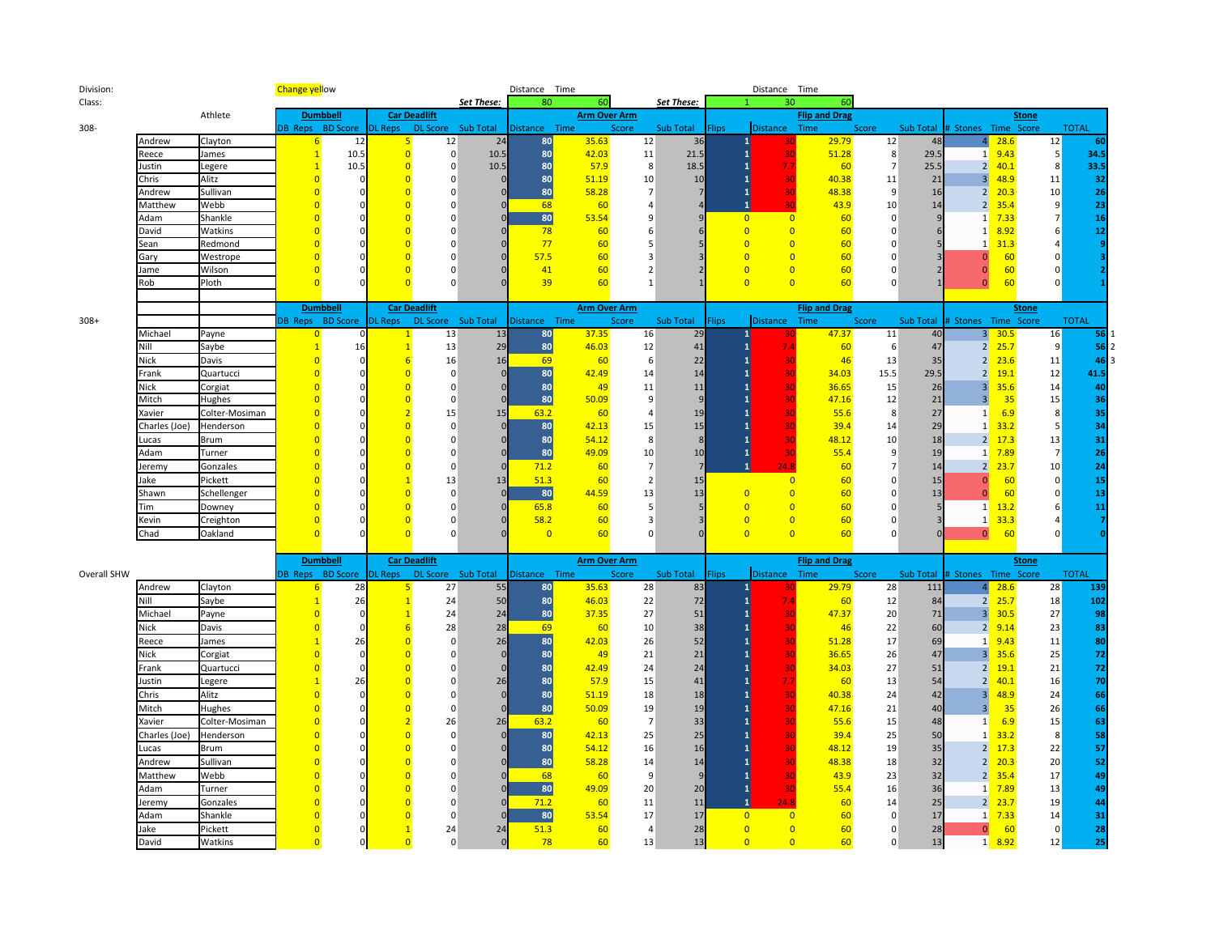Division:
Class:

Change yellow

| | Distance | Time |
|---|---|---|
| *Set These:* | 80 | 60 |

| | Flips | Distance | Time |
|---|---|---|---|
| *Set These:* | 1 | 30 | 60 |

**308-**

| First | Last | DB Reps | BD Score | DL Reps | DL Score | Sub Total | Distance | Time | Score | Sub Total | Flips | Distance | Time | Score | Sub Total | # Stones | Time | Score | TOTAL |
|---|---|---|---|---|---|---|---|---|---|---|---|---|---|---|---|---|---|---|---|
| | | **Dumbbell** | | **Car Deadlift** | | | **Arm Over Arm** | | | | **Flip and Drag** | | | | | **Stone** | | | |
| Andrew | Clayton | 6 | 12 | 5 | 12 | 24 | 80 | 35.63 | 12 | 36 | 1 | 30 | 29.79 | 12 | 48 | 4 | 28.6 | 12 | 60 |
| Reece | James | 1 | 10.5 | 0 | 0 | 10.5 | 80 | 42.03 | 11 | 21.5 | 1 | 30 | 51.28 | 8 | 29.5 | 1 | 9.43 | 5 | 34.5 |
| Justin | Legere | 1 | 10.5 | 0 | 0 | 10.5 | 80 | 57.9 | 8 | 18.5 | 1 | 7.7 | 60 | 7 | 25.5 | 2 | 40.1 | 8 | 33.5 |
| Chris | Alitz | 0 | 0 | 0 | 0 | 0 | 80 | 51.19 | 10 | 10 | 1 | 30 | 40.38 | 11 | 21 | 3 | 48.9 | 11 | 32 |
| Andrew | Sullivan | 0 | 0 | 0 | 0 | 0 | 80 | 58.28 | 7 | 7 | 1 | 30 | 48.38 | 9 | 16 | 2 | 20.3 | 10 | 26 |
| Matthew | Webb | 0 | 0 | 0 | 0 | 0 | 68 | 60 | 4 | 4 | 1 | 30 | 43.9 | 10 | 14 | 2 | 35.4 | 9 | 23 |
| Adam | Shankle | 0 | 0 | 0 | 0 | 0 | 80 | 53.54 | 9 | 9 | 0 | 0 | 60 | 0 | 9 | 1 | 7.33 | 7 | 16 |
| David | Watkins | 0 | 0 | 0 | 0 | 0 | 78 | 60 | 6 | 6 | 0 | 0 | 60 | 0 | 6 | 1 | 8.92 | 6 | 12 |
| Sean | Redmond | 0 | 0 | 0 | 0 | 0 | 77 | 60 | 5 | 5 | 0 | 0 | 60 | 0 | 5 | 1 | 31.3 | 4 | 9 |
| Gary | Westrope | 0 | 0 | 0 | 0 | 0 | 57.5 | 60 | 3 | 3 | 0 | 0 | 60 | 0 | 3 | 0 | 60 | 0 | 3 |
| Jame | Wilson | 0 | 0 | 0 | 0 | 0 | 41 | 60 | 2 | 2 | 0 | 0 | 60 | 0 | 2 | 0 | 60 | 0 | 2 |
| Rob | Ploth | 0 | 0 | 0 | 0 | 0 | 39 | 60 | 1 | 1 | 0 | 0 | 60 | 0 | 1 | 0 | 60 | 0 | 1 |

**308+**

| First | Last | DB Reps | BD Score | DL Reps | DL Score | Sub Total | Distance | Time | Score | Sub Total | Flips | Distance | Time | Score | Sub Total | # Stones | Time | Score | TOTAL | |
|---|---|---|---|---|---|---|---|---|---|---|---|---|---|---|---|---|---|---|---|---|
| | | **Dumbbell** | | **Car Deadlift** | | | **Arm Over Arm** | | | | **Flip and Drag** | | | | | **Stone** | | | | |
| Michael | Payne | 0 | 0 | 1 | 13 | 13 | 80 | 37.35 | 16 | 29 | 1 | 30 | 47.37 | 11 | 40 | 3 | 30.5 | 16 | 56 | 1 |
| Nill | Saybe | 1 | 16 | 1 | 13 | 29 | 80 | 46.03 | 12 | 41 | 1 | 7.4 | 60 | 6 | 47 | 2 | 25.7 | 9 | 56 | 2 |
| Nick | Davis | 0 | 0 | 6 | 16 | 16 | 69 | 60 | 6 | 22 | 1 | 30 | 46 | 13 | 35 | 2 | 23.6 | 11 | 46 | 3 |
| Frank | Quartucci | 0 | 0 | 0 | 0 | 0 | 80 | 42.49 | 14 | 14 | 1 | 30 | 34.03 | 15.5 | 29.5 | 2 | 19.1 | 12 | 41.5 | |
| Nick | Corgiat | 0 | 0 | 0 | 0 | 0 | 80 | 49 | 11 | 11 | 1 | 30 | 36.65 | 15 | 26 | 3 | 35.6 | 14 | 40 | |
| Mitch | Hughes | 0 | 0 | 0 | 0 | 0 | 80 | 50.09 | 9 | 9 | 1 | 30 | 47.16 | 12 | 21 | 3 | 35 | 15 | 36 | |
| Xavier | Colter-Mosiman | 0 | 0 | 2 | 15 | 15 | 63.2 | 60 | 4 | 19 | 1 | 30 | 55.6 | 8 | 27 | 1 | 6.9 | 8 | 35 | |
| Charles (Joe) | Henderson | 0 | 0 | 0 | 0 | 0 | 80 | 42.13 | 15 | 15 | 1 | 30 | 39.4 | 14 | 29 | 1 | 33.2 | 5 | 34 | |
| Lucas | Brum | 0 | 0 | 0 | 0 | 0 | 80 | 54.12 | 8 | 8 | 1 | 30 | 48.12 | 10 | 18 | 2 | 17.3 | 13 | 31 | |
| Adam | Turner | 0 | 0 | 0 | 0 | 0 | 80 | 49.09 | 10 | 10 | 1 | 30 | 55.4 | 9 | 19 | 1 | 7.89 | 7 | 26 | |
| Jeremy | Gonzales | 0 | 0 | 0 | 0 | 0 | 71.2 | 60 | 7 | 7 | 1 | 24.8 | 60 | 7 | 14 | 2 | 23.7 | 10 | 24 | |
| Jake | Pickett | 0 | 0 | 1 | 13 | 13 | 51.3 | 60 | 2 | 15 | | 0 | 60 | 0 | 15 | 0 | 60 | 0 | 15 | |
| Shawn | Schellenger | 0 | 0 | 0 | 0 | 0 | 80 | 44.59 | 13 | 13 | 0 | 0 | 60 | 0 | 13 | 0 | 60 | 0 | 13 | |
| Tim | Downey | 0 | 0 | 0 | 0 | 0 | 65.8 | 60 | 5 | 5 | 0 | 0 | 60 | 0 | 5 | 1 | 13.2 | 6 | 11 | |
| Kevin | Creighton | 0 | 0 | 0 | 0 | 0 | 58.2 | 60 | 3 | 3 | 0 | 0 | 60 | 0 | 3 | 1 | 33.3 | 4 | 7 | |
| Chad | Oakland | 0 | 0 | 0 | 0 | 0 | 0 | 60 | 0 | 0 | 0 | 0 | 60 | 0 | 0 | 0 | 60 | 0 | 0 | |

**Overall SHW**

| First | Last | DB Reps | BD Score | DL Reps | DL Score | Sub Total | Distance | Time | Score | Sub Total | Flips | Distance | Time | Score | Sub Total | # Stones | Time | Score | TOTAL |
|---|---|---|---|---|---|---|---|---|---|---|---|---|---|---|---|---|---|---|---|
| | | **Dumbbell** | | **Car Deadlift** | | | **Arm Over Arm** | | | | **Flip and Drag** | | | | | **Stone** | | | |
| Andrew | Clayton | 6 | 28 | 5 | 27 | 55 | 80 | 35.63 | 28 | 83 | 1 | 30 | 29.79 | 28 | 111 | 4 | 28.6 | 28 | 139 |
| Nill | Saybe | 1 | 26 | 1 | 24 | 50 | 80 | 46.03 | 22 | 72 | 1 | 7.4 | 60 | 12 | 84 | 2 | 25.7 | 18 | 102 |
| Michael | Payne | 0 | 0 | 1 | 24 | 24 | 80 | 37.35 | 27 | 51 | 1 | 30 | 47.37 | 20 | 71 | 3 | 30.5 | 27 | 98 |
| Nick | Davis | 0 | 0 | 6 | 28 | 28 | 69 | 60 | 10 | 38 | 1 | 30 | 46 | 22 | 60 | 2 | 9.14 | 23 | 83 |
| Reece | James | 1 | 26 | 0 | 0 | 26 | 80 | 42.03 | 26 | 52 | 1 | 30 | 51.28 | 17 | 69 | 1 | 9.43 | 11 | 80 |
| Nick | Corgiat | 0 | 0 | 0 | 0 | 0 | 80 | 49 | 21 | 21 | 1 | 30 | 36.65 | 26 | 47 | 3 | 35.6 | 25 | 72 |
| Frank | Quartucci | 0 | 0 | 0 | 0 | 0 | 80 | 42.49 | 24 | 24 | 1 | 30 | 34.03 | 27 | 51 | 2 | 19.1 | 21 | 72 |
| Justin | Legere | 1 | 26 | 0 | 0 | 26 | 80 | 57.9 | 15 | 41 | 1 | 7.7 | 60 | 13 | 54 | 2 | 40.1 | 16 | 70 |
| Chris | Alitz | 0 | 0 | 0 | 0 | 0 | 80 | 51.19 | 18 | 18 | 1 | 30 | 40.38 | 24 | 42 | 3 | 48.9 | 24 | 66 |
| Mitch | Hughes | 0 | 0 | 0 | 0 | 0 | 80 | 50.09 | 19 | 19 | 1 | 30 | 47.16 | 21 | 40 | 3 | 35 | 26 | 66 |
| Xavier | Colter-Mosiman | 0 | 0 | 2 | 26 | 26 | 63.2 | 60 | 7 | 33 | 1 | 30 | 55.6 | 15 | 48 | 1 | 6.9 | 15 | 63 |
| Charles (Joe) | Henderson | 0 | 0 | 0 | 0 | 0 | 80 | 42.13 | 25 | 25 | 1 | 30 | 39.4 | 25 | 50 | 1 | 33.2 | 8 | 58 |
| Lucas | Brum | 0 | 0 | 0 | 0 | 0 | 80 | 54.12 | 16 | 16 | 1 | 30 | 48.12 | 19 | 35 | 2 | 17.3 | 22 | 57 |
| Andrew | Sullivan | 0 | 0 | 0 | 0 | 0 | 80 | 58.28 | 14 | 14 | 1 | 30 | 48.38 | 18 | 32 | 2 | 20.3 | 20 | 52 |
| Matthew | Webb | 0 | 0 | 0 | 0 | 0 | 68 | 60 | 9 | 9 | 1 | 30 | 43.9 | 23 | 32 | 2 | 35.4 | 17 | 49 |
| Adam | Turner | 0 | 0 | 0 | 0 | 0 | 80 | 49.09 | 20 | 20 | 1 | 30 | 55.4 | 16 | 36 | 1 | 7.89 | 13 | 49 |
| Jeremy | Gonzales | 0 | 0 | 0 | 0 | 0 | 71.2 | 60 | 11 | 11 | 1 | 24.8 | 60 | 14 | 25 | 2 | 23.7 | 19 | 44 |
| Adam | Shankle | 0 | 0 | 0 | 0 | 0 | 80 | 53.54 | 17 | 17 | 0 | 0 | 60 | 0 | 17 | 1 | 7.33 | 14 | 31 |
| Jake | Pickett | 0 | 0 | 1 | 24 | 24 | 51.3 | 60 | 4 | 28 | 0 | 0 | 60 | 0 | 28 | 0 | 60 | 0 | 28 |
| David | Watkins | 0 | 0 | 0 | 0 | 0 | 78 | 60 | 13 | 13 | 0 | 0 | 60 | 0 | 13 | 1 | 8.92 | 12 | 25 |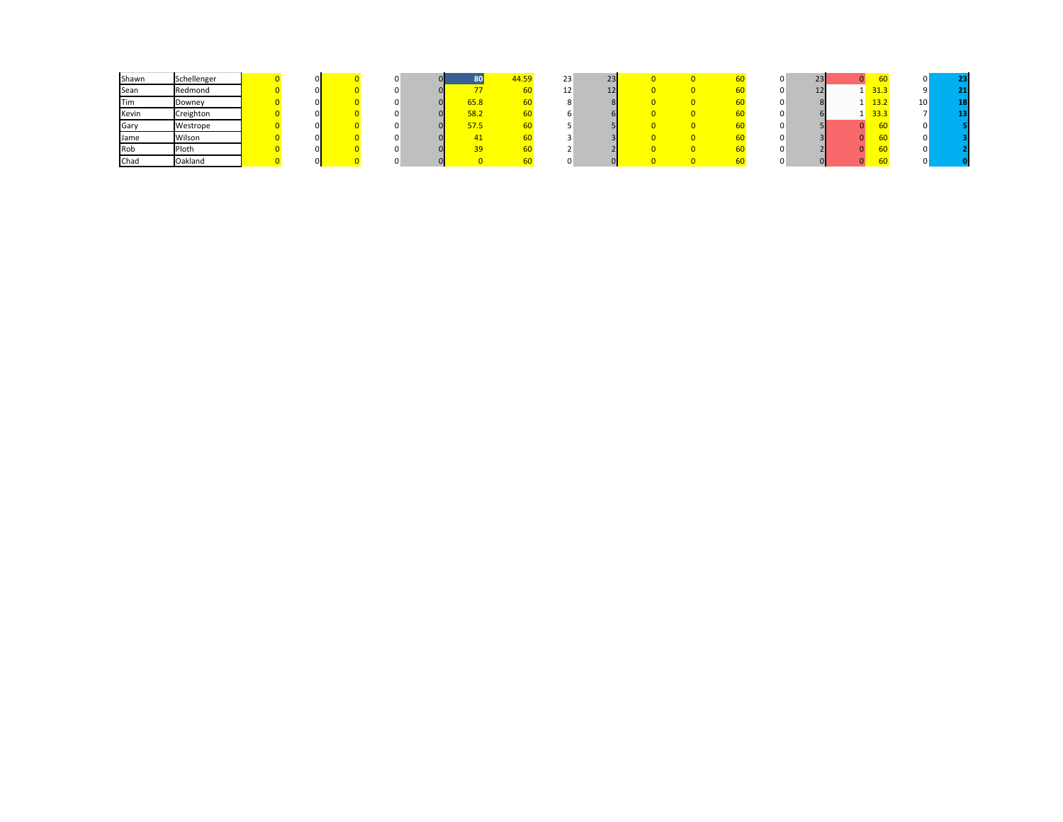| | | | | | | | | | | | | | | | | | | | | | |
|---|---|---|---|---|---|---|---|---|---|---|---|---|---|---|---|---|---|---|---|---|---|
| Shawn | Schellenger | 0 | 0 | 0 | 0 | 0 | 80 | 44.59 | 23 | 23 | 0 | 0 | 60 | 0 | 23 | 0 | 60 | 0 | **23** |
| Sean | Redmond | 0 | 0 | 0 | 0 | 0 | 77 | 60 | 12 | 12 | 0 | 0 | 60 | 0 | 12 | 1 | 31.3 | 9 | **21** |
| Tim | Downey | 0 | 0 | 0 | 0 | 0 | 65.8 | 60 | 8 | 8 | 0 | 0 | 60 | 0 | 8 | 1 | 13.2 | 10 | **18** |
| Kevin | Creighton | 0 | 0 | 0 | 0 | 0 | 58.2 | 60 | 6 | 6 | 0 | 0 | 60 | 0 | 6 | 1 | 33.3 | 7 | **13** |
| Gary | Westrope | 0 | 0 | 0 | 0 | 0 | 57.5 | 60 | 5 | 5 | 0 | 0 | 60 | 0 | 5 | 0 | 60 | 0 | **5** |
| Jame | Wilson | 0 | 0 | 0 | 0 | 0 | 41 | 60 | 3 | 3 | 0 | 0 | 60 | 0 | 3 | 0 | 60 | 0 | **3** |
| Rob | Ploth | 0 | 0 | 0 | 0 | 0 | 39 | 60 | 2 | 2 | 0 | 0 | 60 | 0 | 2 | 0 | 60 | 0 | **2** |
| Chad | Oakland | 0 | 0 | 0 | 0 | 0 | 0 | 60 | 0 | 0 | 0 | 0 | 60 | 0 | 0 | 0 | 60 | 0 | **0** |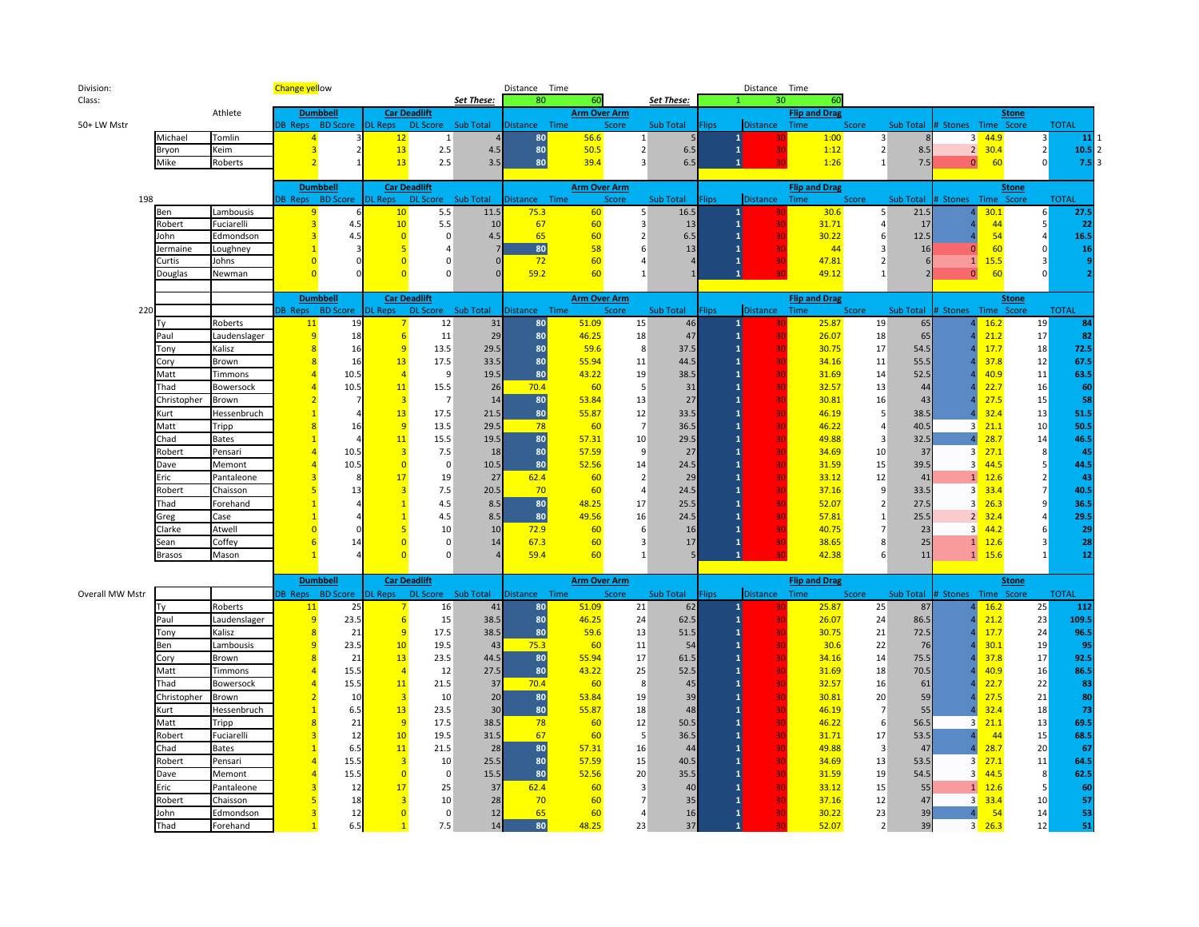Division:
Class:

Change yellow

| | Distance | Time | | | Distance | Time |
|---|---|---|---|---|---|---|
| *Set These:* | 80 | 60 | *Set These:* | 1 | 30 | 60 |

| 50+ LW Mstr | Athlete | | DB Reps | BD Score | DL Reps | DL Score | Sub Total | Distance | Time | Score | Sub Total | Flips | Distance | Time | Score | Sub Total | # Stones | Time | Score | TOTAL | |
|---|---|---|---|---|---|---|---|---|---|---|---|---|---|---|---|---|---|---|---|---|---|
| | | | Dumbbell | | Car Deadlift | | | Arm Over Arm | | | | Flip and Drag | | | | | Stone | | | | |
| | Michael | Tomlin | 4 | 3 | 12 | 1 | 4 | 80 | 56.6 | 1 | 5 | 1 | 30 | 1:00 | 3 | 8 | 3 | 44.9 | 3 | 11 | 1 |
| | Bryon | Keim | 3 | 2 | 13 | 2.5 | 4.5 | 80 | 50.5 | 2 | 6.5 | 1 | 30 | 1:12 | 2 | 8.5 | 2 | 30.4 | 2 | 10.5 | 2 |
| | Mike | Roberts | 2 | 1 | 13 | 2.5 | 3.5 | 80 | 39.4 | 3 | 6.5 | 1 | 30 | 1:26 | 1 | 7.5 | 0 | 60 | 0 | 7.5 | 3 |

| 198 | | | DB Reps | BD Score | DL Reps | DL Score | Sub Total | Distance | Time | Score | Sub Total | Flips | Distance | Time | Score | Sub Total | # Stones | Time | Score | TOTAL |
|---|---|---|---|---|---|---|---|---|---|---|---|---|---|---|---|---|---|---|---|---|
| | | | Dumbbell | | Car Deadlift | | | Arm Over Arm | | | | Flip and Drag | | | | | Stone | | | |
| | Ben | Lambousis | 9 | 6 | 10 | 5.5 | 11.5 | 75.3 | 60 | 5 | 16.5 | 1 | 30 | 30.6 | 5 | 21.5 | 4 | 30.1 | 6 | 27.5 |
| | Robert | Fuciarelli | 3 | 4.5 | 10 | 5.5 | 10 | 67 | 60 | 3 | 13 | 1 | 30 | 31.71 | 4 | 17 | 4 | 44 | 5 | 22 |
| | John | Edmondson | 3 | 4.5 | 0 | 0 | 4.5 | 65 | 60 | 2 | 6.5 | 1 | 30 | 30.22 | 6 | 12.5 | 4 | 54 | 4 | 16.5 |
| | Jermaine | Loughney | 1 | 3 | 5 | 4 | 7 | 80 | 58 | 6 | 13 | 1 | 30 | 44 | 3 | 16 | 0 | 60 | 0 | 16 |
| | Curtis | Johns | 0 | 0 | 0 | 0 | 0 | 72 | 60 | 4 | 4 | 1 | 30 | 47.81 | 2 | 6 | 1 | 15.5 | 3 | 9 |
| | Douglas | Newman | 0 | 0 | 0 | 0 | 0 | 59.2 | 60 | 1 | 1 | 1 | 30 | 49.12 | 1 | 2 | 0 | 60 | 0 | 2 |

| 220 | | | DB Reps | BD Score | DL Reps | DL Score | Sub Total | Distance | Time | Score | Sub Total | Flips | Distance | Time | Score | Sub Total | # Stones | Time | Score | TOTAL |
|---|---|---|---|---|---|---|---|---|---|---|---|---|---|---|---|---|---|---|---|---|
| | | | Dumbbell | | Car Deadlift | | | Arm Over Arm | | | | Flip and Drag | | | | | Stone | | | |
| | Ty | Roberts | 11 | 19 | 7 | 12 | 31 | 80 | 51.09 | 15 | 46 | 1 | 30 | 25.87 | 19 | 65 | 4 | 16.2 | 19 | 84 |
| | Paul | Laudenslager | 9 | 18 | 6 | 11 | 29 | 80 | 46.25 | 18 | 47 | 1 | 30 | 26.07 | 18 | 65 | 4 | 21.2 | 17 | 82 |
| | Tony | Kalisz | 8 | 16 | 9 | 13.5 | 29.5 | 80 | 59.6 | 8 | 37.5 | 1 | 30 | 30.75 | 17 | 54.5 | 4 | 17.7 | 18 | 72.5 |
| | Cory | Brown | 8 | 16 | 13 | 17.5 | 33.5 | 80 | 55.94 | 11 | 44.5 | 1 | 30 | 34.16 | 11 | 55.5 | 4 | 37.8 | 12 | 67.5 |
| | Matt | Timmons | 4 | 10.5 | 4 | 9 | 19.5 | 80 | 43.22 | 19 | 38.5 | 1 | 30 | 31.69 | 14 | 52.5 | 4 | 40.9 | 11 | 63.5 |
| | Thad | Bowersock | 4 | 10.5 | 11 | 15.5 | 26 | 70.4 | 60 | 5 | 31 | 1 | 30 | 32.57 | 13 | 44 | 4 | 22.7 | 16 | 60 |
| | Christopher | Brown | 2 | 7 | 3 | 7 | 14 | 80 | 53.84 | 13 | 27 | 1 | 30 | 30.81 | 16 | 43 | 4 | 27.5 | 15 | 58 |
| | Kurt | Hessenbruch | 1 | 4 | 13 | 17.5 | 21.5 | 80 | 55.87 | 12 | 33.5 | 1 | 30 | 46.19 | 5 | 38.5 | 4 | 32.4 | 13 | 51.5 |
| | Matt | Tripp | 8 | 16 | 9 | 13.5 | 29.5 | 78 | 60 | 7 | 36.5 | 1 | 30 | 46.22 | 4 | 40.5 | 3 | 21.1 | 10 | 50.5 |
| | Chad | Bates | 1 | 4 | 11 | 15.5 | 19.5 | 80 | 57.31 | 10 | 29.5 | 1 | 30 | 49.88 | 3 | 32.5 | 4 | 28.7 | 14 | 46.5 |
| | Robert | Pensari | 4 | 10.5 | 3 | 7.5 | 18 | 80 | 57.59 | 9 | 27 | 1 | 30 | 34.69 | 10 | 37 | 3 | 27.1 | 8 | 45 |
| | Dave | Memont | 4 | 10.5 | 0 | 0 | 10.5 | 80 | 52.56 | 14 | 24.5 | 1 | 30 | 31.59 | 15 | 39.5 | 3 | 44.5 | 5 | 44.5 |
| | Eric | Pantaleone | 3 | 8 | 17 | 19 | 27 | 62.4 | 60 | 2 | 29 | 1 | 30 | 33.12 | 12 | 41 | 1 | 12.6 | 2 | 43 |
| | Robert | Chaisson | 5 | 13 | 3 | 7.5 | 20.5 | 70 | 60 | 4 | 24.5 | 1 | 30 | 37.16 | 9 | 33.5 | 3 | 33.4 | 7 | 40.5 |
| | Thad | Forehand | 1 | 4 | 1 | 4.5 | 8.5 | 80 | 48.25 | 17 | 25.5 | 1 | 30 | 52.07 | 2 | 27.5 | 3 | 26.3 | 9 | 36.5 |
| | Greg | Case | 1 | 4 | 1 | 4.5 | 8.5 | 80 | 49.56 | 16 | 24.5 | 1 | 30 | 57.81 | 1 | 25.5 | 2 | 32.4 | 4 | 29.5 |
| | Clarke | Atwell | 0 | 0 | 5 | 10 | 10 | 72.9 | 60 | 6 | 16 | 1 | 30 | 40.75 | 7 | 23 | 3 | 44.2 | 6 | 29 |
| | Sean | Coffey | 6 | 14 | 0 | 0 | 14 | 67.3 | 60 | 3 | 17 | 1 | 30 | 38.65 | 8 | 25 | 1 | 12.6 | 3 | 28 |
| | Brasos | Mason | 1 | 4 | 0 | 0 | 4 | 59.4 | 60 | 1 | 5 | 1 | 30 | 42.38 | 6 | 11 | 1 | 15.6 | 1 | 12 |

| Overall MW Mstr | | | DB Reps | BD Score | DL Reps | DL Score | Sub Total | Distance | Time | Score | Sub Total | Flips | Distance | Time | Score | Sub Total | # Stones | Time | Score | TOTAL |
|---|---|---|---|---|---|---|---|---|---|---|---|---|---|---|---|---|---|---|---|---|
| | | | Dumbbell | | Car Deadlift | | | Arm Over Arm | | | | Flip and Drag | | | | | Stone | | | |
| | Ty | Roberts | 11 | 25 | 7 | 16 | 41 | 80 | 51.09 | 21 | 62 | 1 | 30 | 25.87 | 25 | 87 | 4 | 16.2 | 25 | 112 |
| | Paul | Laudenslager | 9 | 23.5 | 6 | 15 | 38.5 | 80 | 46.25 | 24 | 62.5 | 1 | 30 | 26.07 | 24 | 86.5 | 4 | 21.2 | 23 | 109.5 |
| | Tony | Kalisz | 8 | 21 | 9 | 17.5 | 38.5 | 80 | 59.6 | 13 | 51.5 | 1 | 30 | 30.75 | 21 | 72.5 | 4 | 17.7 | 24 | 96.5 |
| | Ben | Lambousis | 9 | 23.5 | 10 | 19.5 | 43 | 75.3 | 60 | 11 | 54 | 1 | 30 | 30.6 | 22 | 76 | 4 | 30.1 | 19 | 95 |
| | Cory | Brown | 8 | 21 | 13 | 23.5 | 44.5 | 80 | 55.94 | 17 | 61.5 | 1 | 30 | 34.16 | 14 | 75.5 | 4 | 37.8 | 17 | 92.5 |
| | Matt | Timmons | 4 | 15.5 | 4 | 12 | 27.5 | 80 | 43.22 | 25 | 52.5 | 1 | 30 | 31.69 | 18 | 70.5 | 4 | 40.9 | 16 | 86.5 |
| | Thad | Bowersock | 4 | 15.5 | 11 | 21.5 | 37 | 70.4 | 60 | 8 | 45 | 1 | 30 | 32.57 | 16 | 61 | 4 | 22.7 | 22 | 83 |
| | Christopher | Brown | 2 | 10 | 3 | 10 | 20 | 80 | 53.84 | 19 | 39 | 1 | 30 | 30.81 | 20 | 59 | 4 | 27.5 | 21 | 80 |
| | Kurt | Hessenbruch | 1 | 6.5 | 13 | 23.5 | 30 | 80 | 55.87 | 18 | 48 | 1 | 30 | 46.19 | 7 | 55 | 4 | 32.4 | 18 | 73 |
| | Matt | Tripp | 8 | 21 | 9 | 17.5 | 38.5 | 78 | 60 | 12 | 50.5 | 1 | 30 | 46.22 | 6 | 56.5 | 3 | 21.1 | 13 | 69.5 |
| | Robert | Fuciarelli | 3 | 12 | 10 | 19.5 | 31.5 | 67 | 60 | 5 | 36.5 | 1 | 30 | 31.71 | 17 | 53.5 | 4 | 44 | 15 | 68.5 |
| | Chad | Bates | 1 | 6.5 | 11 | 21.5 | 28 | 80 | 57.31 | 16 | 44 | 1 | 30 | 49.88 | 3 | 47 | 4 | 28.7 | 20 | 67 |
| | Robert | Pensari | 4 | 15.5 | 3 | 10 | 25.5 | 80 | 57.59 | 15 | 40.5 | 1 | 30 | 34.69 | 13 | 53.5 | 3 | 27.1 | 11 | 64.5 |
| | Dave | Memont | 4 | 15.5 | 0 | 0 | 15.5 | 80 | 52.56 | 20 | 35.5 | 1 | 30 | 31.59 | 19 | 54.5 | 3 | 44.5 | 8 | 62.5 |
| | Eric | Pantaleone | 3 | 12 | 17 | 25 | 37 | 62.4 | 60 | 3 | 40 | 1 | 30 | 33.12 | 15 | 55 | 1 | 12.6 | 5 | 60 |
| | Robert | Chaisson | 5 | 18 | 3 | 10 | 28 | 70 | 60 | 7 | 35 | 1 | 30 | 37.16 | 12 | 47 | 3 | 33.4 | 10 | 57 |
| | John | Edmondson | 3 | 12 | 0 | 0 | 12 | 65 | 60 | 4 | 16 | 1 | 30 | 30.22 | 23 | 39 | 4 | 54 | 14 | 53 |
| | Thad | Forehand | 1 | 6.5 | 1 | 7.5 | 14 | 80 | 48.25 | 23 | 37 | 1 | 30 | 52.07 | 2 | 39 | 3 | 26.3 | 12 | 51 |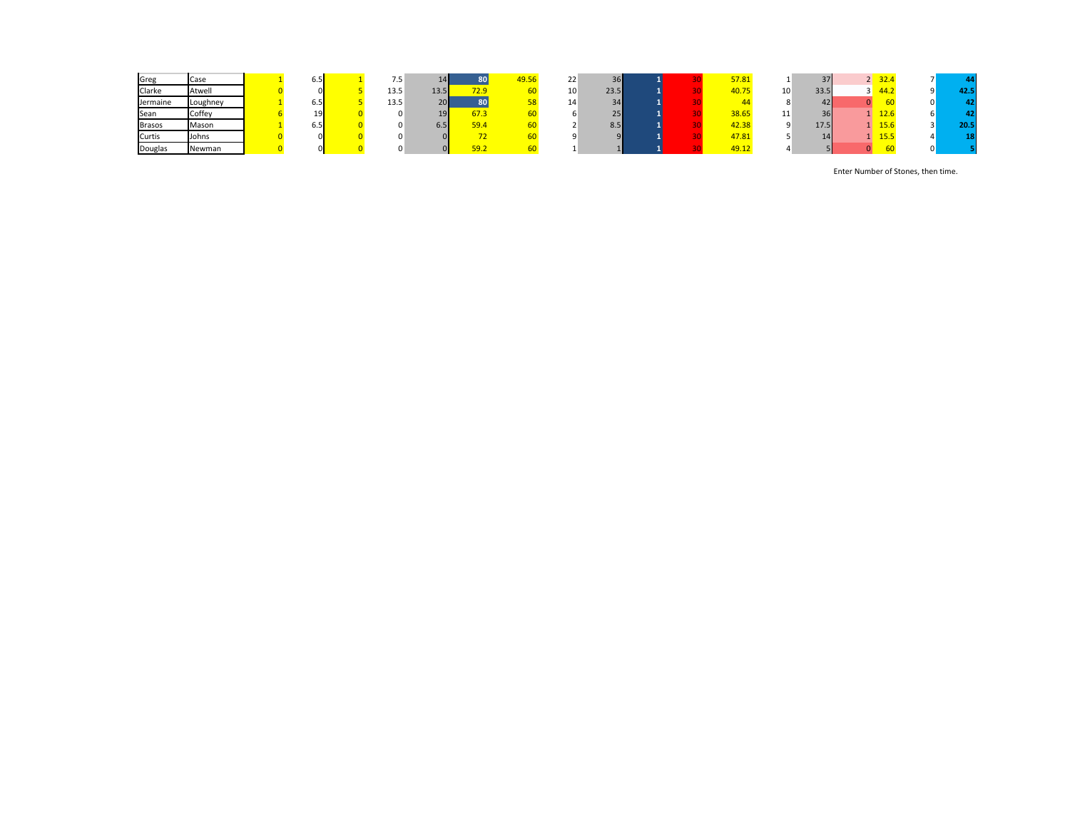| | | | | | | | | | | | | | | | | | | | | | |
|---|---|---|---|---|---|---|---|---|---|---|---|---|---|---|---|---|---|---|---|---|---|
| Greg | Case | 1 | 6.5 | 1 | 7.5 | 14 | 80 | 49.56 | 22 | 36 | 1 | 30 | 57.81 | 1 | 37 | 2 | 32.4 | 7 | 44 |
| Clarke | Atwell | 0 | 0 | 5 | 13.5 | 13.5 | 72.9 | 60 | 10 | 23.5 | 1 | 30 | 40.75 | 10 | 33.5 | 3 | 44.2 | 9 | 42.5 |
| Jermaine | Loughney | 1 | 6.5 | 5 | 13.5 | 20 | 80 | 58 | 14 | 34 | 1 | 30 | 44 | 8 | 42 | 0 | 60 | 0 | 42 |
| Sean | Coffey | 6 | 19 | 0 | 0 | 19 | 67.3 | 60 | 6 | 25 | 1 | 30 | 38.65 | 11 | 36 | 1 | 12.6 | 6 | 42 |
| Brasos | Mason | 1 | 6.5 | 0 | 0 | 6.5 | 59.4 | 60 | 2 | 8.5 | 1 | 30 | 42.38 | 9 | 17.5 | 1 | 15.6 | 3 | 20.5 |
| Curtis | Johns | 0 | 0 | 0 | 0 | 0 | 72 | 60 | 9 | 9 | 1 | 30 | 47.81 | 5 | 14 | 1 | 15.5 | 4 | 18 |
| Douglas | Newman | 0 | 0 | 0 | 0 | 0 | 59.2 | 60 | 1 | 1 | 1 | 30 | 49.12 | 4 | 5 | 0 | 60 | 0 | 5 |

Enter Number of Stones, then time.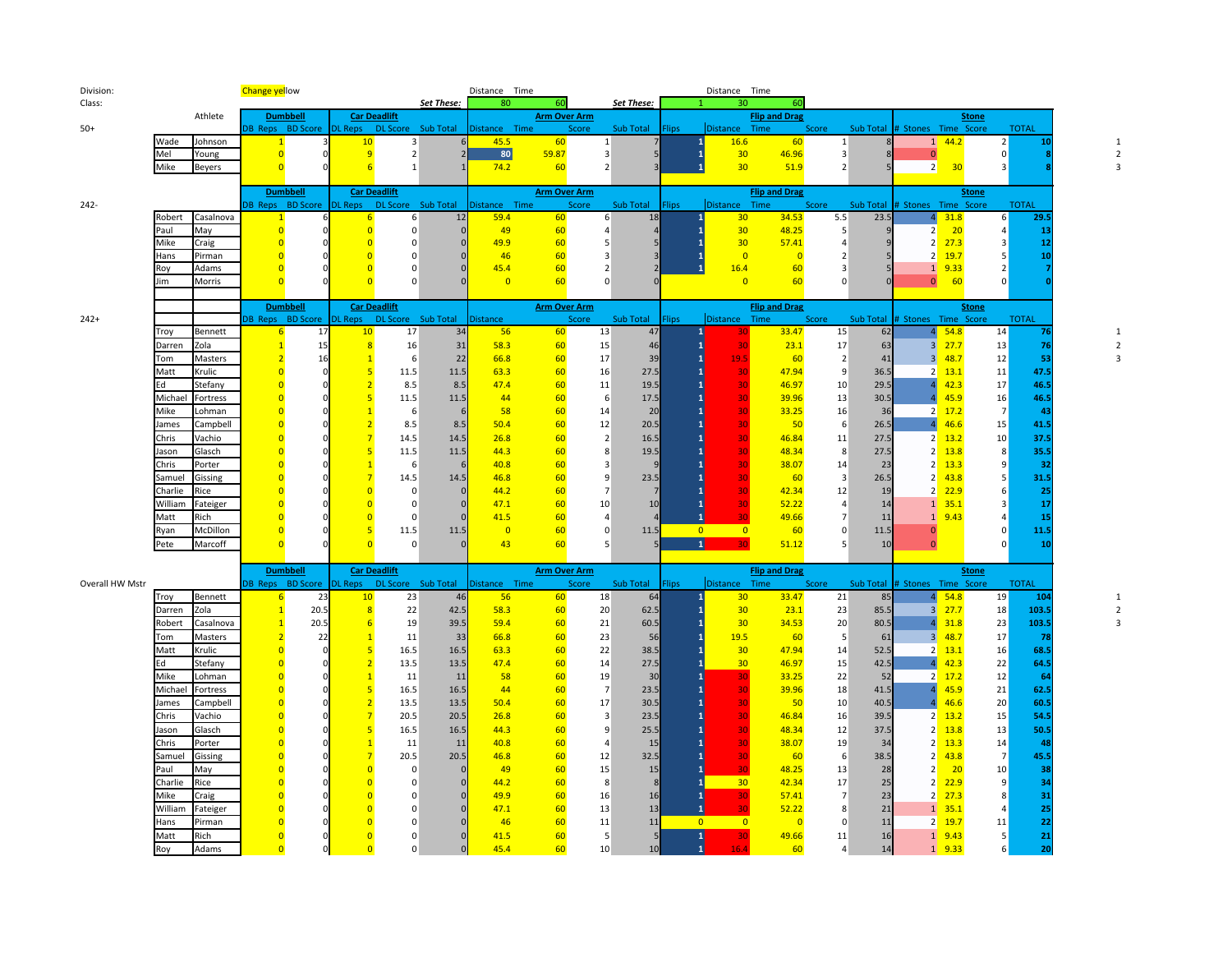Division:

Class:

Change yellow

| | Distance | Time |
|---|---|---|
| Set These: | 80 | 60 |

| | | Distance | Time |
|---|---|---|---|
| Set These: | 1 | 30 | 60 |

## 50+

| Athlete | | DB Reps | BD Score | DL Reps | DL Score | Sub Total | Distance | Time | Score | Sub Total | Flips | Distance | Time | Score | Sub Total | # Stones | Time | Score | TOTAL | |
|---|---|---|---|---|---|---|---|---|---|---|---|---|---|---|---|---|---|---|---|---|
| | | **Dumbbell** | | **Car Deadlift** | | | **Arm Over Arm** | | | | **Flip and Drag** | | | | | **Stone** | | | | |
| Wade | Johnson | 1 | 3 | 10 | 3 | 6 | 45.5 | 60 | 1 | 7 | 1 | 16.6 | 60 | 1 | 8 | 1 | 44.2 | 2 | 10 | 1 |
| Mel | Young | 0 | 0 | 9 | 2 | 2 | 80 | 59.87 | 3 | 5 | 1 | 30 | 46.96 | 3 | 8 | 0 | | 0 | 8 | 2 |
| Mike | Beyers | 0 | 0 | 6 | 1 | 1 | 74.2 | 60 | 2 | 3 | 1 | 30 | 51.9 | 2 | 5 | 2 | 30 | 3 | 8 | 3 |

## 242-

| Athlete | | DB Reps | BD Score | DL Reps | DL Score | Sub Total | Distance | Time | Score | Sub Total | Flips | Distance | Time | Score | Sub Total | # Stones | Time | Score | TOTAL |
|---|---|---|---|---|---|---|---|---|---|---|---|---|---|---|---|---|---|---|---|
| | | **Dumbbell** | | **Car Deadlift** | | | **Arm Over Arm** | | | | **Flip and Drag** | | | | | **Stone** | | | |
| Robert | Casalnova | 1 | 6 | 6 | 6 | 12 | 59.4 | 60 | 6 | 18 | 1 | 30 | 34.53 | 5.5 | 23.5 | 4 | 31.8 | 6 | 29.5 |
| Paul | May | 0 | 0 | 0 | 0 | 0 | 49 | 60 | 4 | 4 | 1 | 30 | 48.25 | 5 | 9 | 2 | 20 | 4 | 13 |
| Mike | Craig | 0 | 0 | 0 | 0 | 0 | 49.9 | 60 | 5 | 5 | 1 | 30 | 57.41 | 4 | 9 | 2 | 27.3 | 3 | 12 |
| Hans | Pirman | 0 | 0 | 0 | 0 | 0 | 46 | 60 | 3 | 3 | 1 | 0 | 0 | 2 | 5 | 2 | 19.7 | 5 | 10 |
| Roy | Adams | 0 | 0 | 0 | 0 | 0 | 45.4 | 60 | 2 | 2 | 1 | 16.4 | 60 | 3 | 5 | 1 | 9.33 | 2 | 7 |
| Jim | Morris | 0 | 0 | 0 | 0 | 0 | 0 | 60 | 0 | 0 | | 0 | 60 | 0 | 0 | 0 | 60 | 0 | 0 |

## 242+

| Athlete | | DB Reps | BD Score | DL Reps | DL Score | Sub Total | Distance | Time | Score | Sub Total | Flips | Distance | Time | Score | Sub Total | # Stones | Time | Score | TOTAL | |
|---|---|---|---|---|---|---|---|---|---|---|---|---|---|---|---|---|---|---|---|---|
| | | **Dumbbell** | | **Car Deadlift** | | | **Arm Over Arm** | | | | **Flip and Drag** | | | | | **Stone** | | | | |
| Troy | Bennett | 6 | 17 | 10 | 17 | 34 | 56 | 60 | 13 | 47 | 1 | 30 | 33.47 | 15 | 62 | 4 | 54.8 | 14 | 76 | 1 |
| Darren | Zola | 1 | 15 | 8 | 16 | 31 | 58.3 | 60 | 15 | 46 | 1 | 30 | 23.1 | 17 | 63 | 3 | 27.7 | 13 | 76 | 2 |
| Tom | Masters | 2 | 16 | 1 | 6 | 22 | 66.8 | 60 | 17 | 39 | 1 | 19.5 | 60 | 2 | 41 | 3 | 48.7 | 12 | 53 | 3 |
| Matt | Krulic | 0 | 0 | 5 | 11.5 | 11.5 | 63.3 | 60 | 16 | 27.5 | 1 | 30 | 47.94 | 9 | 36.5 | 2 | 13.1 | 11 | 47.5 | |
| Ed | Stefany | 0 | 0 | 2 | 8.5 | 8.5 | 47.4 | 60 | 11 | 19.5 | 1 | 30 | 46.97 | 10 | 29.5 | 4 | 42.3 | 17 | 46.5 | |
| Michael | Fortress | 0 | 0 | 5 | 11.5 | 11.5 | 44 | 60 | 6 | 17.5 | 1 | 30 | 39.96 | 13 | 30.5 | 4 | 45.9 | 16 | 46.5 | |
| Mike | Lohman | 0 | 0 | 1 | 6 | 6 | 58 | 60 | 14 | 20 | 1 | 30 | 33.25 | 16 | 36 | 2 | 17.2 | 7 | 43 | |
| James | Campbell | 0 | 0 | 2 | 8.5 | 8.5 | 50.4 | 60 | 12 | 20.5 | 1 | 30 | 50 | 6 | 26.5 | 4 | 46.6 | 15 | 41.5 | |
| Chris | Vachio | 0 | 0 | 7 | 14.5 | 14.5 | 26.8 | 60 | 2 | 16.5 | 1 | 30 | 46.84 | 11 | 27.5 | 2 | 13.2 | 10 | 37.5 | |
| Jason | Glasch | 0 | 0 | 5 | 11.5 | 11.5 | 44.3 | 60 | 8 | 19.5 | 1 | 30 | 48.34 | 8 | 27.5 | 2 | 13.8 | 8 | 35.5 | |
| Chris | Porter | 0 | 0 | 1 | 6 | 6 | 40.8 | 60 | 3 | 9 | 1 | 30 | 38.07 | 14 | 23 | 2 | 13.3 | 9 | 32 | |
| Samuel | Gissing | 0 | 0 | 7 | 14.5 | 14.5 | 46.8 | 60 | 9 | 23.5 | 1 | 30 | 60 | 3 | 26.5 | 2 | 43.8 | 5 | 31.5 | |
| Charlie | Rice | 0 | 0 | 0 | 0 | 0 | 44.2 | 60 | 7 | 7 | 1 | 30 | 42.34 | 12 | 19 | 2 | 22.9 | 6 | 25 | |
| William | Fateiger | 0 | 0 | 0 | 0 | 0 | 47.1 | 60 | 10 | 10 | 1 | 30 | 52.22 | 4 | 14 | 1 | 35.1 | 3 | 17 | |
| Matt | Rich | 0 | 0 | 0 | 0 | 0 | 41.5 | 60 | 4 | 4 | 1 | 30 | 49.66 | 7 | 11 | 1 | 9.43 | 4 | 15 | |
| Ryan | McDillon | 0 | 0 | 5 | 11.5 | 11.5 | 0 | 60 | 0 | 11.5 | 0 | 0 | 60 | 0 | 11.5 | 0 | | 0 | 11.5 | |
| Pete | Marcoff | 0 | 0 | 0 | 0 | 0 | 43 | 60 | 5 | 5 | 1 | 30 | 51.12 | 5 | 10 | 0 | | 0 | 10 | |

## Overall HW Mstr

| Athlete | | DB Reps | BD Score | DL Reps | DL Score | Sub Total | Distance | Time | Score | Sub Total | Flips | Distance | Time | Score | Sub Total | # Stones | Time | Score | TOTAL | |
|---|---|---|---|---|---|---|---|---|---|---|---|---|---|---|---|---|---|---|---|---|
| | | **Dumbbell** | | **Car Deadlift** | | | **Arm Over Arm** | | | | **Flip and Drag** | | | | | **Stone** | | | | |
| Troy | Bennett | 6 | 23 | 10 | 23 | 46 | 56 | 60 | 18 | 64 | 1 | 30 | 33.47 | 21 | 85 | 4 | 54.8 | 19 | 104 | 1 |
| Darren | Zola | 1 | 20.5 | 8 | 22 | 42.5 | 58.3 | 60 | 20 | 62.5 | 1 | 30 | 23.1 | 23 | 85.5 | 3 | 27.7 | 18 | 103.5 | 2 |
| Robert | Casalnova | 1 | 20.5 | 6 | 19 | 39.5 | 59.4 | 60 | 21 | 60.5 | 1 | 30 | 34.53 | 20 | 80.5 | 4 | 31.8 | 23 | 103.5 | 3 |
| Tom | Masters | 2 | 22 | 1 | 11 | 33 | 66.8 | 60 | 23 | 56 | 1 | 19.5 | 60 | 5 | 61 | 3 | 48.7 | 17 | 78 | |
| Matt | Krulic | 0 | 0 | 5 | 16.5 | 16.5 | 63.3 | 60 | 22 | 38.5 | 1 | 30 | 47.94 | 14 | 52.5 | 2 | 13.1 | 16 | 68.5 | |
| Ed | Stefany | 0 | 0 | 2 | 13.5 | 13.5 | 47.4 | 60 | 14 | 27.5 | 1 | 30 | 46.97 | 15 | 42.5 | 4 | 42.3 | 22 | 64.5 | |
| Mike | Lohman | 0 | 0 | 1 | 11 | 11 | 58 | 60 | 19 | 30 | 1 | 30 | 33.25 | 22 | 52 | 2 | 17.2 | 12 | 64 | |
| Michael | Fortress | 0 | 0 | 5 | 16.5 | 16.5 | 44 | 60 | 7 | 23.5 | 1 | 30 | 39.96 | 18 | 41.5 | 4 | 45.9 | 21 | 62.5 | |
| James | Campbell | 0 | 0 | 2 | 13.5 | 13.5 | 50.4 | 60 | 17 | 30.5 | 1 | 30 | 50 | 10 | 40.5 | 4 | 46.6 | 20 | 60.5 | |
| Chris | Vachio | 0 | 0 | 7 | 20.5 | 20.5 | 26.8 | 60 | 3 | 23.5 | 1 | 30 | 46.84 | 16 | 39.5 | 2 | 13.2 | 15 | 54.5 | |
| Jason | Glasch | 0 | 0 | 5 | 16.5 | 16.5 | 44.3 | 60 | 9 | 25.5 | 1 | 30 | 48.34 | 12 | 37.5 | 2 | 13.8 | 13 | 50.5 | |
| Chris | Porter | 0 | 0 | 1 | 11 | 11 | 40.8 | 60 | 4 | 15 | 1 | 30 | 38.07 | 19 | 34 | 2 | 13.3 | 14 | 48 | |
| Samuel | Gissing | 0 | 0 | 7 | 20.5 | 20.5 | 46.8 | 60 | 12 | 32.5 | 1 | 30 | 60 | 6 | 38.5 | 2 | 43.8 | 7 | 45.5 | |
| Paul | May | 0 | 0 | 0 | 0 | 0 | 49 | 60 | 15 | 15 | 1 | 30 | 48.25 | 13 | 28 | 2 | 20 | 10 | 38 | |
| Charlie | Rice | 0 | 0 | 0 | 0 | 0 | 44.2 | 60 | 8 | 8 | 1 | 30 | 42.34 | 17 | 25 | 2 | 22.9 | 9 | 34 | |
| Mike | Craig | 0 | 0 | 0 | 0 | 0 | 49.9 | 60 | 16 | 16 | 1 | 30 | 57.41 | 7 | 23 | 2 | 27.3 | 8 | 31 | |
| William | Fateiger | 0 | 0 | 0 | 0 | 0 | 47.1 | 60 | 13 | 13 | 1 | 30 | 52.22 | 8 | 21 | 1 | 35.1 | 4 | 25 | |
| Hans | Pirman | 0 | 0 | 0 | 0 | 0 | 46 | 60 | 11 | 11 | 0 | 0 | 0 | 0 | 11 | 2 | 19.7 | 11 | 22 | |
| Matt | Rich | 0 | 0 | 0 | 0 | 0 | 41.5 | 60 | 5 | 5 | 1 | 30 | 49.66 | 11 | 16 | 1 | 9.43 | 5 | 21 | |
| Roy | Adams | 0 | 0 | 0 | 0 | 0 | 45.4 | 60 | 10 | 10 | 1 | 16.4 | 60 | 4 | 14 | 1 | 9.33 | 6 | 20 | |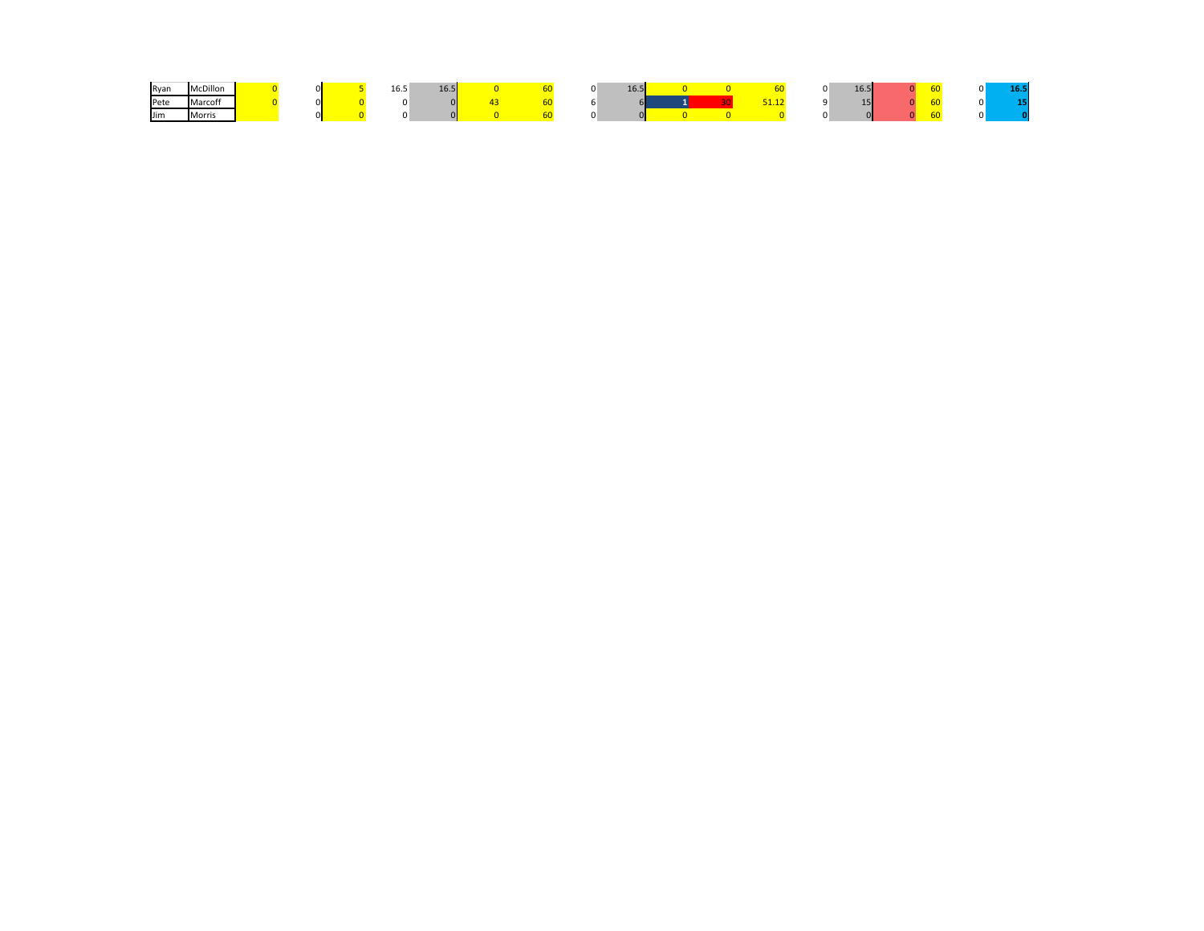| | | | | | | | | | | | | | | | | | | | |
|---|---|---|---|---|---|---|---|---|---|---|---|---|---|---|---|---|---|---|---|
| Ryan | McDillon | 0 | 0 | 5 | 16.5 | 16.5 | 0 | 60 | 0 | 16.5 | 0 | 0 | 60 | 0 | 16.5 | 0 | 60 | 0 | **16.5** |
| Pete | Marcoff | 0 | 0 | 0 | 0 | 0 | 43 | 60 | 6 | 6 | 1 | 30 | 51.12 | 9 | 15 | 0 | 60 | 0 | **15** |
| Jim | Morris | | 0 | 0 | 0 | 0 | 0 | 60 | 0 | 0 | 0 | 0 | 0 | 0 | 0 | 0 | 60 | 0 | **0** |